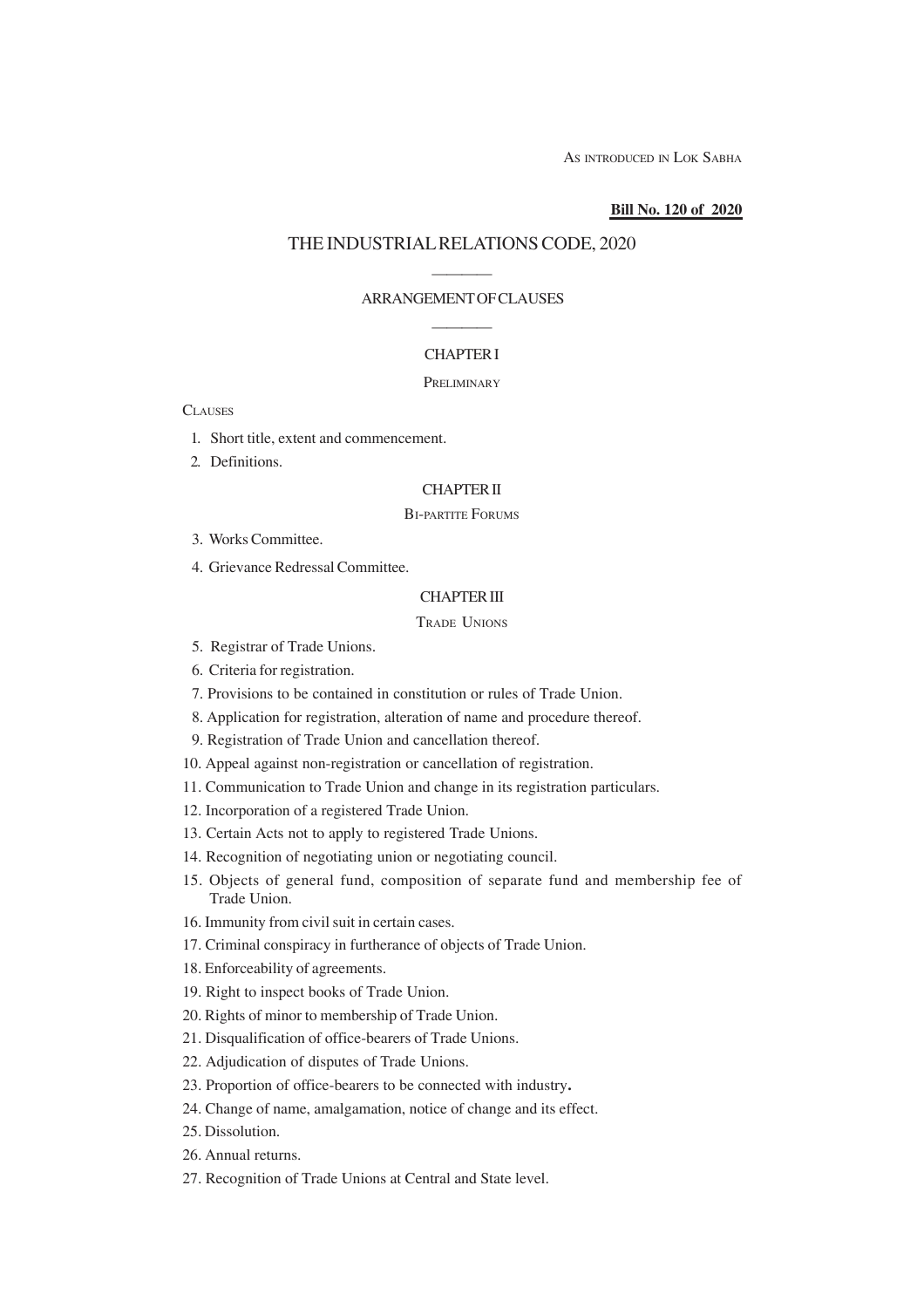AS INTRODUCED IN LOK SABHA

**Bill No. 120 of 2020**

# THE INDUSTRIAL RELATIONS CODE, 2020

————

ARRANGEMENT OF CLAUSES

————

## CHAPTER I

PRELIMINARY

CLAUSES

1. Short title, extent and commencement.
2. Definitions.

## CHAPTER II

BI-PARTITE FORUMS

3. Works Committee.
4. Grievance Redressal Committee.

## CHAPTER III

TRADE UNIONS

5. Registrar of Trade Unions.
6. Criteria for registration.
7. Provisions to be contained in constitution or rules of Trade Union.
8. Application for registration, alteration of name and procedure thereof.
9. Registration of Trade Union and cancellation thereof.
10. Appeal against non-registration or cancellation of registration.
11. Communication to Trade Union and change in its registration particulars.
12. Incorporation of a registered Trade Union.
13. Certain Acts not to apply to registered Trade Unions.
14. Recognition of negotiating union or negotiating council.
15. Objects of general fund, composition of separate fund and membership fee of Trade Union.
16. Immunity from civil suit in certain cases.
17. Criminal conspiracy in furtherance of objects of Trade Union.
18. Enforceability of agreements.
19. Right to inspect books of Trade Union.
20. Rights of minor to membership of Trade Union.
21. Disqualification of office-bearers of Trade Unions.
22. Adjudication of disputes of Trade Unions.
23. Proportion of office-bearers to be connected with industry**.**
24. Change of name, amalgamation, notice of change and its effect.
25. Dissolution.
26. Annual returns.
27. Recognition of Trade Unions at Central and State level.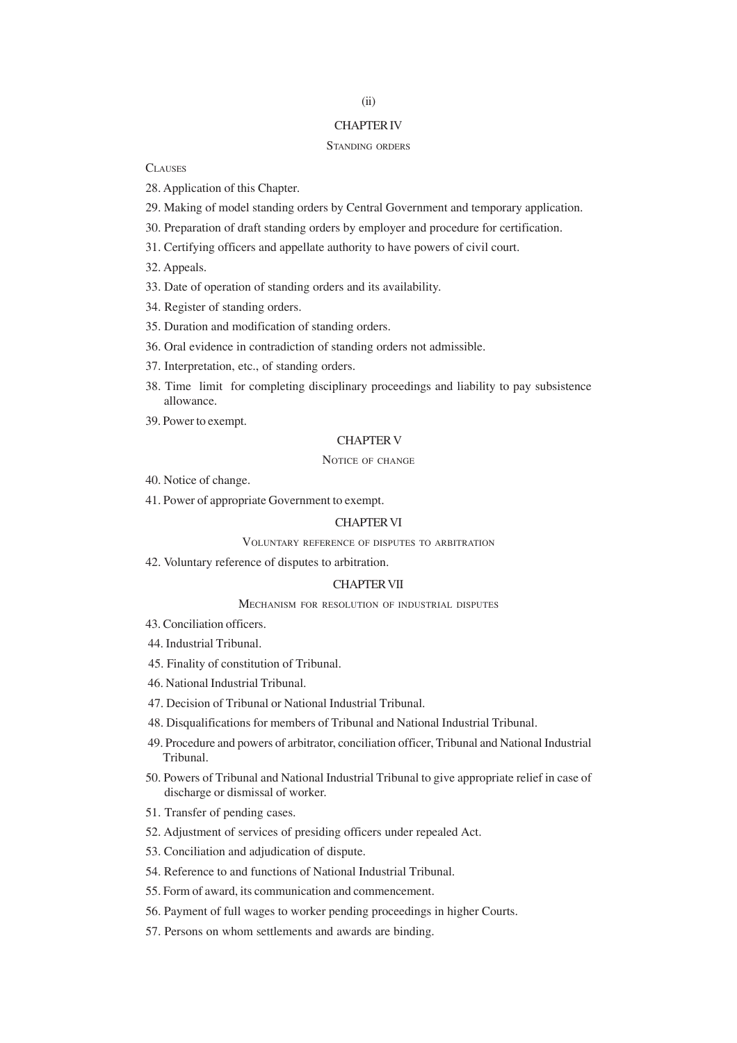## CHAPTER IV

### STANDING ORDERS

CLAUSES

28. Application of this Chapter.
29. Making of model standing orders by Central Government and temporary application.
30. Preparation of draft standing orders by employer and procedure for certification.
31. Certifying officers and appellate authority to have powers of civil court.
32. Appeals.
33. Date of operation of standing orders and its availability.
34. Register of standing orders.
35. Duration and modification of standing orders.
36. Oral evidence in contradiction of standing orders not admissible.
37. Interpretation, etc., of standing orders.
38. Time limit for completing disciplinary proceedings and liability to pay subsistence allowance.
39. Power to exempt.

## CHAPTER V

### NOTICE OF CHANGE

40. Notice of change.
41. Power of appropriate Government to exempt.

## CHAPTER VI

### VOLUNTARY REFERENCE OF DISPUTES TO ARBITRATION

42. Voluntary reference of disputes to arbitration.

## CHAPTER VII

### MECHANISM FOR RESOLUTION OF INDUSTRIAL DISPUTES

43. Conciliation officers.
44. Industrial Tribunal.
45. Finality of constitution of Tribunal.
46. National Industrial Tribunal.
47. Decision of Tribunal or National Industrial Tribunal.
48. Disqualifications for members of Tribunal and National Industrial Tribunal.
49. Procedure and powers of arbitrator, conciliation officer, Tribunal and National Industrial Tribunal.
50. Powers of Tribunal and National Industrial Tribunal to give appropriate relief in case of discharge or dismissal of worker.
51. Transfer of pending cases.
52. Adjustment of services of presiding officers under repealed Act.
53. Conciliation and adjudication of dispute.
54. Reference to and functions of National Industrial Tribunal.
55. Form of award, its communication and commencement.
56. Payment of full wages to worker pending proceedings in higher Courts.
57. Persons on whom settlements and awards are binding.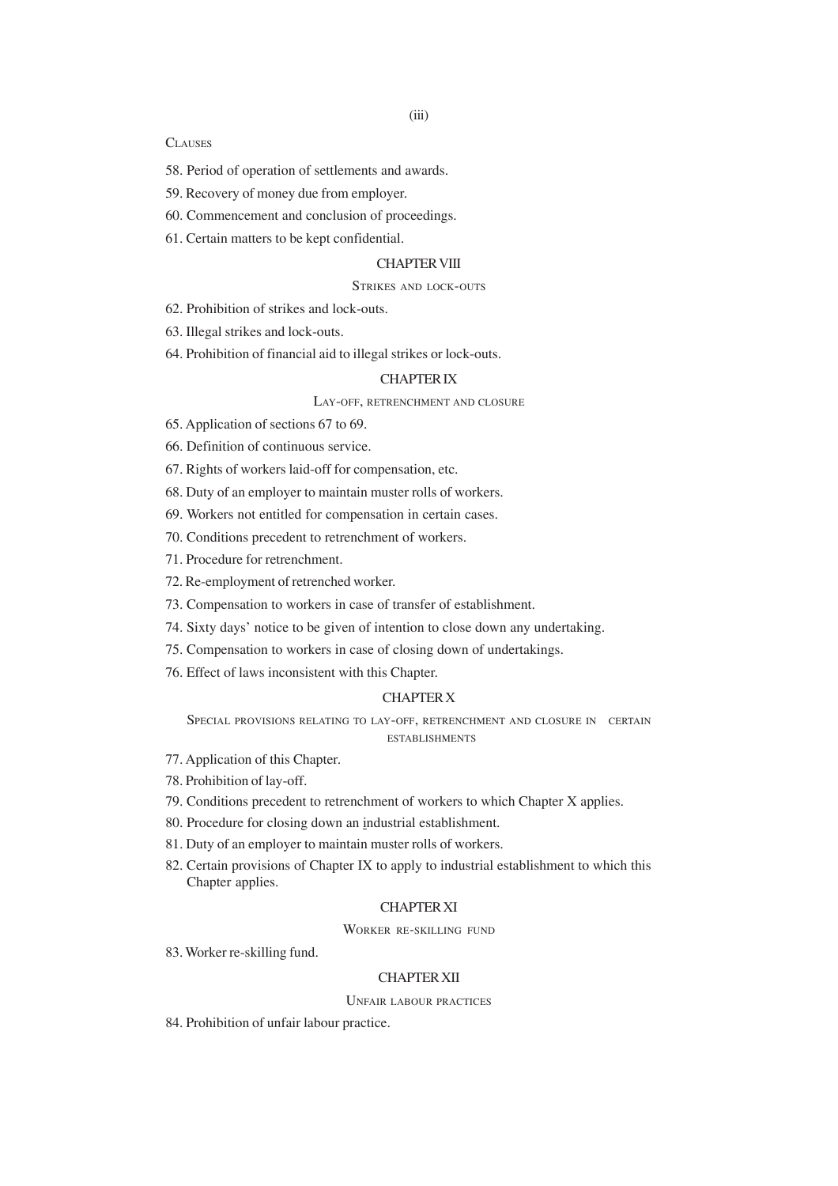CLAUSES

58. Period of operation of settlements and awards.

59. Recovery of money due from employer.

60. Commencement and conclusion of proceedings.

61. Certain matters to be kept confidential.

## CHAPTER VIII

### STRIKES AND LOCK-OUTS

62. Prohibition of strikes and lock-outs.

63. Illegal strikes and lock-outs.

64. Prohibition of financial aid to illegal strikes or lock-outs.

## CHAPTER IX

### LAY-OFF, RETRENCHMENT AND CLOSURE

65. Application of sections 67 to 69.

66. Definition of continuous service.

67. Rights of workers laid-off for compensation, etc.

68. Duty of an employer to maintain muster rolls of workers.

69. Workers not entitled for compensation in certain cases.

70. Conditions precedent to retrenchment of workers.

71. Procedure for retrenchment.

72. Re-employment of retrenched worker.

73. Compensation to workers in case of transfer of establishment.

74. Sixty days' notice to be given of intention to close down any undertaking.

75. Compensation to workers in case of closing down of undertakings.

76. Effect of laws inconsistent with this Chapter.

## CHAPTER X

### SPECIAL PROVISIONS RELATING TO LAY-OFF, RETRENCHMENT AND CLOSURE IN CERTAIN ESTABLISHMENTS

77. Application of this Chapter.

78. Prohibition of lay-off.

79. Conditions precedent to retrenchment of workers to which Chapter X applies.

80. Procedure for closing down an industrial establishment.

81. Duty of an employer to maintain muster rolls of workers.

82. Certain provisions of Chapter IX to apply to industrial establishment to which this Chapter applies.

## CHAPTER XI

### WORKER RE-SKILLING FUND

83. Worker re-skilling fund.

## CHAPTER XII

### UNFAIR LABOUR PRACTICES

84. Prohibition of unfair labour practice.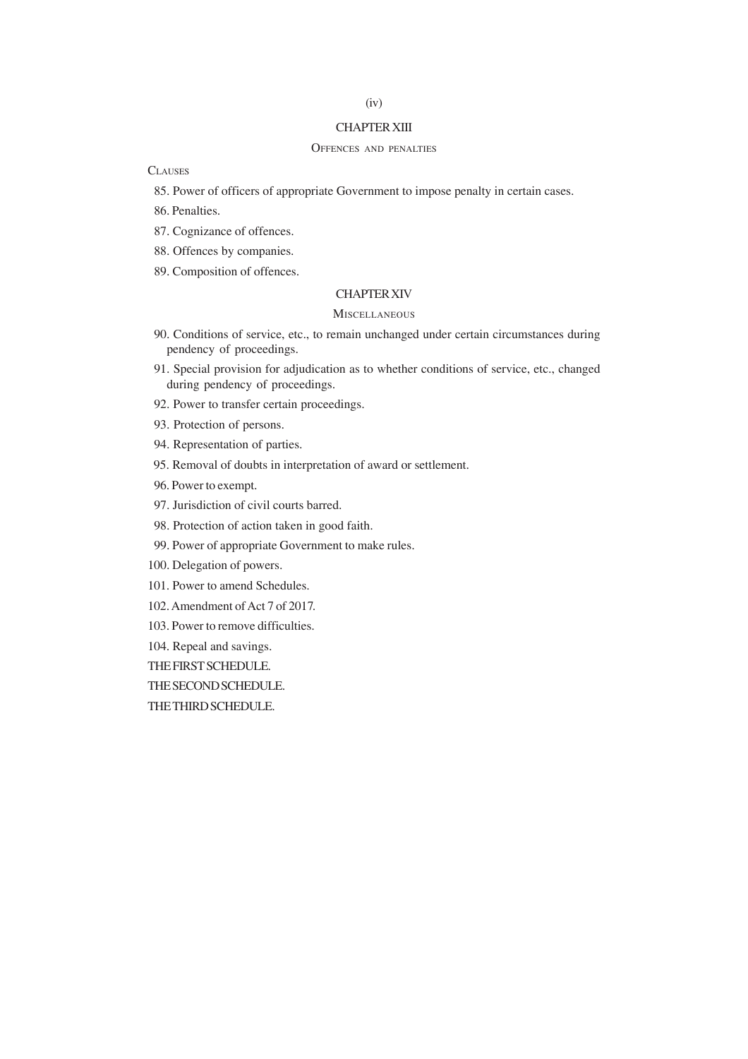## CHAPTER XIII

### OFFENCES AND PENALTIES

CLAUSES

85. Power of officers of appropriate Government to impose penalty in certain cases.
86. Penalties.
87. Cognizance of offences.
88. Offences by companies.
89. Composition of offences.

## CHAPTER XIV

### MISCELLANEOUS

90. Conditions of service, etc., to remain unchanged under certain circumstances during pendency of proceedings.
91. Special provision for adjudication as to whether conditions of service, etc., changed during pendency of proceedings.
92. Power to transfer certain proceedings.
93. Protection of persons.
94. Representation of parties.
95. Removal of doubts in interpretation of award or settlement.
96. Power to exempt.
97. Jurisdiction of civil courts barred.
98. Protection of action taken in good faith.
99. Power of appropriate Government to make rules.
100. Delegation of powers.
101. Power to amend Schedules.
102. Amendment of Act 7 of 2017.
103. Power to remove difficulties.
104. Repeal and savings.

THE FIRST SCHEDULE.

THE SECOND SCHEDULE.

THE THIRD SCHEDULE.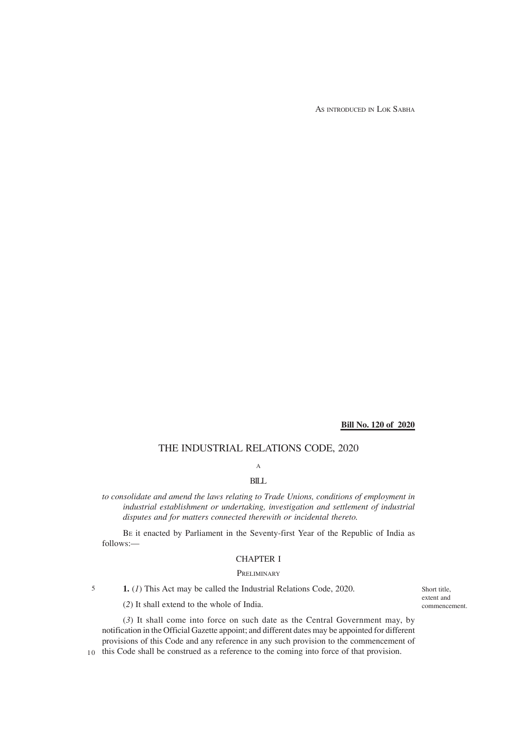AS INTRODUCED IN LOK SABHA

**Bill No. 120 of 2020**

# THE INDUSTRIAL RELATIONS CODE, 2020

A

BILL

*to consolidate and amend the laws relating to Trade Unions, conditions of employment in industrial establishment or undertaking, investigation and settlement of industrial disputes and for matters connected therewith or incidental thereto.*

BE it enacted by Parliament in the Seventy-first Year of the Republic of India as follows:—

## CHAPTER I

### PRELIMINARY

Short title, extent and commencement.

**1.** (*1*) This Act may be called the Industrial Relations Code, 2020.

(*2*) It shall extend to the whole of India.

(*3*) It shall come into force on such date as the Central Government may, by notification in the Official Gazette appoint; and different dates may be appointed for different provisions of this Code and any reference in any such provision to the commencement of this Code shall be construed as a reference to the coming into force of that provision.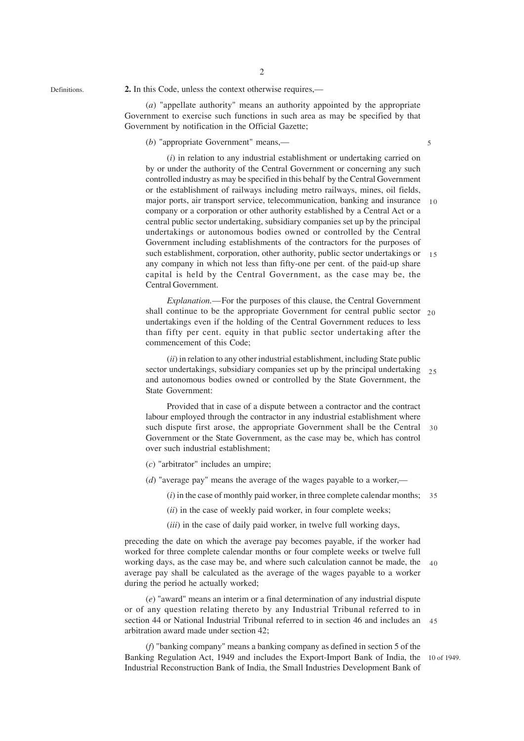Definitions.

**2.** In this Code, unless the context otherwise requires,—

(*a*) "appellate authority" means an authority appointed by the appropriate Government to exercise such functions in such area as may be specified by that Government by notification in the Official Gazette;

(*b*) "appropriate Government" means,—

(*i*) in relation to any industrial establishment or undertaking carried on by or under the authority of the Central Government or concerning any such controlled industry as may be specified in this behalf by the Central Government or the establishment of railways including metro railways, mines, oil fields, major ports, air transport service, telecommunication, banking and insurance company or a corporation or other authority established by a Central Act or a central public sector undertaking, subsidiary companies set up by the principal undertakings or autonomous bodies owned or controlled by the Central Government including establishments of the contractors for the purposes of such establishment, corporation, other authority, public sector undertakings or any company in which not less than fifty-one per cent. of the paid-up share capital is held by the Central Government, as the case may be, the Central Government.

*Explanation.*—For the purposes of this clause, the Central Government shall continue to be the appropriate Government for central public sector undertakings even if the holding of the Central Government reduces to less than fifty per cent. equity in that public sector undertaking after the commencement of this Code;

(*ii*) in relation to any other industrial establishment, including State public sector undertakings, subsidiary companies set up by the principal undertaking and autonomous bodies owned or controlled by the State Government, the State Government:

Provided that in case of a dispute between a contractor and the contract labour employed through the contractor in any industrial establishment where such dispute first arose, the appropriate Government shall be the Central Government or the State Government, as the case may be, which has control over such industrial establishment;

(*c*) "arbitrator" includes an umpire;

(*d*) "average pay" means the average of the wages payable to a worker,—

(*i*) in the case of monthly paid worker, in three complete calendar months;

(*ii*) in the case of weekly paid worker, in four complete weeks;

(*iii*) in the case of daily paid worker, in twelve full working days,

preceding the date on which the average pay becomes payable, if the worker had worked for three complete calendar months or four complete weeks or twelve full working days, as the case may be, and where such calculation cannot be made, the average pay shall be calculated as the average of the wages payable to a worker during the period he actually worked;

(*e*) "award" means an interim or a final determination of any industrial dispute or of any question relating thereto by any Industrial Tribunal referred to in section 44 or National Industrial Tribunal referred to in section 46 and includes an arbitration award made under section 42;

(*f*) "banking company" means a banking company as defined in section 5 of the Banking Regulation Act, 1949 and includes the Export-Import Bank of India, the Industrial Reconstruction Bank of India, the Small Industries Development Bank of

10 of 1949.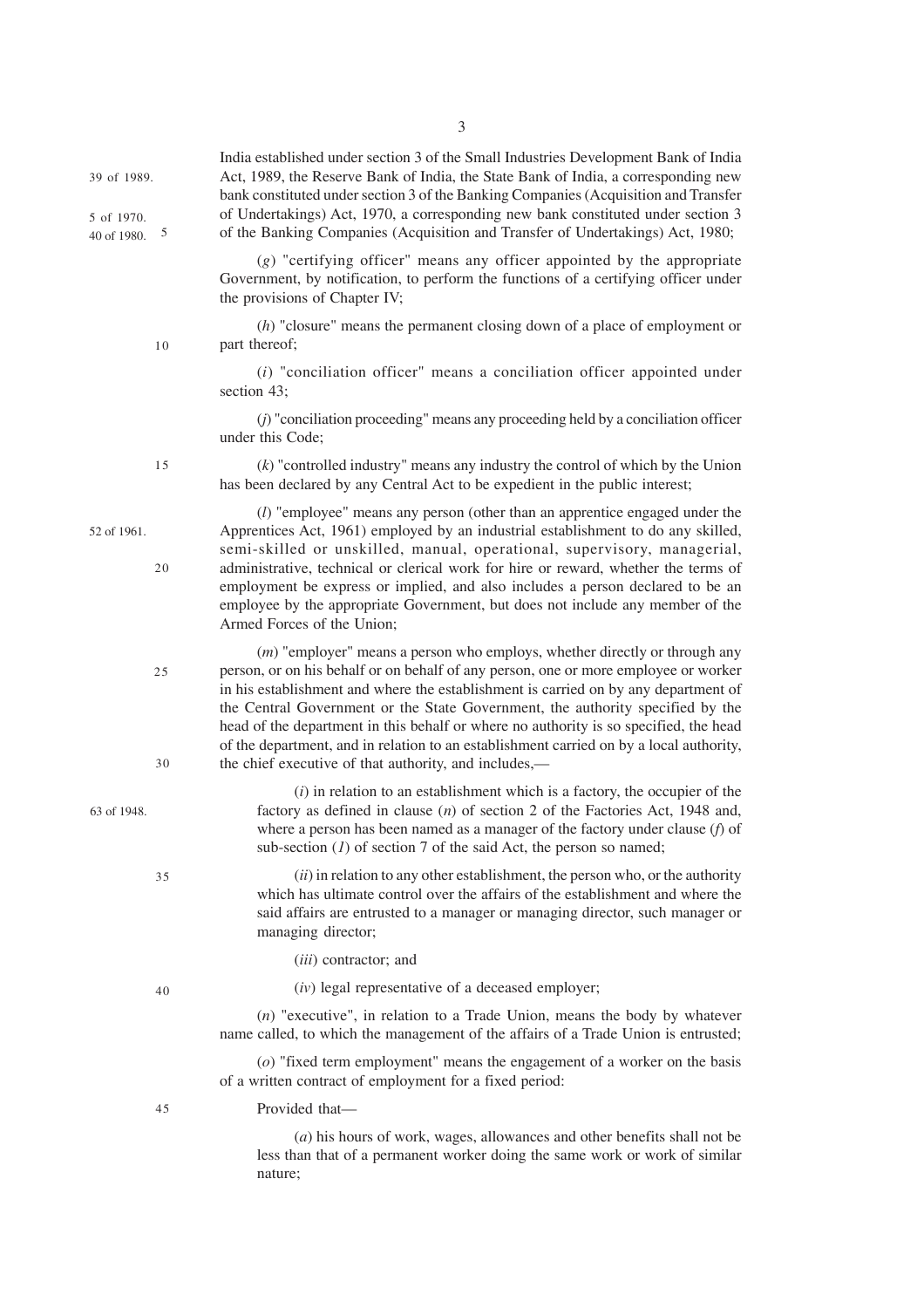India established under section 3 of the Small Industries Development Bank of India Act, 1989, the Reserve Bank of India, the State Bank of India, a corresponding new bank constituted under section 3 of the Banking Companies (Acquisition and Transfer of Undertakings) Act, 1970, a corresponding new bank constituted under section 3 of the Banking Companies (Acquisition and Transfer of Undertakings) Act, 1980;

(*g*) "certifying officer" means any officer appointed by the appropriate Government, by notification, to perform the functions of a certifying officer under the provisions of Chapter IV;

(*h*) "closure" means the permanent closing down of a place of employment or part thereof;

(*i*) "conciliation officer" means a conciliation officer appointed under section 43;

(*j*) "conciliation proceeding" means any proceeding held by a conciliation officer under this Code;

(*k*) "controlled industry" means any industry the control of which by the Union has been declared by any Central Act to be expedient in the public interest;

(*l*) "employee" means any person (other than an apprentice engaged under the Apprentices Act, 1961) employed by an industrial establishment to do any skilled, semi-skilled or unskilled, manual, operational, supervisory, managerial, administrative, technical or clerical work for hire or reward, whether the terms of employment be express or implied, and also includes a person declared to be an employee by the appropriate Government, but does not include any member of the Armed Forces of the Union;

(*m*) "employer" means a person who employs, whether directly or through any person, or on his behalf or on behalf of any person, one or more employee or worker in his establishment and where the establishment is carried on by any department of the Central Government or the State Government, the authority specified by the head of the department in this behalf or where no authority is so specified, the head of the department, and in relation to an establishment carried on by a local authority, the chief executive of that authority, and includes,—

(*i*) in relation to an establishment which is a factory, the occupier of the factory as defined in clause (*n*) of section 2 of the Factories Act, 1948 and, where a person has been named as a manager of the factory under clause (*f*) of sub-section (*1*) of section 7 of the said Act, the person so named;

(*ii*) in relation to any other establishment, the person who, or the authority which has ultimate control over the affairs of the establishment and where the said affairs are entrusted to a manager or managing director, such manager or managing director;

(*iii*) contractor; and

(*iv*) legal representative of a deceased employer;

(*n*) "executive", in relation to a Trade Union, means the body by whatever name called, to which the management of the affairs of a Trade Union is entrusted;

(*o*) "fixed term employment" means the engagement of a worker on the basis of a written contract of employment for a fixed period:

Provided that—

(*a*) his hours of work, wages, allowances and other benefits shall not be less than that of a permanent worker doing the same work or work of similar nature;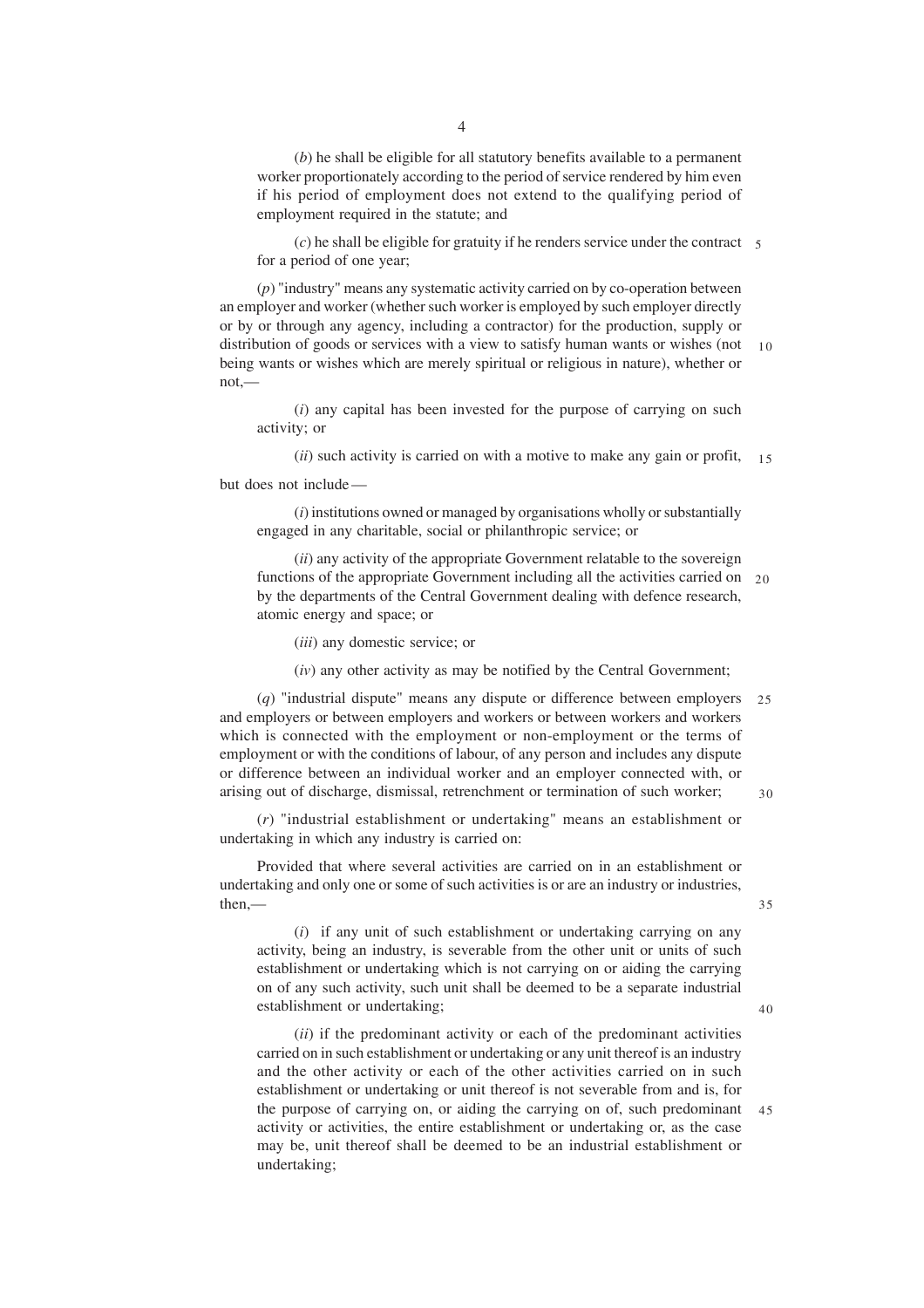(*b*) he shall be eligible for all statutory benefits available to a permanent worker proportionately according to the period of service rendered by him even if his period of employment does not extend to the qualifying period of employment required in the statute; and

(*c*) he shall be eligible for gratuity if he renders service under the contract for a period of one year;

(*p*) "industry" means any systematic activity carried on by co-operation between an employer and worker (whether such worker is employed by such employer directly or by or through any agency, including a contractor) for the production, supply or distribution of goods or services with a view to satisfy human wants or wishes (not being wants or wishes which are merely spiritual or religious in nature), whether or not,—

(*i*) any capital has been invested for the purpose of carrying on such activity; or

(*ii*) such activity is carried on with a motive to make any gain or profit,

but does not include —

(*i*) institutions owned or managed by organisations wholly or substantially engaged in any charitable, social or philanthropic service; or

(*ii*) any activity of the appropriate Government relatable to the sovereign functions of the appropriate Government including all the activities carried on by the departments of the Central Government dealing with defence research, atomic energy and space; or

(*iii*) any domestic service; or

(*iv*) any other activity as may be notified by the Central Government;

(*q*) "industrial dispute" means any dispute or difference between employers and employers or between employers and workers or between workers and workers which is connected with the employment or non-employment or the terms of employment or with the conditions of labour, of any person and includes any dispute or difference between an individual worker and an employer connected with, or arising out of discharge, dismissal, retrenchment or termination of such worker;

(*r*) "industrial establishment or undertaking" means an establishment or undertaking in which any industry is carried on:

Provided that where several activities are carried on in an establishment or undertaking and only one or some of such activities is or are an industry or industries, then,—

(*i*) if any unit of such establishment or undertaking carrying on any activity, being an industry, is severable from the other unit or units of such establishment or undertaking which is not carrying on or aiding the carrying on of any such activity, such unit shall be deemed to be a separate industrial establishment or undertaking;

(*ii*) if the predominant activity or each of the predominant activities carried on in such establishment or undertaking or any unit thereof is an industry and the other activity or each of the other activities carried on in such establishment or undertaking or unit thereof is not severable from and is, for the purpose of carrying on, or aiding the carrying on of, such predominant activity or activities, the entire establishment or undertaking or, as the case may be, unit thereof shall be deemed to be an industrial establishment or undertaking;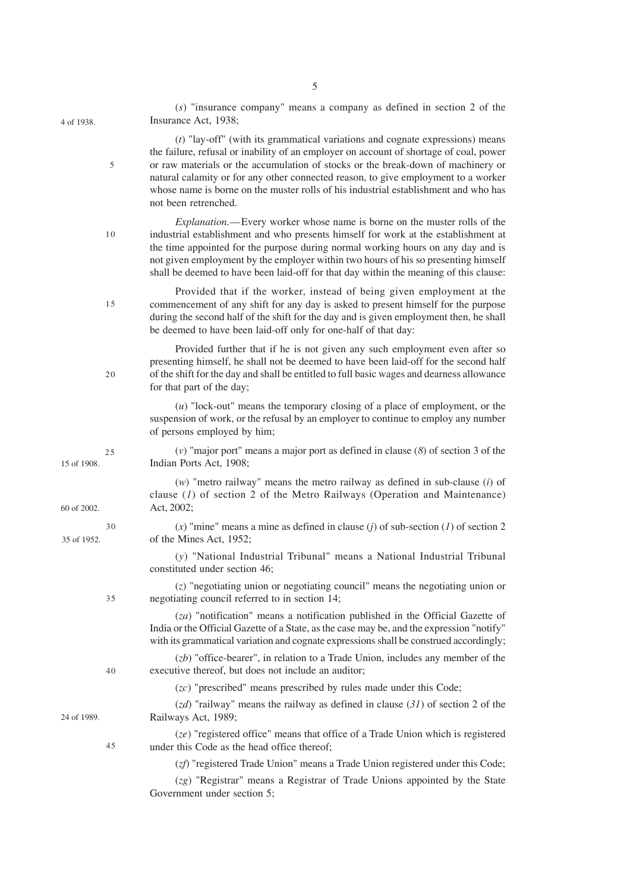(*s*) "insurance company" means a company as defined in section 2 of the Insurance Act, 1938; 4 of 1938.

(*t*) "lay-off" (with its grammatical variations and cognate expressions) means the failure, refusal or inability of an employer on account of shortage of coal, power or raw materials or the accumulation of stocks or the break-down of machinery or natural calamity or for any other connected reason, to give employment to a worker whose name is borne on the muster rolls of his industrial establishment and who has not been retrenched.

*Explanation*.—Every worker whose name is borne on the muster rolls of the industrial establishment and who presents himself for work at the establishment at the time appointed for the purpose during normal working hours on any day and is not given employment by the employer within two hours of his so presenting himself shall be deemed to have been laid-off for that day within the meaning of this clause:

Provided that if the worker, instead of being given employment at the commencement of any shift for any day is asked to present himself for the purpose during the second half of the shift for the day and is given employment then, he shall be deemed to have been laid-off only for one-half of that day:

Provided further that if he is not given any such employment even after so presenting himself, he shall not be deemed to have been laid-off for the second half of the shift for the day and shall be entitled to full basic wages and dearness allowance for that part of the day;

(*u*) "lock-out" means the temporary closing of a place of employment, or the suspension of work, or the refusal by an employer to continue to employ any number of persons employed by him;

(*v*) "major port" means a major port as defined in clause (*8*) of section 3 of the Indian Ports Act, 1908; 15 of 1908.

(*w*) "metro railway" means the metro railway as defined in sub-clause (*i*) of clause (*1*) of section 2 of the Metro Railways (Operation and Maintenance) Act, 2002; 60 of 2002.

(*x*) "mine" means a mine as defined in clause (*j*) of sub-section (*1*) of section 2 of the Mines Act, 1952; 35 of 1952.

(*y*) "National Industrial Tribunal" means a National Industrial Tribunal constituted under section 46;

(*z*) "negotiating union or negotiating council" means the negotiating union or negotiating council referred to in section 14;

(*za*) "notification" means a notification published in the Official Gazette of India or the Official Gazette of a State, as the case may be, and the expression "notify" with its grammatical variation and cognate expressions shall be construed accordingly;

(*zb*) "office-bearer", in relation to a Trade Union, includes any member of the executive thereof, but does not include an auditor;

(*zc*) "prescribed" means prescribed by rules made under this Code;

(*zd*) "railway" means the railway as defined in clause (*31*) of section 2 of the Railways Act, 1989; 24 of 1989.

(*ze*) "registered office" means that office of a Trade Union which is registered under this Code as the head office thereof;

(*zf*) "registered Trade Union" means a Trade Union registered under this Code;

(*zg*) "Registrar" means a Registrar of Trade Unions appointed by the State Government under section 5;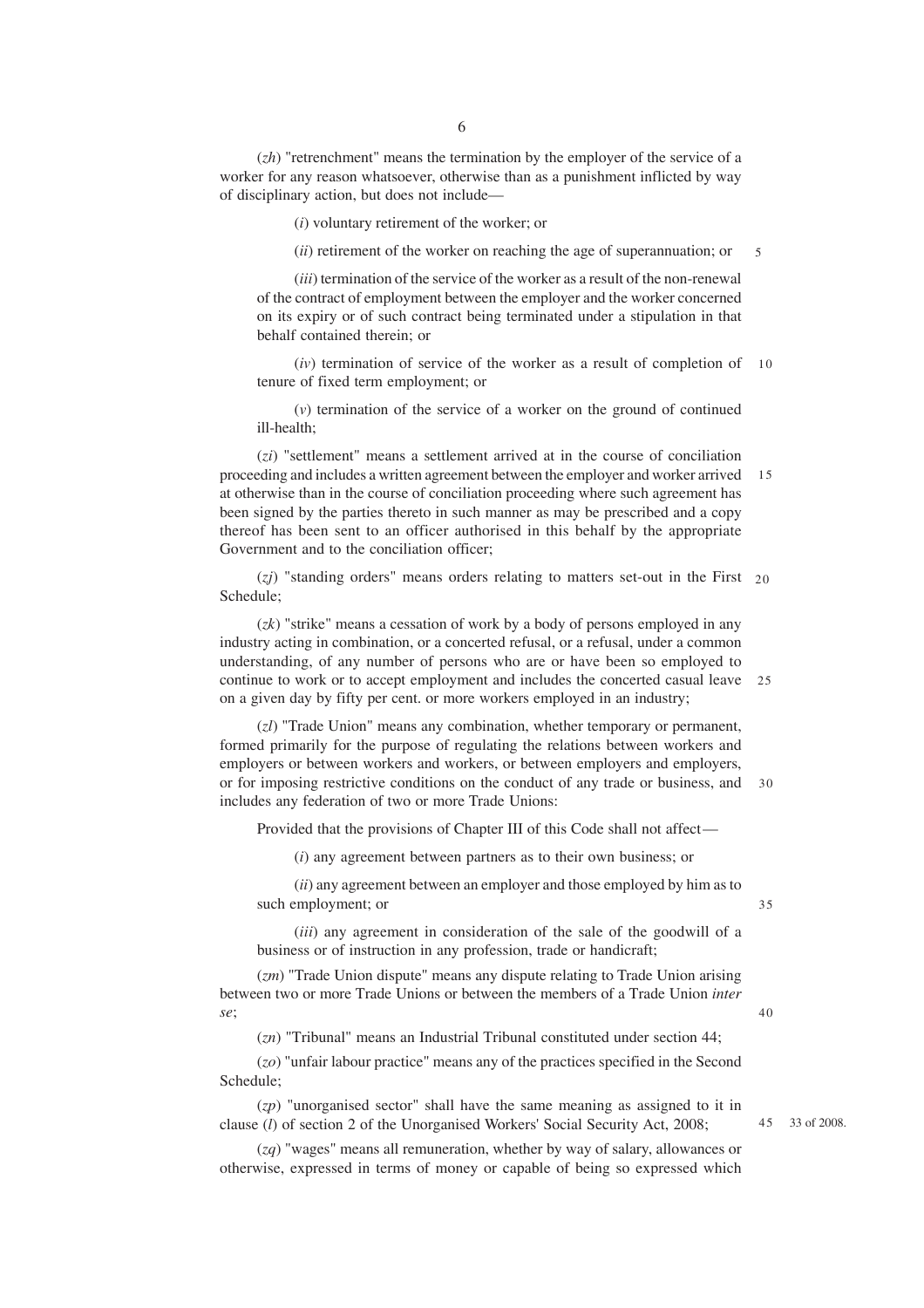(*zh*) "retrenchment" means the termination by the employer of the service of a worker for any reason whatsoever, otherwise than as a punishment inflicted by way of disciplinary action, but does not include—

(*i*) voluntary retirement of the worker; or

(*ii*) retirement of the worker on reaching the age of superannuation; or

(*iii*) termination of the service of the worker as a result of the non-renewal of the contract of employment between the employer and the worker concerned on its expiry or of such contract being terminated under a stipulation in that behalf contained therein; or

(*iv*) termination of service of the worker as a result of completion of tenure of fixed term employment; or

(*v*) termination of the service of a worker on the ground of continued ill-health;

(*zi*) "settlement" means a settlement arrived at in the course of conciliation proceeding and includes a written agreement between the employer and worker arrived at otherwise than in the course of conciliation proceeding where such agreement has been signed by the parties thereto in such manner as may be prescribed and a copy thereof has been sent to an officer authorised in this behalf by the appropriate Government and to the conciliation officer;

(*zj*) "standing orders" means orders relating to matters set-out in the First Schedule;

(*zk*) "strike" means a cessation of work by a body of persons employed in any industry acting in combination, or a concerted refusal, or a refusal, under a common understanding, of any number of persons who are or have been so employed to continue to work or to accept employment and includes the concerted casual leave on a given day by fifty per cent. or more workers employed in an industry;

(*zl*) "Trade Union" means any combination, whether temporary or permanent, formed primarily for the purpose of regulating the relations between workers and employers or between workers and workers, or between employers and employers, or for imposing restrictive conditions on the conduct of any trade or business, and includes any federation of two or more Trade Unions:

Provided that the provisions of Chapter III of this Code shall not affect—

(*i*) any agreement between partners as to their own business; or

(*ii*) any agreement between an employer and those employed by him as to such employment; or

(*iii*) any agreement in consideration of the sale of the goodwill of a business or of instruction in any profession, trade or handicraft;

(*zm*) "Trade Union dispute" means any dispute relating to Trade Union arising between two or more Trade Unions or between the members of a Trade Union *inter se*;

(*zn*) "Tribunal" means an Industrial Tribunal constituted under section 44;

(*zo*) "unfair labour practice" means any of the practices specified in the Second Schedule;

(*zp*) "unorganised sector" shall have the same meaning as assigned to it in clause (*l*) of section 2 of the Unorganised Workers' Social Security Act, 2008; 33 of 2008.

(*zq*) "wages" means all remuneration, whether by way of salary, allowances or otherwise, expressed in terms of money or capable of being so expressed which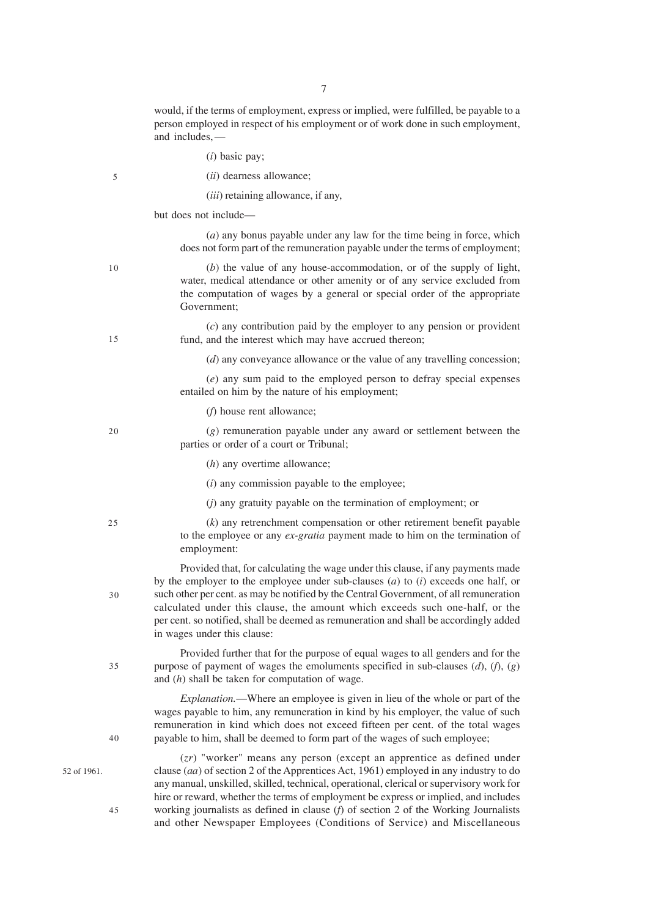would, if the terms of employment, express or implied, were fulfilled, be payable to a person employed in respect of his employment or of work done in such employment, and includes,—

(*i*) basic pay;

(*ii*) dearness allowance;

(*iii*) retaining allowance, if any,

but does not include—

(*a*) any bonus payable under any law for the time being in force, which does not form part of the remuneration payable under the terms of employment;

(*b*) the value of any house-accommodation, or of the supply of light, water, medical attendance or other amenity or of any service excluded from the computation of wages by a general or special order of the appropriate Government;

(*c*) any contribution paid by the employer to any pension or provident fund, and the interest which may have accrued thereon;

(*d*) any conveyance allowance or the value of any travelling concession;

(*e*) any sum paid to the employed person to defray special expenses entailed on him by the nature of his employment;

(*f*) house rent allowance;

(*g*) remuneration payable under any award or settlement between the parties or order of a court or Tribunal;

(*h*) any overtime allowance;

(*i*) any commission payable to the employee;

(*j*) any gratuity payable on the termination of employment; or

(*k*) any retrenchment compensation or other retirement benefit payable to the employee or any *ex-gratia* payment made to him on the termination of employment:

Provided that, for calculating the wage under this clause, if any payments made by the employer to the employee under sub-clauses (*a*) to (*i*) exceeds one half, or such other per cent. as may be notified by the Central Government, of all remuneration calculated under this clause, the amount which exceeds such one-half, or the per cent. so notified, shall be deemed as remuneration and shall be accordingly added in wages under this clause:

Provided further that for the purpose of equal wages to all genders and for the purpose of payment of wages the emoluments specified in sub-clauses (*d*), (*f*), (*g*) and (*h*) shall be taken for computation of wage.

*Explanation.*—Where an employee is given in lieu of the whole or part of the wages payable to him, any remuneration in kind by his employer, the value of such remuneration in kind which does not exceed fifteen per cent. of the total wages payable to him, shall be deemed to form part of the wages of such employee;

(*zr*) "worker" means any person (except an apprentice as defined under clause (*aa*) of section 2 of the Apprentices Act, 1961) employed in any industry to do any manual, unskilled, skilled, technical, operational, clerical or supervisory work for hire or reward, whether the terms of employment be express or implied, and includes working journalists as defined in clause (*f*) of section 2 of the Working Journalists and other Newspaper Employees (Conditions of Service) and Miscellaneous

52 of 1961.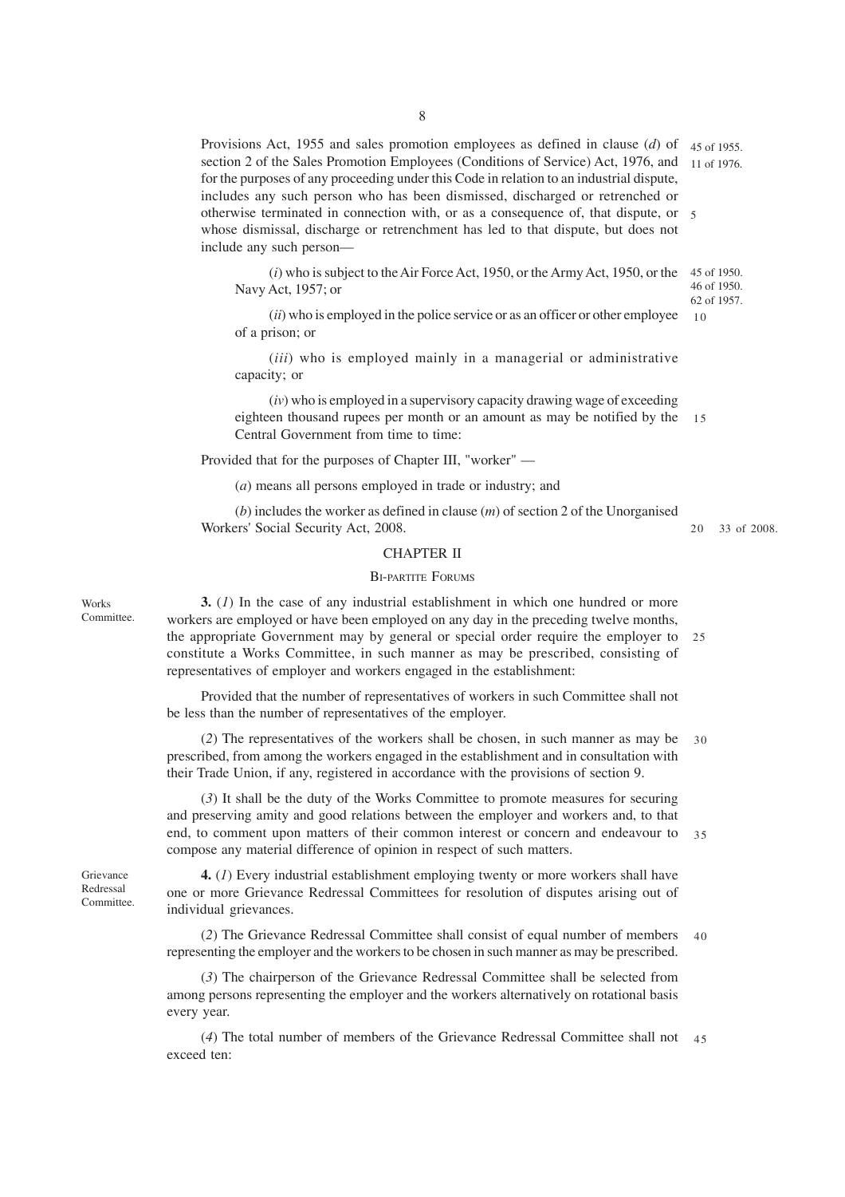Provisions Act, 1955 and sales promotion employees as defined in clause (*d*) of section 2 of the Sales Promotion Employees (Conditions of Service) Act, 1976, and for the purposes of any proceeding under this Code in relation to an industrial dispute, includes any such person who has been dismissed, discharged or retrenched or otherwise terminated in connection with, or as a consequence of, that dispute, or whose dismissal, discharge or retrenchment has led to that dispute, but does not include any such person—

45 of 1955.
11 of 1976.

(*i*) who is subject to the Air Force Act, 1950, or the Army Act, 1950, or the Navy Act, 1957; or

45 of 1950.
46 of 1950.
62 of 1957.

(*ii*) who is employed in the police service or as an officer or other employee of a prison; or

(*iii*) who is employed mainly in a managerial or administrative capacity; or

(*iv*) who is employed in a supervisory capacity drawing wage of exceeding eighteen thousand rupees per month or an amount as may be notified by the Central Government from time to time:

Provided that for the purposes of Chapter III, "worker" —

(*a*) means all persons employed in trade or industry; and

(*b*) includes the worker as defined in clause (*m*) of section 2 of the Unorganised Workers' Social Security Act, 2008.

33 of 2008.

## CHAPTER II

### BI-PARTITE FORUMS

Works Committee.

**3.** (*1*) In the case of any industrial establishment in which one hundred or more workers are employed or have been employed on any day in the preceding twelve months, the appropriate Government may by general or special order require the employer to constitute a Works Committee, in such manner as may be prescribed, consisting of representatives of employer and workers engaged in the establishment:

Provided that the number of representatives of workers in such Committee shall not be less than the number of representatives of the employer.

(*2*) The representatives of the workers shall be chosen, in such manner as may be prescribed, from among the workers engaged in the establishment and in consultation with their Trade Union, if any, registered in accordance with the provisions of section 9.

(*3*) It shall be the duty of the Works Committee to promote measures for securing and preserving amity and good relations between the employer and workers and, to that end, to comment upon matters of their common interest or concern and endeavour to compose any material difference of opinion in respect of such matters.

Grievance Redressal Committee.

**4.** (*1*) Every industrial establishment employing twenty or more workers shall have one or more Grievance Redressal Committees for resolution of disputes arising out of individual grievances.

(*2*) The Grievance Redressal Committee shall consist of equal number of members representing the employer and the workers to be chosen in such manner as may be prescribed.

(*3*) The chairperson of the Grievance Redressal Committee shall be selected from among persons representing the employer and the workers alternatively on rotational basis every year.

(*4*) The total number of members of the Grievance Redressal Committee shall not exceed ten: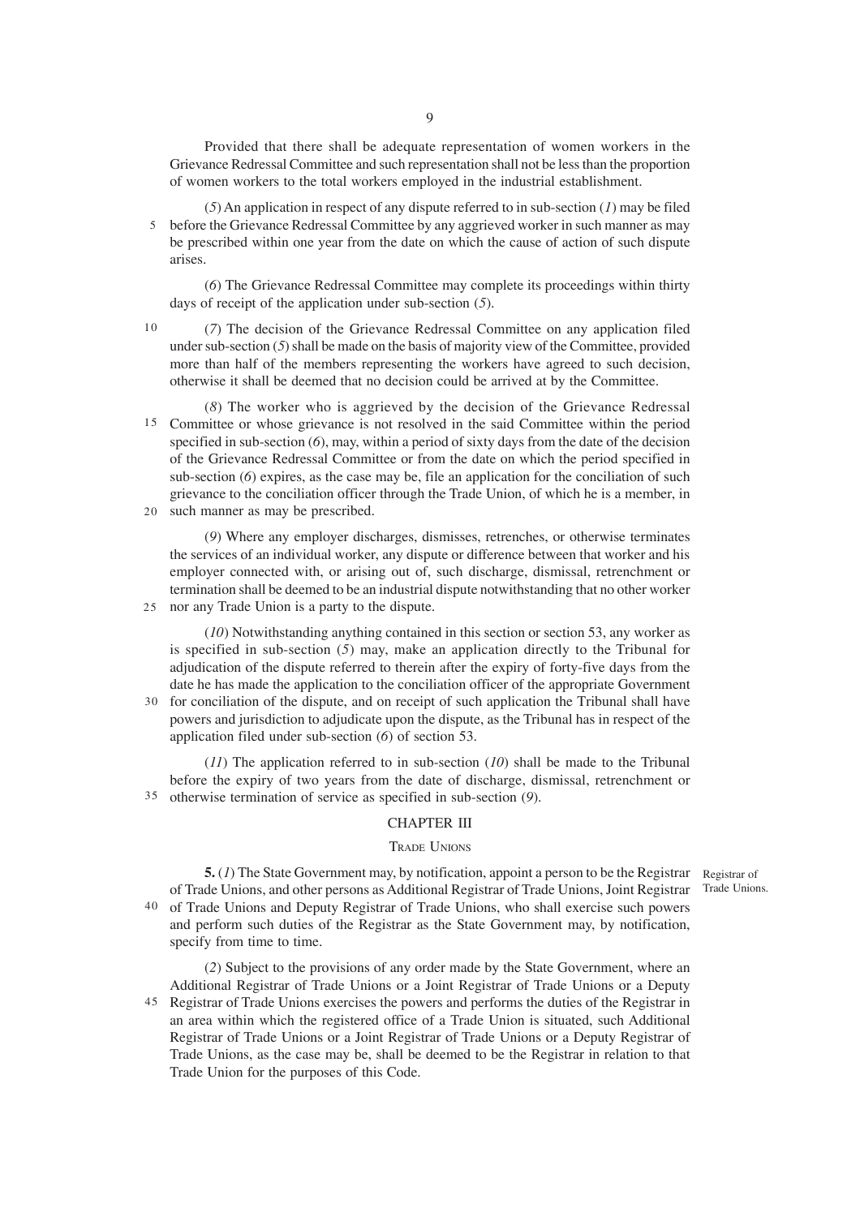Provided that there shall be adequate representation of women workers in the Grievance Redressal Committee and such representation shall not be less than the proportion of women workers to the total workers employed in the industrial establishment.

(*5*) An application in respect of any dispute referred to in sub-section (*1*) may be filed before the Grievance Redressal Committee by any aggrieved worker in such manner as may be prescribed within one year from the date on which the cause of action of such dispute arises.

(*6*) The Grievance Redressal Committee may complete its proceedings within thirty days of receipt of the application under sub-section (*5*).

(*7*) The decision of the Grievance Redressal Committee on any application filed under sub-section (*5*) shall be made on the basis of majority view of the Committee, provided more than half of the members representing the workers have agreed to such decision, otherwise it shall be deemed that no decision could be arrived at by the Committee.

(*8*) The worker who is aggrieved by the decision of the Grievance Redressal Committee or whose grievance is not resolved in the said Committee within the period specified in sub-section (*6*), may, within a period of sixty days from the date of the decision of the Grievance Redressal Committee or from the date on which the period specified in sub-section (*6*) expires, as the case may be, file an application for the conciliation of such grievance to the conciliation officer through the Trade Union, of which he is a member, in such manner as may be prescribed.

(*9*) Where any employer discharges, dismisses, retrenches, or otherwise terminates the services of an individual worker, any dispute or difference between that worker and his employer connected with, or arising out of, such discharge, dismissal, retrenchment or termination shall be deemed to be an industrial dispute notwithstanding that no other worker nor any Trade Union is a party to the dispute.

(*10*) Notwithstanding anything contained in this section or section 53, any worker as is specified in sub-section (*5*) may, make an application directly to the Tribunal for adjudication of the dispute referred to therein after the expiry of forty-five days from the date he has made the application to the conciliation officer of the appropriate Government for conciliation of the dispute, and on receipt of such application the Tribunal shall have powers and jurisdiction to adjudicate upon the dispute, as the Tribunal has in respect of the application filed under sub-section (*6*) of section 53.

(*11*) The application referred to in sub-section (*10*) shall be made to the Tribunal before the expiry of two years from the date of discharge, dismissal, retrenchment or otherwise termination of service as specified in sub-section (*9*).

## CHAPTER III

### TRADE UNIONS

Registrar of Trade Unions.

**5.** (*1*) The State Government may, by notification, appoint a person to be the Registrar of Trade Unions, and other persons as Additional Registrar of Trade Unions, Joint Registrar of Trade Unions and Deputy Registrar of Trade Unions, who shall exercise such powers and perform such duties of the Registrar as the State Government may, by notification, specify from time to time.

(*2*) Subject to the provisions of any order made by the State Government, where an Additional Registrar of Trade Unions or a Joint Registrar of Trade Unions or a Deputy Registrar of Trade Unions exercises the powers and performs the duties of the Registrar in an area within which the registered office of a Trade Union is situated, such Additional Registrar of Trade Unions or a Joint Registrar of Trade Unions or a Deputy Registrar of Trade Unions, as the case may be, shall be deemed to be the Registrar in relation to that Trade Union for the purposes of this Code.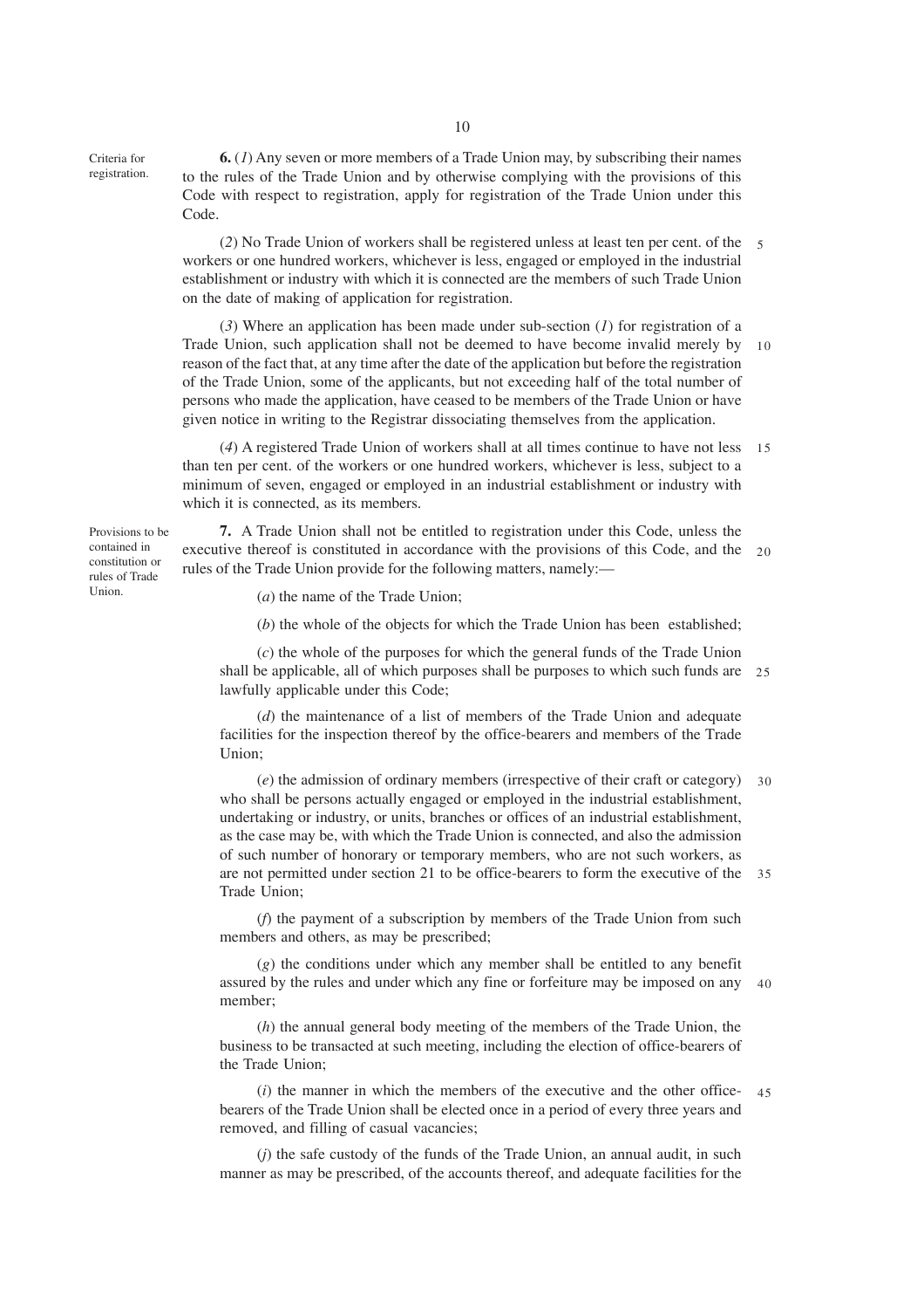Criteria for registration.

**6.** (*1*) Any seven or more members of a Trade Union may, by subscribing their names to the rules of the Trade Union and by otherwise complying with the provisions of this Code with respect to registration, apply for registration of the Trade Union under this Code.

(*2*) No Trade Union of workers shall be registered unless at least ten per cent. of the workers or one hundred workers, whichever is less, engaged or employed in the industrial establishment or industry with which it is connected are the members of such Trade Union on the date of making of application for registration.

(*3*) Where an application has been made under sub-section (*1*) for registration of a Trade Union, such application shall not be deemed to have become invalid merely by reason of the fact that, at any time after the date of the application but before the registration of the Trade Union, some of the applicants, but not exceeding half of the total number of persons who made the application, have ceased to be members of the Trade Union or have given notice in writing to the Registrar dissociating themselves from the application.

(*4*) A registered Trade Union of workers shall at all times continue to have not less than ten per cent. of the workers or one hundred workers, whichever is less, subject to a minimum of seven, engaged or employed in an industrial establishment or industry with which it is connected, as its members.

Provisions to be contained in constitution or rules of Trade Union.

**7.** A Trade Union shall not be entitled to registration under this Code, unless the executive thereof is constituted in accordance with the provisions of this Code, and the rules of the Trade Union provide for the following matters, namely:—

(*a*) the name of the Trade Union;

(*b*) the whole of the objects for which the Trade Union has been established;

(*c*) the whole of the purposes for which the general funds of the Trade Union shall be applicable, all of which purposes shall be purposes to which such funds are lawfully applicable under this Code;

(*d*) the maintenance of a list of members of the Trade Union and adequate facilities for the inspection thereof by the office-bearers and members of the Trade Union;

(*e*) the admission of ordinary members (irrespective of their craft or category) who shall be persons actually engaged or employed in the industrial establishment, undertaking or industry, or units, branches or offices of an industrial establishment, as the case may be, with which the Trade Union is connected, and also the admission of such number of honorary or temporary members, who are not such workers, as are not permitted under section 21 to be office-bearers to form the executive of the Trade Union;

(*f*) the payment of a subscription by members of the Trade Union from such members and others, as may be prescribed;

(*g*) the conditions under which any member shall be entitled to any benefit assured by the rules and under which any fine or forfeiture may be imposed on any member;

(*h*) the annual general body meeting of the members of the Trade Union, the business to be transacted at such meeting, including the election of office-bearers of the Trade Union;

(*i*) the manner in which the members of the executive and the other office-bearers of the Trade Union shall be elected once in a period of every three years and removed, and filling of casual vacancies;

(*j*) the safe custody of the funds of the Trade Union, an annual audit, in such manner as may be prescribed, of the accounts thereof, and adequate facilities for the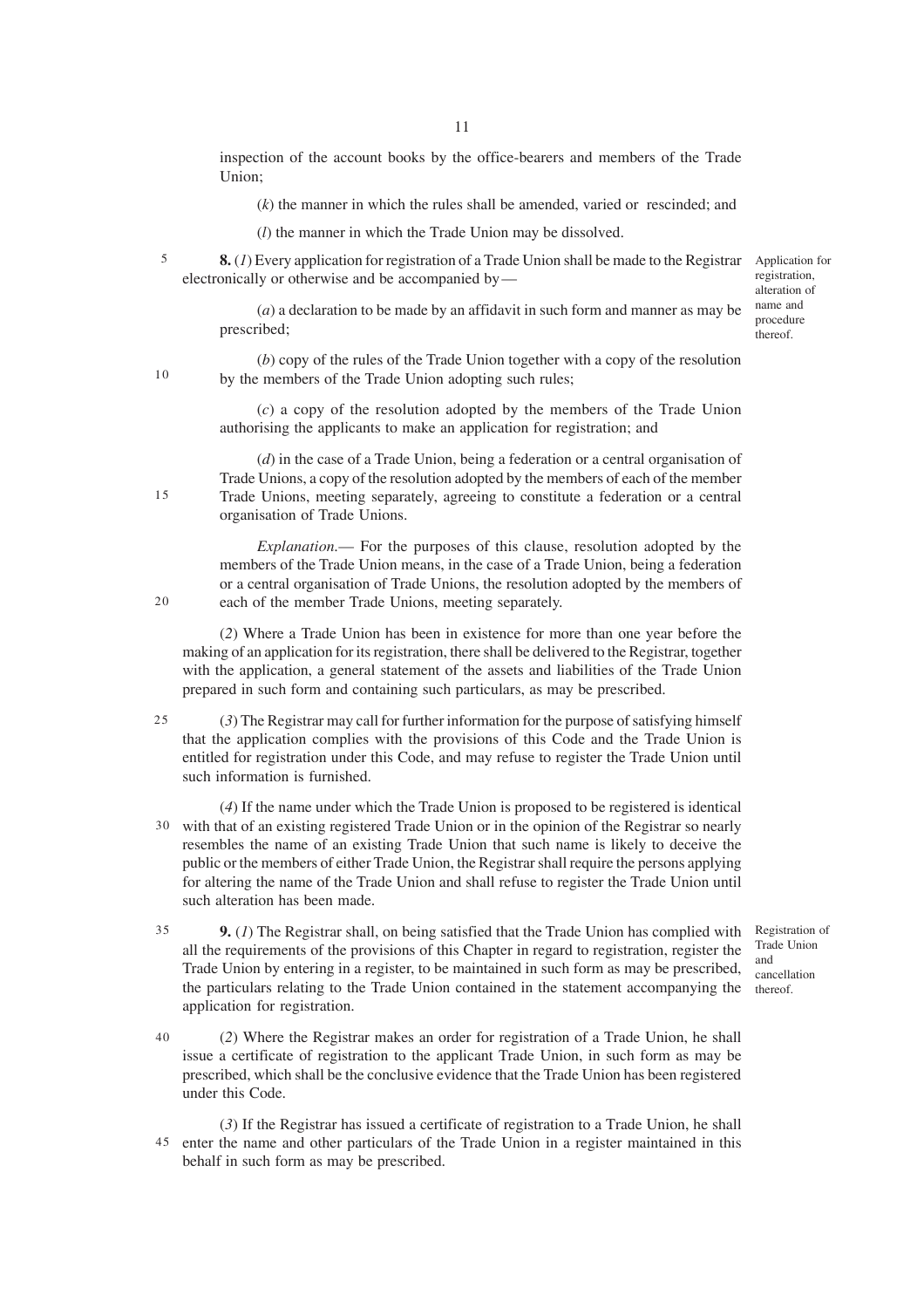inspection of the account books by the office-bearers and members of the Trade Union;

(*k*) the manner in which the rules shall be amended, varied or rescinded; and

(*l*) the manner in which the Trade Union may be dissolved.

*Application for registration, alteration of name and procedure thereof.*

**8.** (*1*) Every application for registration of a Trade Union shall be made to the Registrar electronically or otherwise and be accompanied by—

(*a*) a declaration to be made by an affidavit in such form and manner as may be prescribed;

(*b*) copy of the rules of the Trade Union together with a copy of the resolution by the members of the Trade Union adopting such rules;

(*c*) a copy of the resolution adopted by the members of the Trade Union authorising the applicants to make an application for registration; and

(*d*) in the case of a Trade Union, being a federation or a central organisation of Trade Unions, a copy of the resolution adopted by the members of each of the member Trade Unions, meeting separately, agreeing to constitute a federation or a central organisation of Trade Unions.

*Explanation.*— For the purposes of this clause, resolution adopted by the members of the Trade Union means, in the case of a Trade Union, being a federation or a central organisation of Trade Unions, the resolution adopted by the members of each of the member Trade Unions, meeting separately.

(*2*) Where a Trade Union has been in existence for more than one year before the making of an application for its registration, there shall be delivered to the Registrar, together with the application, a general statement of the assets and liabilities of the Trade Union prepared in such form and containing such particulars, as may be prescribed.

(*3*) The Registrar may call for further information for the purpose of satisfying himself that the application complies with the provisions of this Code and the Trade Union is entitled for registration under this Code, and may refuse to register the Trade Union until such information is furnished.

(*4*) If the name under which the Trade Union is proposed to be registered is identical with that of an existing registered Trade Union or in the opinion of the Registrar so nearly resembles the name of an existing Trade Union that such name is likely to deceive the public or the members of either Trade Union, the Registrar shall require the persons applying for altering the name of the Trade Union and shall refuse to register the Trade Union until such alteration has been made.

*Registration of Trade Union and cancellation thereof.*

**9.** (*1*) The Registrar shall, on being satisfied that the Trade Union has complied with all the requirements of the provisions of this Chapter in regard to registration, register the Trade Union by entering in a register, to be maintained in such form as may be prescribed, the particulars relating to the Trade Union contained in the statement accompanying the application for registration.

(*2*) Where the Registrar makes an order for registration of a Trade Union, he shall issue a certificate of registration to the applicant Trade Union, in such form as may be prescribed, which shall be the conclusive evidence that the Trade Union has been registered under this Code.

(*3*) If the Registrar has issued a certificate of registration to a Trade Union, he shall enter the name and other particulars of the Trade Union in a register maintained in this behalf in such form as may be prescribed.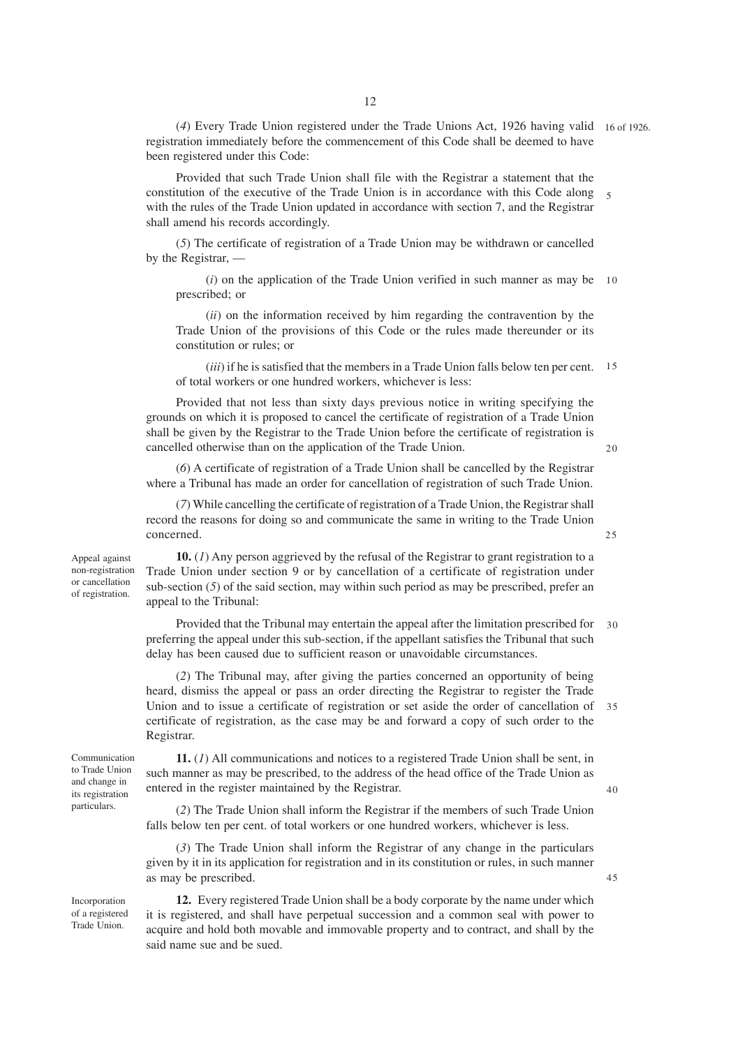(*4*) Every Trade Union registered under the Trade Unions Act, 1926 having valid registration immediately before the commencement of this Code shall be deemed to have been registered under this Code:

16 of 1926.

Provided that such Trade Union shall file with the Registrar a statement that the constitution of the executive of the Trade Union is in accordance with this Code along with the rules of the Trade Union updated in accordance with section 7, and the Registrar shall amend his records accordingly.

(*5*) The certificate of registration of a Trade Union may be withdrawn or cancelled by the Registrar, —

(*i*) on the application of the Trade Union verified in such manner as may be prescribed; or

(*ii*) on the information received by him regarding the contravention by the Trade Union of the provisions of this Code or the rules made thereunder or its constitution or rules; or

(*iii*) if he is satisfied that the members in a Trade Union falls below ten per cent. of total workers or one hundred workers, whichever is less:

Provided that not less than sixty days previous notice in writing specifying the grounds on which it is proposed to cancel the certificate of registration of a Trade Union shall be given by the Registrar to the Trade Union before the certificate of registration is cancelled otherwise than on the application of the Trade Union.

(*6*) A certificate of registration of a Trade Union shall be cancelled by the Registrar where a Tribunal has made an order for cancellation of registration of such Trade Union.

(*7*) While cancelling the certificate of registration of a Trade Union, the Registrar shall record the reasons for doing so and communicate the same in writing to the Trade Union concerned.

Appeal against non-registration or cancellation of registration.

**10.** (*1*) Any person aggrieved by the refusal of the Registrar to grant registration to a Trade Union under section 9 or by cancellation of a certificate of registration under sub-section (*5*) of the said section, may within such period as may be prescribed, prefer an appeal to the Tribunal:

Provided that the Tribunal may entertain the appeal after the limitation prescribed for preferring the appeal under this sub-section, if the appellant satisfies the Tribunal that such delay has been caused due to sufficient reason or unavoidable circumstances.

(*2*) The Tribunal may, after giving the parties concerned an opportunity of being heard, dismiss the appeal or pass an order directing the Registrar to register the Trade Union and to issue a certificate of registration or set aside the order of cancellation of certificate of registration, as the case may be and forward a copy of such order to the Registrar.

Communication to Trade Union and change in its registration particulars.

**11.** (*1*) All communications and notices to a registered Trade Union shall be sent, in such manner as may be prescribed, to the address of the head office of the Trade Union as entered in the register maintained by the Registrar.

(*2*) The Trade Union shall inform the Registrar if the members of such Trade Union falls below ten per cent. of total workers or one hundred workers, whichever is less.

(*3*) The Trade Union shall inform the Registrar of any change in the particulars given by it in its application for registration and in its constitution or rules, in such manner as may be prescribed.

Incorporation of a registered Trade Union.

**12.** Every registered Trade Union shall be a body corporate by the name under which it is registered, and shall have perpetual succession and a common seal with power to acquire and hold both movable and immovable property and to contract, and shall by the said name sue and be sued.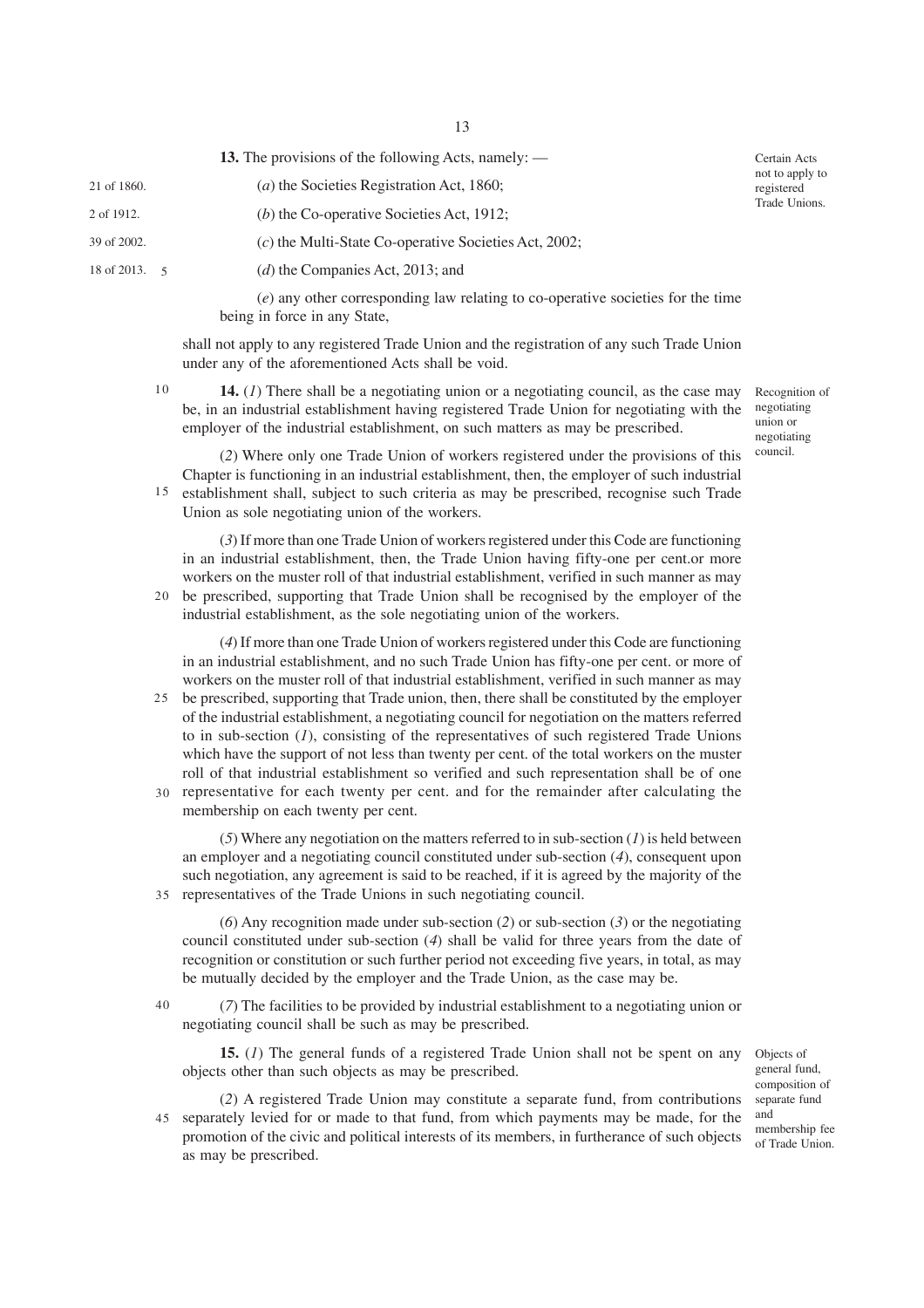**13.** The provisions of the following Acts, namely: —

Certain Acts not to apply to registered Trade Unions.

21 of 1860. (*a*) the Societies Registration Act, 1860;

2 of 1912. (*b*) the Co-operative Societies Act, 1912;

39 of 2002. (*c*) the Multi-State Co-operative Societies Act, 2002;

18 of 2013. (*d*) the Companies Act, 2013; and

(*e*) any other corresponding law relating to co-operative societies for the time being in force in any State,

shall not apply to any registered Trade Union and the registration of any such Trade Union under any of the aforementioned Acts shall be void.

Recognition of negotiating union or negotiating council.

**14.** (*1*) There shall be a negotiating union or a negotiating council, as the case may be, in an industrial establishment having registered Trade Union for negotiating with the employer of the industrial establishment, on such matters as may be prescribed.

(*2*) Where only one Trade Union of workers registered under the provisions of this Chapter is functioning in an industrial establishment, then, the employer of such industrial establishment shall, subject to such criteria as may be prescribed, recognise such Trade Union as sole negotiating union of the workers.

(*3*) If more than one Trade Union of workers registered under this Code are functioning in an industrial establishment, then, the Trade Union having fifty-one per cent.or more workers on the muster roll of that industrial establishment, verified in such manner as may be prescribed, supporting that Trade Union shall be recognised by the employer of the industrial establishment, as the sole negotiating union of the workers.

(*4*) If more than one Trade Union of workers registered under this Code are functioning in an industrial establishment, and no such Trade Union has fifty-one per cent. or more of workers on the muster roll of that industrial establishment, verified in such manner as may be prescribed, supporting that Trade union, then, there shall be constituted by the employer of the industrial establishment, a negotiating council for negotiation on the matters referred to in sub-section (*1*), consisting of the representatives of such registered Trade Unions which have the support of not less than twenty per cent. of the total workers on the muster roll of that industrial establishment so verified and such representation shall be of one representative for each twenty per cent. and for the remainder after calculating the membership on each twenty per cent.

(*5*) Where any negotiation on the matters referred to in sub-section (*1*) is held between an employer and a negotiating council constituted under sub-section (*4*), consequent upon such negotiation, any agreement is said to be reached, if it is agreed by the majority of the representatives of the Trade Unions in such negotiating council.

(*6*) Any recognition made under sub-section (*2*) or sub-section (*3*) or the negotiating council constituted under sub-section (*4*) shall be valid for three years from the date of recognition or constitution or such further period not exceeding five years, in total, as may be mutually decided by the employer and the Trade Union, as the case may be.

(*7*) The facilities to be provided by industrial establishment to a negotiating union or negotiating council shall be such as may be prescribed.

Objects of general fund, composition of separate fund and membership fee of Trade Union.

**15.** (*1*) The general funds of a registered Trade Union shall not be spent on any objects other than such objects as may be prescribed.

(*2*) A registered Trade Union may constitute a separate fund, from contributions separately levied for or made to that fund, from which payments may be made, for the promotion of the civic and political interests of its members, in furtherance of such objects as may be prescribed.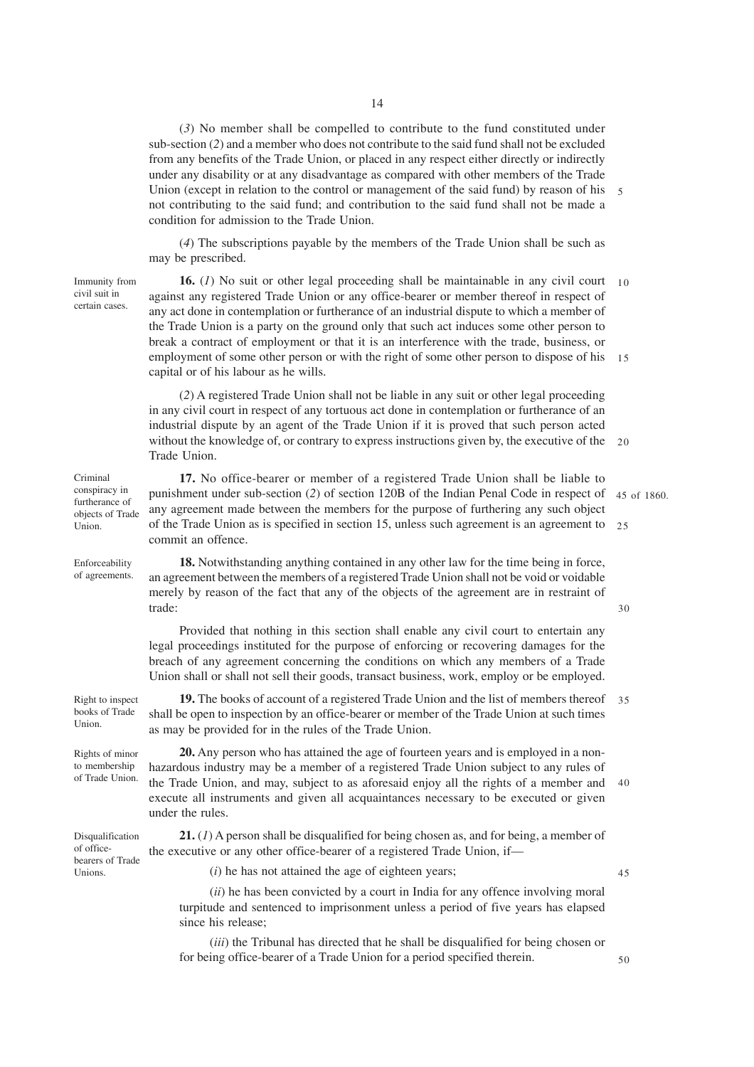(*3*) No member shall be compelled to contribute to the fund constituted under sub-section (*2*) and a member who does not contribute to the said fund shall not be excluded from any benefits of the Trade Union, or placed in any respect either directly or indirectly under any disability or at any disadvantage as compared with other members of the Trade Union (except in relation to the control or management of the said fund) by reason of his not contributing to the said fund; and contribution to the said fund shall not be made a condition for admission to the Trade Union.

(*4*) The subscriptions payable by the members of the Trade Union shall be such as may be prescribed.

Immunity from civil suit in certain cases.

**16.** (*1*) No suit or other legal proceeding shall be maintainable in any civil court against any registered Trade Union or any office-bearer or member thereof in respect of any act done in contemplation or furtherance of an industrial dispute to which a member of the Trade Union is a party on the ground only that such act induces some other person to break a contract of employment or that it is an interference with the trade, business, or employment of some other person or with the right of some other person to dispose of his capital or of his labour as he wills.

(*2*) A registered Trade Union shall not be liable in any suit or other legal proceeding in any civil court in respect of any tortuous act done in contemplation or furtherance of an industrial dispute by an agent of the Trade Union if it is proved that such person acted without the knowledge of, or contrary to express instructions given by, the executive of the Trade Union.

Criminal conspiracy in furtherance of objects of Trade Union.

**17.** No office-bearer or member of a registered Trade Union shall be liable to punishment under sub-section (*2*) of section 120B of the Indian Penal Code in respect of any agreement made between the members for the purpose of furthering any such object of the Trade Union as is specified in section 15, unless such agreement is an agreement to commit an offence.

45 of 1860.

Enforceability of agreements.

**18.** Notwithstanding anything contained in any other law for the time being in force, an agreement between the members of a registered Trade Union shall not be void or voidable merely by reason of the fact that any of the objects of the agreement are in restraint of trade:

Provided that nothing in this section shall enable any civil court to entertain any legal proceedings instituted for the purpose of enforcing or recovering damages for the breach of any agreement concerning the conditions on which any members of a Trade Union shall or shall not sell their goods, transact business, work, employ or be employed.

Right to inspect books of Trade Union.

**19.** The books of account of a registered Trade Union and the list of members thereof shall be open to inspection by an office-bearer or member of the Trade Union at such times as may be provided for in the rules of the Trade Union.

Rights of minor to membership of Trade Union.

**20.** Any person who has attained the age of fourteen years and is employed in a non-hazardous industry may be a member of a registered Trade Union subject to any rules of the Trade Union, and may, subject to as aforesaid enjoy all the rights of a member and execute all instruments and given all acquaintances necessary to be executed or given under the rules.

Disqualification of office-bearers of Trade Unions.

**21.** (*1*) A person shall be disqualified for being chosen as, and for being, a member of the executive or any other office-bearer of a registered Trade Union, if—

(*i*) he has not attained the age of eighteen years;

(*ii*) he has been convicted by a court in India for any offence involving moral turpitude and sentenced to imprisonment unless a period of five years has elapsed since his release;

(*iii*) the Tribunal has directed that he shall be disqualified for being chosen or for being office-bearer of a Trade Union for a period specified therein.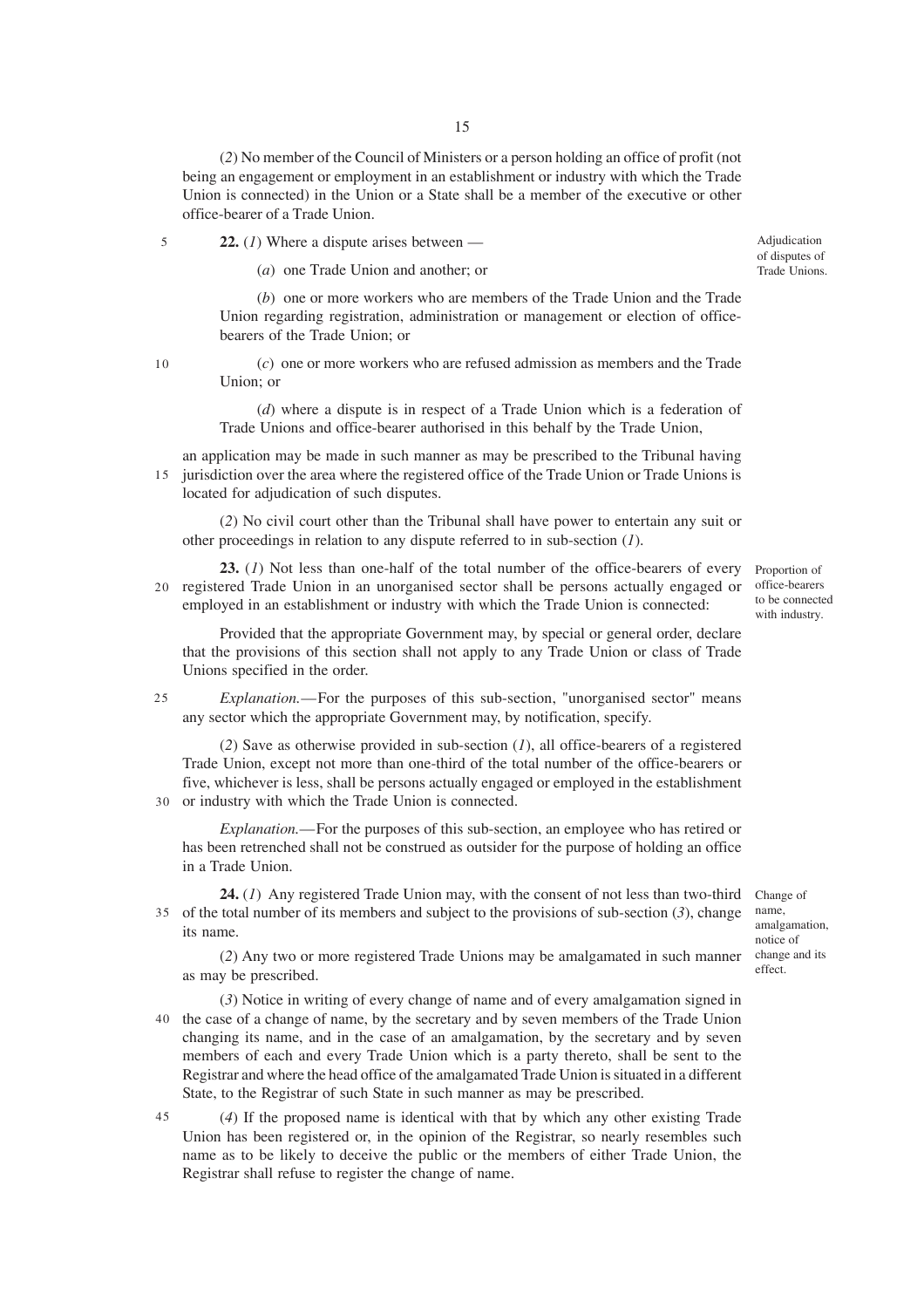(*2*) No member of the Council of Ministers or a person holding an office of profit (not being an engagement or employment in an establishment or industry with which the Trade Union is connected) in the Union or a State shall be a member of the executive or other office-bearer of a Trade Union.

Adjudication of disputes of Trade Unions.

**22.** (*1*) Where a dispute arises between —

(*a*) one Trade Union and another; or

(*b*) one or more workers who are members of the Trade Union and the Trade Union regarding registration, administration or management or election of office-bearers of the Trade Union; or

(*c*) one or more workers who are refused admission as members and the Trade Union; or

(*d*) where a dispute is in respect of a Trade Union which is a federation of Trade Unions and office-bearer authorised in this behalf by the Trade Union,

an application may be made in such manner as may be prescribed to the Tribunal having jurisdiction over the area where the registered office of the Trade Union or Trade Unions is located for adjudication of such disputes.

(*2*) No civil court other than the Tribunal shall have power to entertain any suit or other proceedings in relation to any dispute referred to in sub-section (*1*).

Proportion of office-bearers to be connected with industry.

**23.** (*1*) Not less than one-half of the total number of the office-bearers of every registered Trade Union in an unorganised sector shall be persons actually engaged or employed in an establishment or industry with which the Trade Union is connected:

Provided that the appropriate Government may, by special or general order, declare that the provisions of this section shall not apply to any Trade Union or class of Trade Unions specified in the order.

*Explanation.*—For the purposes of this sub-section, "unorganised sector" means any sector which the appropriate Government may, by notification, specify.

(*2*) Save as otherwise provided in sub-section (*1*), all office-bearers of a registered Trade Union, except not more than one-third of the total number of the office-bearers or five, whichever is less, shall be persons actually engaged or employed in the establishment or industry with which the Trade Union is connected.

*Explanation.*—For the purposes of this sub-section, an employee who has retired or has been retrenched shall not be construed as outsider for the purpose of holding an office in a Trade Union.

Change of name, amalgamation, notice of change and its effect.

**24.** (*1*) Any registered Trade Union may, with the consent of not less than two-third of the total number of its members and subject to the provisions of sub-section (*3*), change its name.

(*2*) Any two or more registered Trade Unions may be amalgamated in such manner as may be prescribed.

(*3*) Notice in writing of every change of name and of every amalgamation signed in the case of a change of name, by the secretary and by seven members of the Trade Union changing its name, and in the case of an amalgamation, by the secretary and by seven members of each and every Trade Union which is a party thereto, shall be sent to the Registrar and where the head office of the amalgamated Trade Union is situated in a different State, to the Registrar of such State in such manner as may be prescribed.

(*4*) If the proposed name is identical with that by which any other existing Trade Union has been registered or, in the opinion of the Registrar, so nearly resembles such name as to be likely to deceive the public or the members of either Trade Union, the Registrar shall refuse to register the change of name.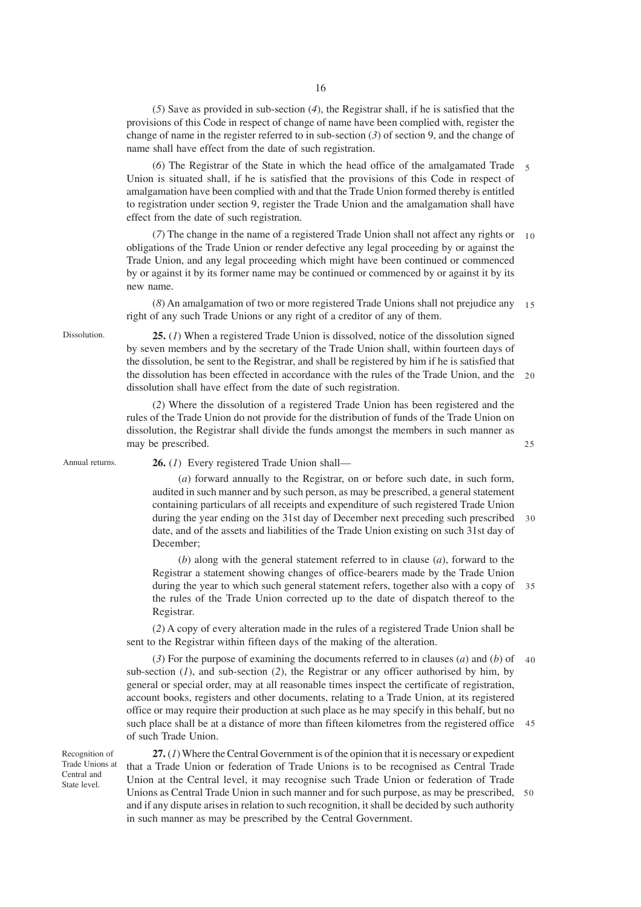(*5*) Save as provided in sub-section (*4*), the Registrar shall, if he is satisfied that the provisions of this Code in respect of change of name have been complied with, register the change of name in the register referred to in sub-section (*3*) of section 9, and the change of name shall have effect from the date of such registration.

(*6*) The Registrar of the State in which the head office of the amalgamated Trade Union is situated shall, if he is satisfied that the provisions of this Code in respect of amalgamation have been complied with and that the Trade Union formed thereby is entitled to registration under section 9, register the Trade Union and the amalgamation shall have effect from the date of such registration.

(*7*) The change in the name of a registered Trade Union shall not affect any rights or obligations of the Trade Union or render defective any legal proceeding by or against the Trade Union, and any legal proceeding which might have been continued or commenced by or against it by its former name may be continued or commenced by or against it by its new name.

(*8*) An amalgamation of two or more registered Trade Unions shall not prejudice any right of any such Trade Unions or any right of a creditor of any of them.

Dissolution.

**25.** (*1*) When a registered Trade Union is dissolved, notice of the dissolution signed by seven members and by the secretary of the Trade Union shall, within fourteen days of the dissolution, be sent to the Registrar, and shall be registered by him if he is satisfied that the dissolution has been effected in accordance with the rules of the Trade Union, and the dissolution shall have effect from the date of such registration.

(*2*) Where the dissolution of a registered Trade Union has been registered and the rules of the Trade Union do not provide for the distribution of funds of the Trade Union on dissolution, the Registrar shall divide the funds amongst the members in such manner as may be prescribed.

Annual returns.

**26.** (*1*) Every registered Trade Union shall—

(*a*) forward annually to the Registrar, on or before such date, in such form, audited in such manner and by such person, as may be prescribed, a general statement containing particulars of all receipts and expenditure of such registered Trade Union during the year ending on the 31st day of December next preceding such prescribed date, and of the assets and liabilities of the Trade Union existing on such 31st day of December;

(*b*) along with the general statement referred to in clause (*a*), forward to the Registrar a statement showing changes of office-bearers made by the Trade Union during the year to which such general statement refers, together also with a copy of the rules of the Trade Union corrected up to the date of dispatch thereof to the Registrar.

(*2*) A copy of every alteration made in the rules of a registered Trade Union shall be sent to the Registrar within fifteen days of the making of the alteration.

(*3*) For the purpose of examining the documents referred to in clauses (*a*) and (*b*) of sub-section (*1*), and sub-section (*2*), the Registrar or any officer authorised by him, by general or special order, may at all reasonable times inspect the certificate of registration, account books, registers and other documents, relating to a Trade Union, at its registered office or may require their production at such place as he may specify in this behalf, but no such place shall be at a distance of more than fifteen kilometres from the registered office of such Trade Union.

Recognition of Trade Unions at Central and State level.

**27.** (*1*) Where the Central Government is of the opinion that it is necessary or expedient that a Trade Union or federation of Trade Unions is to be recognised as Central Trade Union at the Central level, it may recognise such Trade Union or federation of Trade Unions as Central Trade Union in such manner and for such purpose, as may be prescribed, and if any dispute arises in relation to such recognition, it shall be decided by such authority in such manner as may be prescribed by the Central Government.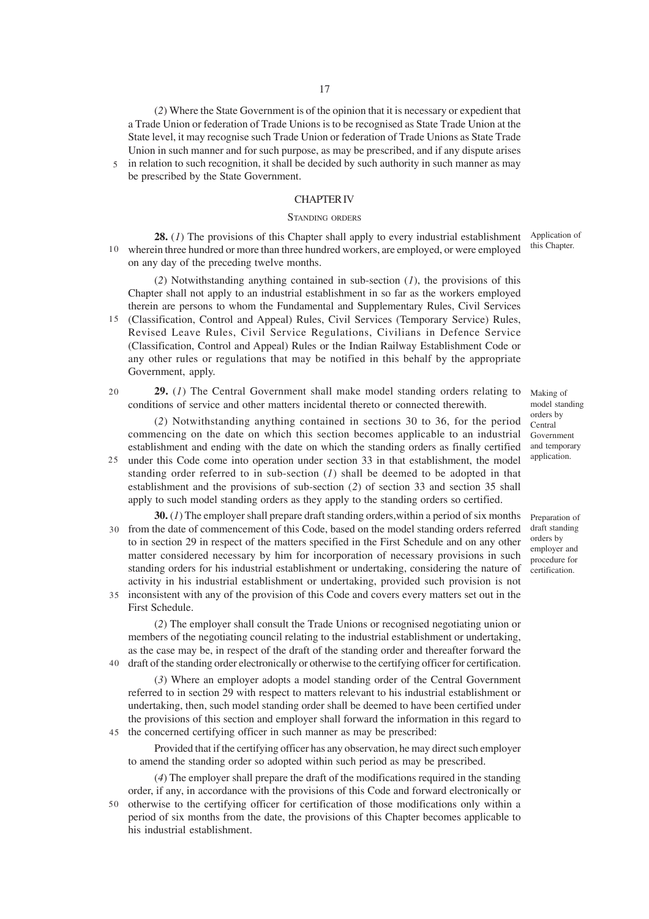(*2*) Where the State Government is of the opinion that it is necessary or expedient that a Trade Union or federation of Trade Unions is to be recognised as State Trade Union at the State level, it may recognise such Trade Union or federation of Trade Unions as State Trade Union in such manner and for such purpose, as may be prescribed, and if any dispute arises in relation to such recognition, it shall be decided by such authority in such manner as may be prescribed by the State Government.

## CHAPTER IV

### STANDING ORDERS

*Application of this Chapter.*

**28.** (*1*) The provisions of this Chapter shall apply to every industrial establishment wherein three hundred or more than three hundred workers, are employed, or were employed on any day of the preceding twelve months.

(*2*) Notwithstanding anything contained in sub-section (*1*), the provisions of this Chapter shall not apply to an industrial establishment in so far as the workers employed therein are persons to whom the Fundamental and Supplementary Rules, Civil Services (Classification, Control and Appeal) Rules, Civil Services (Temporary Service) Rules, Revised Leave Rules, Civil Service Regulations, Civilians in Defence Service (Classification, Control and Appeal) Rules or the Indian Railway Establishment Code or any other rules or regulations that may be notified in this behalf by the appropriate Government, apply.

*Making of model standing orders by Central Government and temporary application.*

**29.** (*1*) The Central Government shall make model standing orders relating to conditions of service and other matters incidental thereto or connected therewith.

(*2*) Notwithstanding anything contained in sections 30 to 36, for the period commencing on the date on which this section becomes applicable to an industrial establishment and ending with the date on which the standing orders as finally certified under this Code come into operation under section 33 in that establishment, the model standing order referred to in sub-section (*1*) shall be deemed to be adopted in that establishment and the provisions of sub-section (*2*) of section 33 and section 35 shall apply to such model standing orders as they apply to the standing orders so certified.

*Preparation of draft standing orders by employer and procedure for certification.*

**30.** (*1*) The employer shall prepare draft standing orders,within a period of six months from the date of commencement of this Code, based on the model standing orders referred to in section 29 in respect of the matters specified in the First Schedule and on any other matter considered necessary by him for incorporation of necessary provisions in such standing orders for his industrial establishment or undertaking, considering the nature of activity in his industrial establishment or undertaking, provided such provision is not inconsistent with any of the provision of this Code and covers every matters set out in the First Schedule.

(*2*) The employer shall consult the Trade Unions or recognised negotiating union or members of the negotiating council relating to the industrial establishment or undertaking, as the case may be, in respect of the draft of the standing order and thereafter forward the draft of the standing order electronically or otherwise to the certifying officer for certification.

(*3*) Where an employer adopts a model standing order of the Central Government referred to in section 29 with respect to matters relevant to his industrial establishment or undertaking, then, such model standing order shall be deemed to have been certified under the provisions of this section and employer shall forward the information in this regard to the concerned certifying officer in such manner as may be prescribed:

Provided that if the certifying officer has any observation, he may direct such employer to amend the standing order so adopted within such period as may be prescribed.

(*4*) The employer shall prepare the draft of the modifications required in the standing order, if any, in accordance with the provisions of this Code and forward electronically or otherwise to the certifying officer for certification of those modifications only within a period of six months from the date, the provisions of this Chapter becomes applicable to his industrial establishment.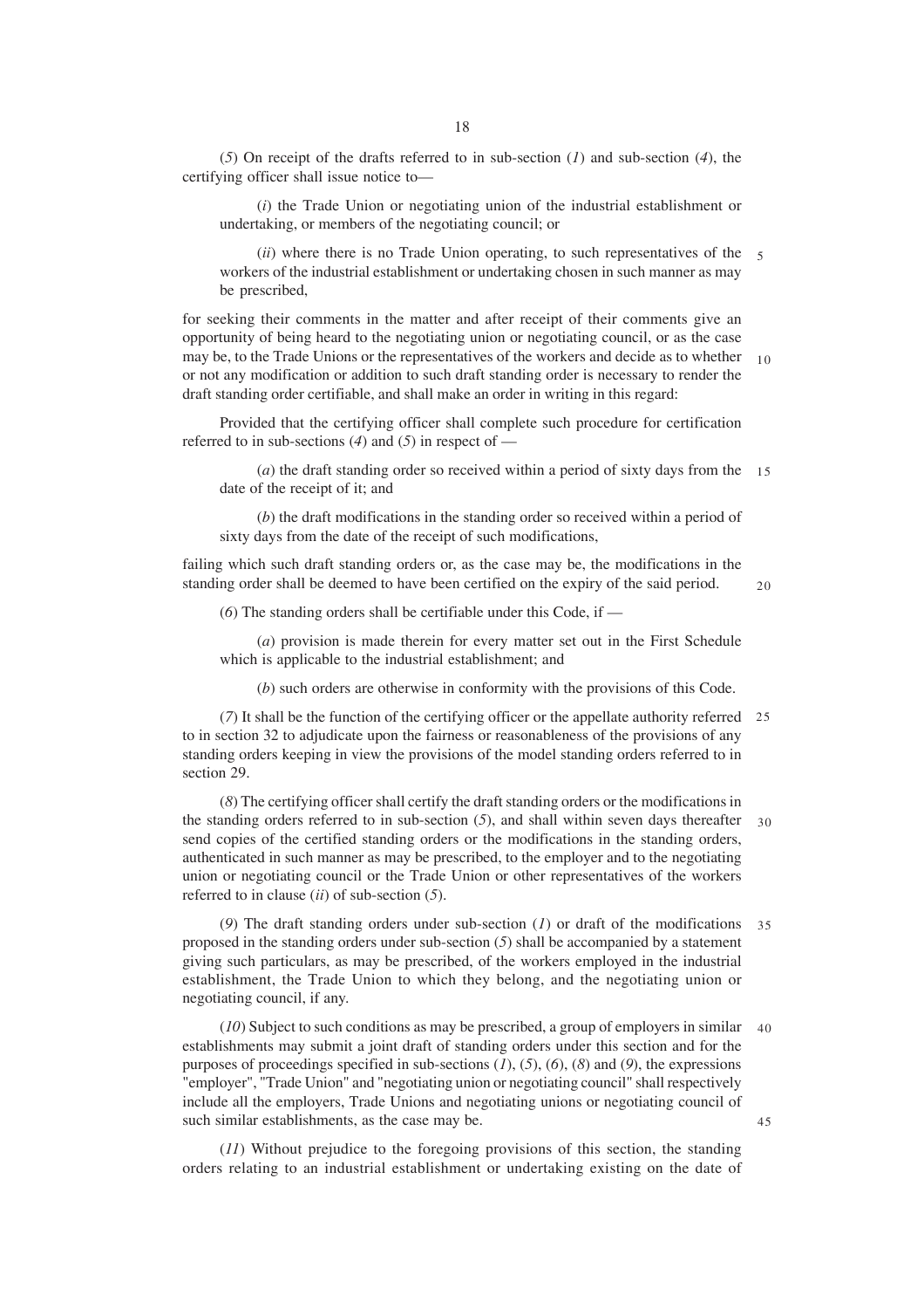(*5*) On receipt of the drafts referred to in sub-section (*1*) and sub-section (*4*), the certifying officer shall issue notice to—

(*i*) the Trade Union or negotiating union of the industrial establishment or undertaking, or members of the negotiating council; or

(*ii*) where there is no Trade Union operating, to such representatives of the workers of the industrial establishment or undertaking chosen in such manner as may be prescribed,

for seeking their comments in the matter and after receipt of their comments give an opportunity of being heard to the negotiating union or negotiating council, or as the case may be, to the Trade Unions or the representatives of the workers and decide as to whether or not any modification or addition to such draft standing order is necessary to render the draft standing order certifiable, and shall make an order in writing in this regard:

Provided that the certifying officer shall complete such procedure for certification referred to in sub-sections (*4*) and (*5*) in respect of —

(*a*) the draft standing order so received within a period of sixty days from the date of the receipt of it; and

(*b*) the draft modifications in the standing order so received within a period of sixty days from the date of the receipt of such modifications,

failing which such draft standing orders or, as the case may be, the modifications in the standing order shall be deemed to have been certified on the expiry of the said period.

(*6*) The standing orders shall be certifiable under this Code, if —

(*a*) provision is made therein for every matter set out in the First Schedule which is applicable to the industrial establishment; and

(*b*) such orders are otherwise in conformity with the provisions of this Code.

(*7*) It shall be the function of the certifying officer or the appellate authority referred to in section 32 to adjudicate upon the fairness or reasonableness of the provisions of any standing orders keeping in view the provisions of the model standing orders referred to in section 29.

(*8*) The certifying officer shall certify the draft standing orders or the modifications in the standing orders referred to in sub-section (*5*), and shall within seven days thereafter send copies of the certified standing orders or the modifications in the standing orders, authenticated in such manner as may be prescribed, to the employer and to the negotiating union or negotiating council or the Trade Union or other representatives of the workers referred to in clause (*ii*) of sub-section (*5*).

(*9*) The draft standing orders under sub-section (*1*) or draft of the modifications proposed in the standing orders under sub-section (*5*) shall be accompanied by a statement giving such particulars, as may be prescribed, of the workers employed in the industrial establishment, the Trade Union to which they belong, and the negotiating union or negotiating council, if any.

(*10*) Subject to such conditions as may be prescribed, a group of employers in similar establishments may submit a joint draft of standing orders under this section and for the purposes of proceedings specified in sub-sections (*1*), (*5*), (*6*), (*8*) and (*9*), the expressions "employer", "Trade Union" and "negotiating union or negotiating council" shall respectively include all the employers, Trade Unions and negotiating unions or negotiating council of such similar establishments, as the case may be.

(*11*) Without prejudice to the foregoing provisions of this section, the standing orders relating to an industrial establishment or undertaking existing on the date of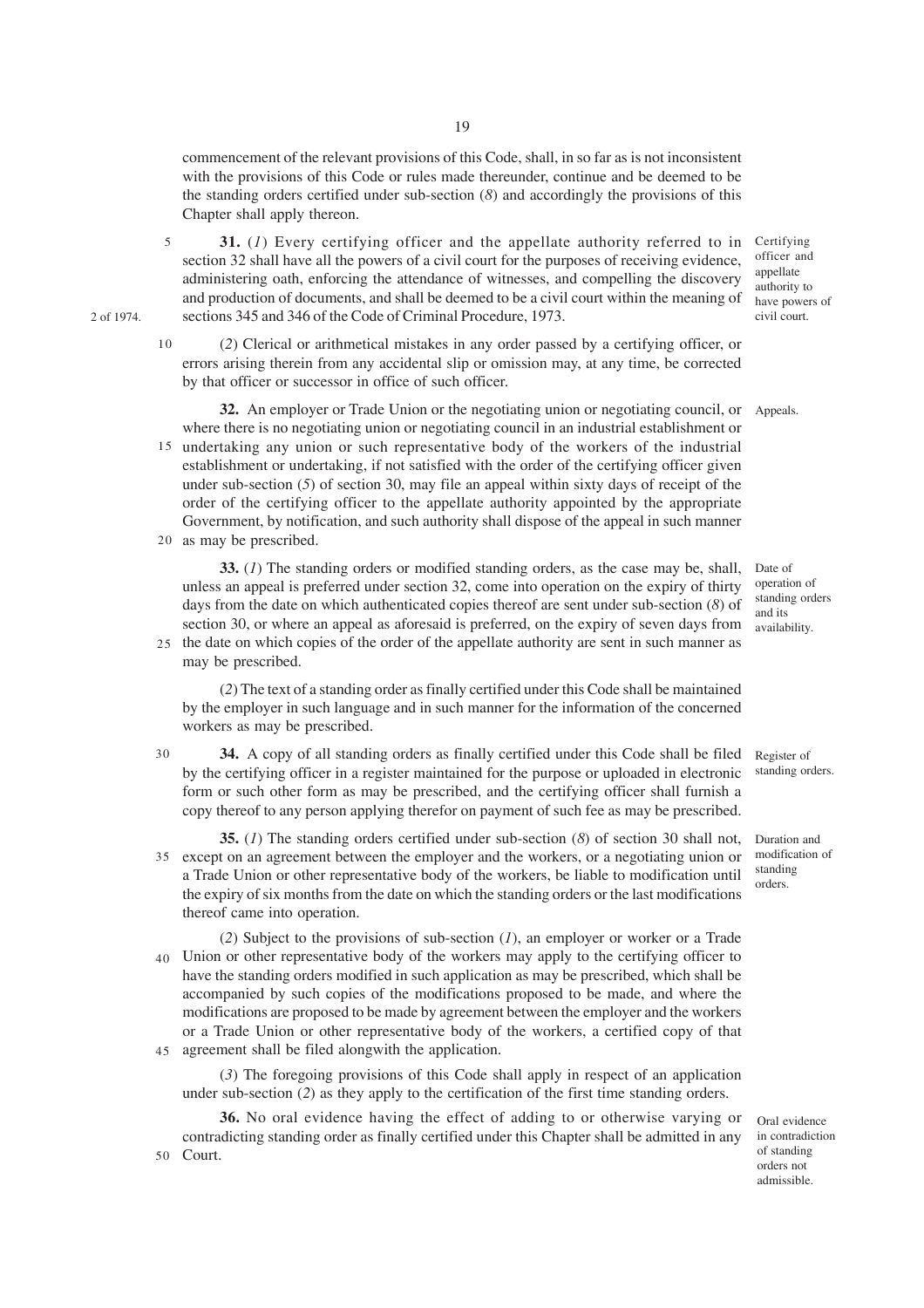commencement of the relevant provisions of this Code, shall, in so far as is not inconsistent with the provisions of this Code or rules made thereunder, continue and be deemed to be the standing orders certified under sub-section (*8*) and accordingly the provisions of this Chapter shall apply thereon.

*Certifying officer and appellate authority to have powers of civil court.*

**31.** (*1*) Every certifying officer and the appellate authority referred to in section 32 shall have all the powers of a civil court for the purposes of receiving evidence, administering oath, enforcing the attendance of witnesses, and compelling the discovery and production of documents, and shall be deemed to be a civil court within the meaning of sections 345 and 346 of the Code of Criminal Procedure, 1973.

*2 of 1974.*

(*2*) Clerical or arithmetical mistakes in any order passed by a certifying officer, or errors arising therein from any accidental slip or omission may, at any time, be corrected by that officer or successor in office of such officer.

*Appeals.*

**32.** An employer or Trade Union or the negotiating union or negotiating council, or where there is no negotiating union or negotiating council in an industrial establishment or undertaking any union or such representative body of the workers of the industrial establishment or undertaking, if not satisfied with the order of the certifying officer given under sub-section (*5*) of section 30, may file an appeal within sixty days of receipt of the order of the certifying officer to the appellate authority appointed by the appropriate Government, by notification, and such authority shall dispose of the appeal in such manner as may be prescribed.

*Date of operation of standing orders and its availability.*

**33.** (*1*) The standing orders or modified standing orders, as the case may be, shall, unless an appeal is preferred under section 32, come into operation on the expiry of thirty days from the date on which authenticated copies thereof are sent under sub-section (*8*) of section 30, or where an appeal as aforesaid is preferred, on the expiry of seven days from the date on which copies of the order of the appellate authority are sent in such manner as may be prescribed.

(*2*) The text of a standing order as finally certified under this Code shall be maintained by the employer in such language and in such manner for the information of the concerned workers as may be prescribed.

*Register of standing orders.*

**34.** A copy of all standing orders as finally certified under this Code shall be filed by the certifying officer in a register maintained for the purpose or uploaded in electronic form or such other form as may be prescribed, and the certifying officer shall furnish a copy thereof to any person applying therefor on payment of such fee as may be prescribed.

*Duration and modification of standing orders.*

**35.** (*1*) The standing orders certified under sub-section (*8*) of section 30 shall not, except on an agreement between the employer and the workers, or a negotiating union or a Trade Union or other representative body of the workers, be liable to modification until the expiry of six months from the date on which the standing orders or the last modifications thereof came into operation.

(*2*) Subject to the provisions of sub-section (*1*), an employer or worker or a Trade Union or other representative body of the workers may apply to the certifying officer to have the standing orders modified in such application as may be prescribed, which shall be accompanied by such copies of the modifications proposed to be made, and where the modifications are proposed to be made by agreement between the employer and the workers or a Trade Union or other representative body of the workers, a certified copy of that agreement shall be filed alongwith the application.

(*3*) The foregoing provisions of this Code shall apply in respect of an application under sub-section (*2*) as they apply to the certification of the first time standing orders.

*Oral evidence in contradiction of standing orders not admissible.*

**36.** No oral evidence having the effect of adding to or otherwise varying or contradicting standing order as finally certified under this Chapter shall be admitted in any Court.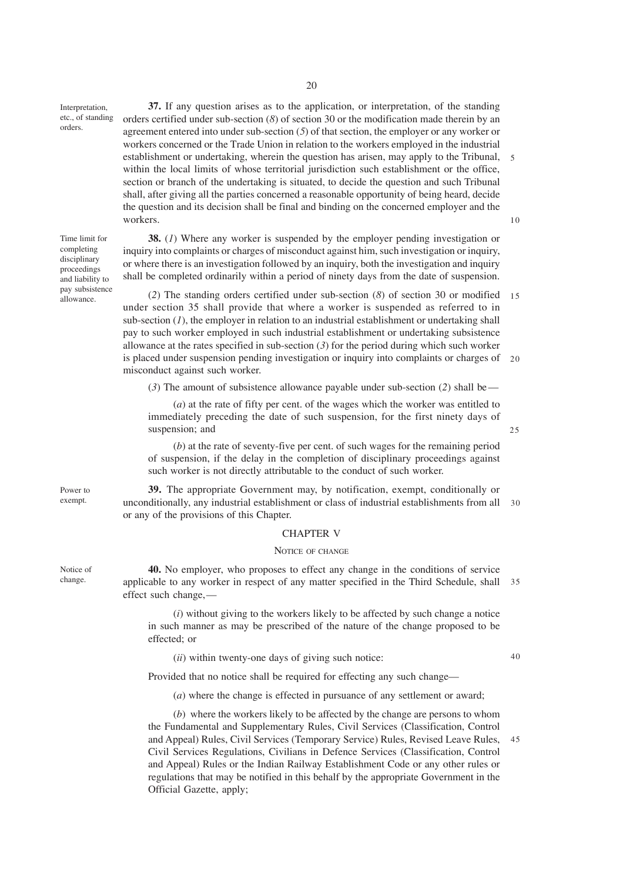Interpretation, etc., of standing orders.

**37.** If any question arises as to the application, or interpretation, of the standing orders certified under sub-section (*8*) of section 30 or the modification made therein by an agreement entered into under sub-section (*5*) of that section, the employer or any worker or workers concerned or the Trade Union in relation to the workers employed in the industrial establishment or undertaking, wherein the question has arisen, may apply to the Tribunal, within the local limits of whose territorial jurisdiction such establishment or the office, section or branch of the undertaking is situated, to decide the question and such Tribunal shall, after giving all the parties concerned a reasonable opportunity of being heard, decide the question and its decision shall be final and binding on the concerned employer and the workers.

Time limit for completing disciplinary proceedings and liability to pay subsistence allowance.

**38.** (*1*) Where any worker is suspended by the employer pending investigation or inquiry into complaints or charges of misconduct against him, such investigation or inquiry, or where there is an investigation followed by an inquiry, both the investigation and inquiry shall be completed ordinarily within a period of ninety days from the date of suspension.

(*2*) The standing orders certified under sub-section (*8*) of section 30 or modified under section 35 shall provide that where a worker is suspended as referred to in sub-section (*1*), the employer in relation to an industrial establishment or undertaking shall pay to such worker employed in such industrial establishment or undertaking subsistence allowance at the rates specified in sub-section (*3*) for the period during which such worker is placed under suspension pending investigation or inquiry into complaints or charges of misconduct against such worker.

(*3*) The amount of subsistence allowance payable under sub-section (*2*) shall be—

(*a*) at the rate of fifty per cent. of the wages which the worker was entitled to immediately preceding the date of such suspension, for the first ninety days of suspension; and

(*b*) at the rate of seventy-five per cent. of such wages for the remaining period of suspension, if the delay in the completion of disciplinary proceedings against such worker is not directly attributable to the conduct of such worker.

Power to exempt.

**39.** The appropriate Government may, by notification, exempt, conditionally or unconditionally, any industrial establishment or class of industrial establishments from all or any of the provisions of this Chapter.

## CHAPTER V

### NOTICE OF CHANGE

Notice of change.

**40.** No employer, who proposes to effect any change in the conditions of service applicable to any worker in respect of any matter specified in the Third Schedule, shall effect such change,—

(*i*) without giving to the workers likely to be affected by such change a notice in such manner as may be prescribed of the nature of the change proposed to be effected; or

(*ii*) within twenty-one days of giving such notice:

Provided that no notice shall be required for effecting any such change—

(*a*) where the change is effected in pursuance of any settlement or award;

(*b*) where the workers likely to be affected by the change are persons to whom the Fundamental and Supplementary Rules, Civil Services (Classification, Control and Appeal) Rules, Civil Services (Temporary Service) Rules, Revised Leave Rules, Civil Services Regulations, Civilians in Defence Services (Classification, Control and Appeal) Rules or the Indian Railway Establishment Code or any other rules or regulations that may be notified in this behalf by the appropriate Government in the Official Gazette, apply;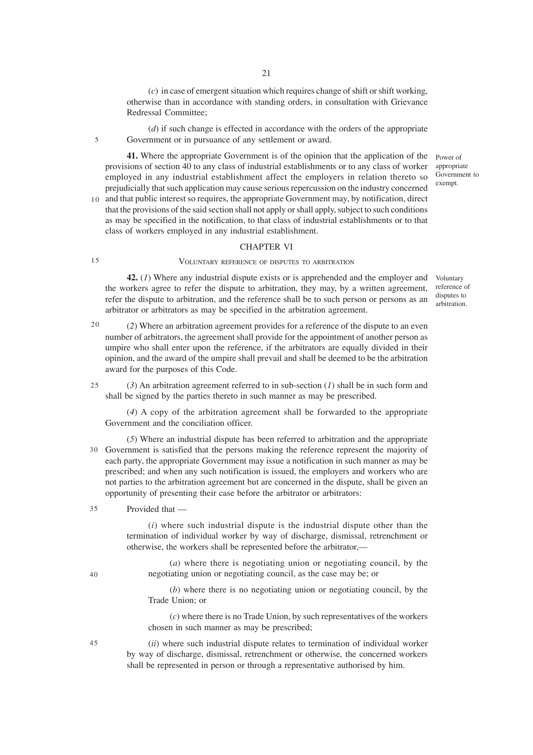(*c*) in case of emergent situation which requires change of shift or shift working, otherwise than in accordance with standing orders, in consultation with Grievance Redressal Committee;

(*d*) if such change is effected in accordance with the orders of the appropriate Government or in pursuance of any settlement or award.

*Power of appropriate Government to exempt.*

**41.** Where the appropriate Government is of the opinion that the application of the provisions of section 40 to any class of industrial establishments or to any class of worker employed in any industrial establishment affect the employers in relation thereto so prejudicially that such application may cause serious repercussion on the industry concerned and that public interest so requires, the appropriate Government may, by notification, direct that the provisions of the said section shall not apply or shall apply, subject to such conditions as may be specified in the notification, to that class of industrial establishments or to that class of workers employed in any industrial establishment.

## CHAPTER VI

### VOLUNTARY REFERENCE OF DISPUTES TO ARBITRATION

*Voluntary reference of disputes to arbitration.*

**42.** (*1*) Where any industrial dispute exists or is apprehended and the employer and the workers agree to refer the dispute to arbitration, they may, by a written agreement, refer the dispute to arbitration, and the reference shall be to such person or persons as an arbitrator or arbitrators as may be specified in the arbitration agreement.

(*2*) Where an arbitration agreement provides for a reference of the dispute to an even number of arbitrators, the agreement shall provide for the appointment of another person as umpire who shall enter upon the reference, if the arbitrators are equally divided in their opinion, and the award of the umpire shall prevail and shall be deemed to be the arbitration award for the purposes of this Code.

(*3*) An arbitration agreement referred to in sub-section (*1*) shall be in such form and shall be signed by the parties thereto in such manner as may be prescribed.

(*4*) A copy of the arbitration agreement shall be forwarded to the appropriate Government and the conciliation officer.

(*5*) Where an industrial dispute has been referred to arbitration and the appropriate Government is satisfied that the persons making the reference represent the majority of each party, the appropriate Government may issue a notification in such manner as may be prescribed; and when any such notification is issued, the employers and workers who are not parties to the arbitration agreement but are concerned in the dispute, shall be given an opportunity of presenting their case before the arbitrator or arbitrators:

Provided that —

(*i*) where such industrial dispute is the industrial dispute other than the termination of individual worker by way of discharge, dismissal, retrenchment or otherwise, the workers shall be represented before the arbitrator,—

(*a*) where there is negotiating union or negotiating council, by the negotiating union or negotiating council, as the case may be; or

(*b*) where there is no negotiating union or negotiating council, by the Trade Union; or

(*c*) where there is no Trade Union, by such representatives of the workers chosen in such manner as may be prescribed;

(*ii*) where such industrial dispute relates to termination of individual worker by way of discharge, dismissal, retrenchment or otherwise, the concerned workers shall be represented in person or through a representative authorised by him.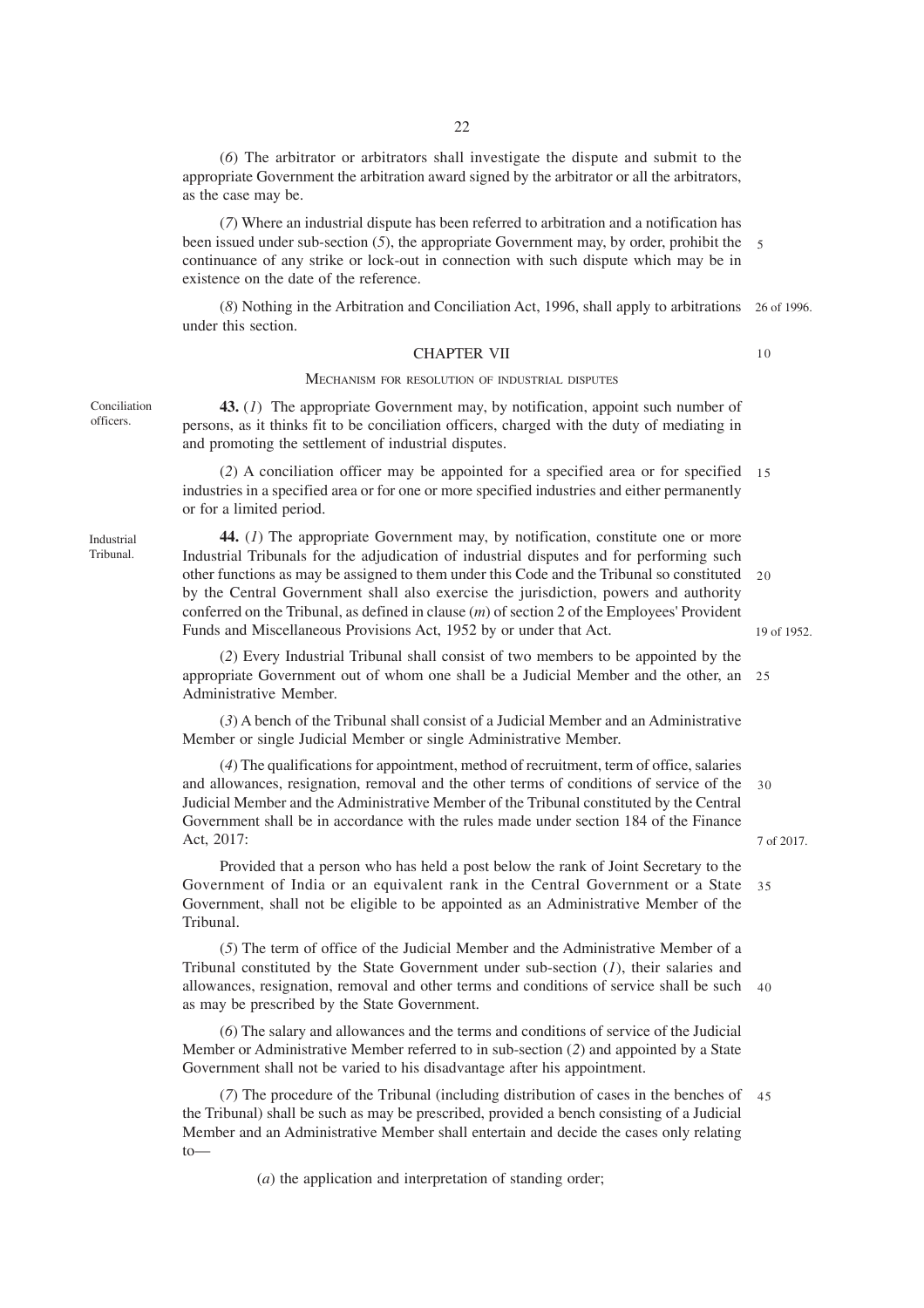(*6*) The arbitrator or arbitrators shall investigate the dispute and submit to the appropriate Government the arbitration award signed by the arbitrator or all the arbitrators, as the case may be.

(*7*) Where an industrial dispute has been referred to arbitration and a notification has been issued under sub-section (*5*), the appropriate Government may, by order, prohibit the continuance of any strike or lock-out in connection with such dispute which may be in existence on the date of the reference.

(*8*) Nothing in the Arbitration and Conciliation Act, 1996, shall apply to arbitrations under this section. 26 of 1996.

## CHAPTER VII

### MECHANISM FOR RESOLUTION OF INDUSTRIAL DISPUTES

Conciliation officers.

**43.** (*1*) The appropriate Government may, by notification, appoint such number of persons, as it thinks fit to be conciliation officers, charged with the duty of mediating in and promoting the settlement of industrial disputes.

(*2*) A conciliation officer may be appointed for a specified area or for specified industries in a specified area or for one or more specified industries and either permanently or for a limited period.

Industrial Tribunal.

**44.** (*1*) The appropriate Government may, by notification, constitute one or more Industrial Tribunals for the adjudication of industrial disputes and for performing such other functions as may be assigned to them under this Code and the Tribunal so constituted by the Central Government shall also exercise the jurisdiction, powers and authority conferred on the Tribunal, as defined in clause (*m*) of section 2 of the Employees' Provident Funds and Miscellaneous Provisions Act, 1952 by or under that Act. 19 of 1952.

(*2*) Every Industrial Tribunal shall consist of two members to be appointed by the appropriate Government out of whom one shall be a Judicial Member and the other, an Administrative Member.

(*3*) A bench of the Tribunal shall consist of a Judicial Member and an Administrative Member or single Judicial Member or single Administrative Member.

(*4*) The qualifications for appointment, method of recruitment, term of office, salaries and allowances, resignation, removal and the other terms of conditions of service of the Judicial Member and the Administrative Member of the Tribunal constituted by the Central Government shall be in accordance with the rules made under section 184 of the Finance Act, 2017: 7 of 2017.

Provided that a person who has held a post below the rank of Joint Secretary to the Government of India or an equivalent rank in the Central Government or a State Government, shall not be eligible to be appointed as an Administrative Member of the Tribunal.

(*5*) The term of office of the Judicial Member and the Administrative Member of a Tribunal constituted by the State Government under sub-section (*1*), their salaries and allowances, resignation, removal and other terms and conditions of service shall be such as may be prescribed by the State Government.

(*6*) The salary and allowances and the terms and conditions of service of the Judicial Member or Administrative Member referred to in sub-section (*2*) and appointed by a State Government shall not be varied to his disadvantage after his appointment.

(*7*) The procedure of the Tribunal (including distribution of cases in the benches of the Tribunal) shall be such as may be prescribed, provided a bench consisting of a Judicial Member and an Administrative Member shall entertain and decide the cases only relating to—

(*a*) the application and interpretation of standing order;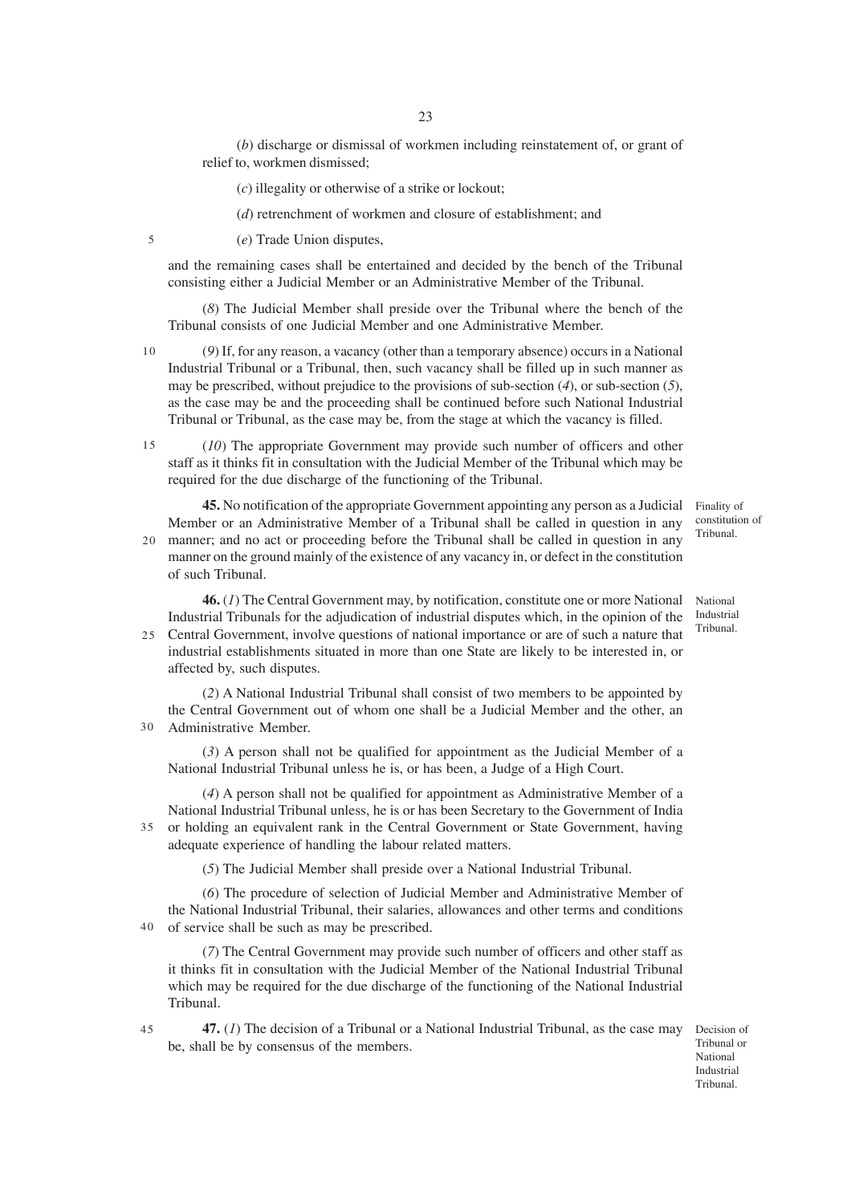(*b*) discharge or dismissal of workmen including reinstatement of, or grant of relief to, workmen dismissed;

(*c*) illegality or otherwise of a strike or lockout;

(*d*) retrenchment of workmen and closure of establishment; and

(*e*) Trade Union disputes,

and the remaining cases shall be entertained and decided by the bench of the Tribunal consisting either a Judicial Member or an Administrative Member of the Tribunal.

(*8*) The Judicial Member shall preside over the Tribunal where the bench of the Tribunal consists of one Judicial Member and one Administrative Member.

(*9*) If, for any reason, a vacancy (other than a temporary absence) occurs in a National Industrial Tribunal or a Tribunal, then, such vacancy shall be filled up in such manner as may be prescribed, without prejudice to the provisions of sub-section (*4*), or sub-section (*5*), as the case may be and the proceeding shall be continued before such National Industrial Tribunal or Tribunal, as the case may be, from the stage at which the vacancy is filled.

(*10*) The appropriate Government may provide such number of officers and other staff as it thinks fit in consultation with the Judicial Member of the Tribunal which may be required for the due discharge of the functioning of the Tribunal.

Finality of constitution of Tribunal.

**45.** No notification of the appropriate Government appointing any person as a Judicial Member or an Administrative Member of a Tribunal shall be called in question in any manner; and no act or proceeding before the Tribunal shall be called in question in any manner on the ground mainly of the existence of any vacancy in, or defect in the constitution of such Tribunal.

National Industrial Tribunal.

**46.** (*1*) The Central Government may, by notification, constitute one or more National Industrial Tribunals for the adjudication of industrial disputes which, in the opinion of the Central Government, involve questions of national importance or are of such a nature that industrial establishments situated in more than one State are likely to be interested in, or affected by, such disputes.

(*2*) A National Industrial Tribunal shall consist of two members to be appointed by the Central Government out of whom one shall be a Judicial Member and the other, an Administrative Member.

(*3*) A person shall not be qualified for appointment as the Judicial Member of a National Industrial Tribunal unless he is, or has been, a Judge of a High Court.

(*4*) A person shall not be qualified for appointment as Administrative Member of a National Industrial Tribunal unless, he is or has been Secretary to the Government of India or holding an equivalent rank in the Central Government or State Government, having adequate experience of handling the labour related matters.

(*5*) The Judicial Member shall preside over a National Industrial Tribunal.

(*6*) The procedure of selection of Judicial Member and Administrative Member of the National Industrial Tribunal, their salaries, allowances and other terms and conditions of service shall be such as may be prescribed.

(*7*) The Central Government may provide such number of officers and other staff as it thinks fit in consultation with the Judicial Member of the National Industrial Tribunal which may be required for the due discharge of the functioning of the National Industrial Tribunal.

Decision of Tribunal or National Industrial Tribunal.

**47.** (*1*) The decision of a Tribunal or a National Industrial Tribunal, as the case may be, shall be by consensus of the members.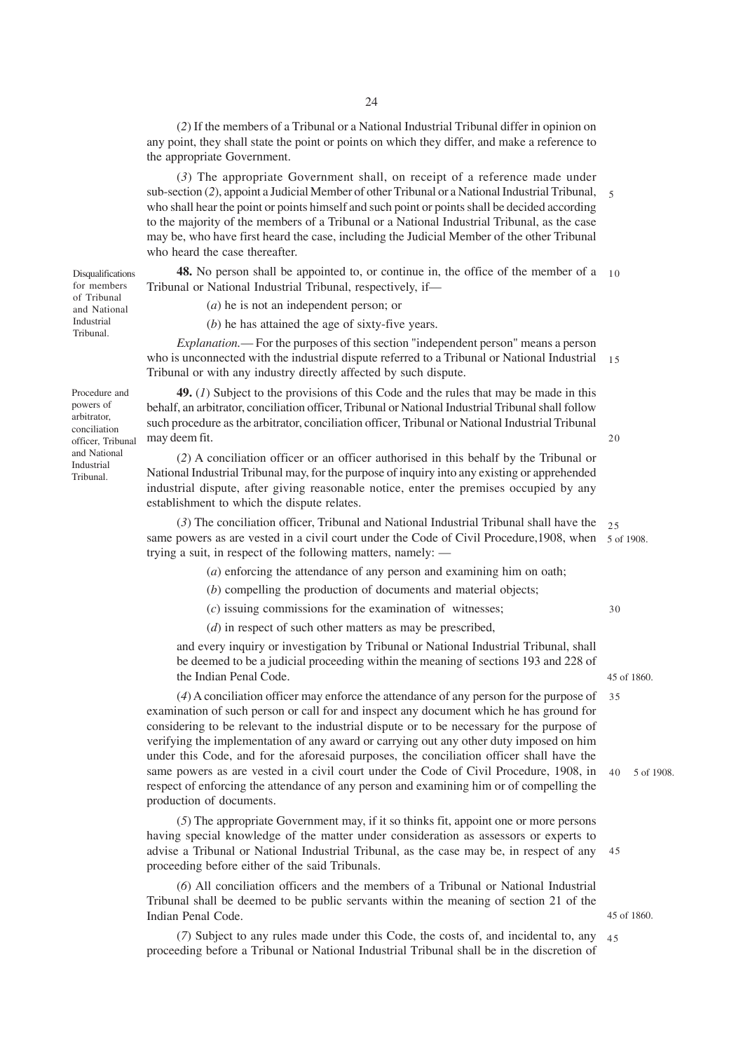(*2*) If the members of a Tribunal or a National Industrial Tribunal differ in opinion on any point, they shall state the point or points on which they differ, and make a reference to the appropriate Government.

(*3*) The appropriate Government shall, on receipt of a reference made under sub-section (*2*), appoint a Judicial Member of other Tribunal or a National Industrial Tribunal, who shall hear the point or points himself and such point or points shall be decided according to the majority of the members of a Tribunal or a National Industrial Tribunal, as the case may be, who have first heard the case, including the Judicial Member of the other Tribunal who heard the case thereafter.

Disqualifications for members of Tribunal and National Industrial Tribunal.

**48.** No person shall be appointed to, or continue in, the office of the member of a Tribunal or National Industrial Tribunal, respectively, if—

(*a*) he is not an independent person; or

(*b*) he has attained the age of sixty-five years.

*Explanation.*— For the purposes of this section "independent person" means a person who is unconnected with the industrial dispute referred to a Tribunal or National Industrial Tribunal or with any industry directly affected by such dispute.

Procedure and powers of arbitrator, conciliation officer, Tribunal and National Industrial Tribunal.

**49.** (*1*) Subject to the provisions of this Code and the rules that may be made in this behalf, an arbitrator, conciliation officer, Tribunal or National Industrial Tribunal shall follow such procedure as the arbitrator, conciliation officer, Tribunal or National Industrial Tribunal may deem fit.

(*2*) A conciliation officer or an officer authorised in this behalf by the Tribunal or National Industrial Tribunal may, for the purpose of inquiry into any existing or apprehended industrial dispute, after giving reasonable notice, enter the premises occupied by any establishment to which the dispute relates.

(*3*) The conciliation officer, Tribunal and National Industrial Tribunal shall have the same powers as are vested in a civil court under the Code of Civil Procedure,1908, when trying a suit, in respect of the following matters, namely: —

5 of 1908.

(*a*) enforcing the attendance of any person and examining him on oath;

(*b*) compelling the production of documents and material objects;

(*c*) issuing commissions for the examination of witnesses;

(*d*) in respect of such other matters as may be prescribed,

and every inquiry or investigation by Tribunal or National Industrial Tribunal, shall be deemed to be a judicial proceeding within the meaning of sections 193 and 228 of the Indian Penal Code.

45 of 1860.

(*4*) A conciliation officer may enforce the attendance of any person for the purpose of examination of such person or call for and inspect any document which he has ground for considering to be relevant to the industrial dispute or to be necessary for the purpose of verifying the implementation of any award or carrying out any other duty imposed on him under this Code, and for the aforesaid purposes, the conciliation officer shall have the same powers as are vested in a civil court under the Code of Civil Procedure, 1908, in respect of enforcing the attendance of any person and examining him or of compelling the production of documents.

5 of 1908.

(*5*) The appropriate Government may, if it so thinks fit, appoint one or more persons having special knowledge of the matter under consideration as assessors or experts to advise a Tribunal or National Industrial Tribunal, as the case may be, in respect of any proceeding before either of the said Tribunals.

(*6*) All conciliation officers and the members of a Tribunal or National Industrial Tribunal shall be deemed to be public servants within the meaning of section 21 of the Indian Penal Code.

45 of 1860.

(*7*) Subject to any rules made under this Code, the costs of, and incidental to, any proceeding before a Tribunal or National Industrial Tribunal shall be in the discretion of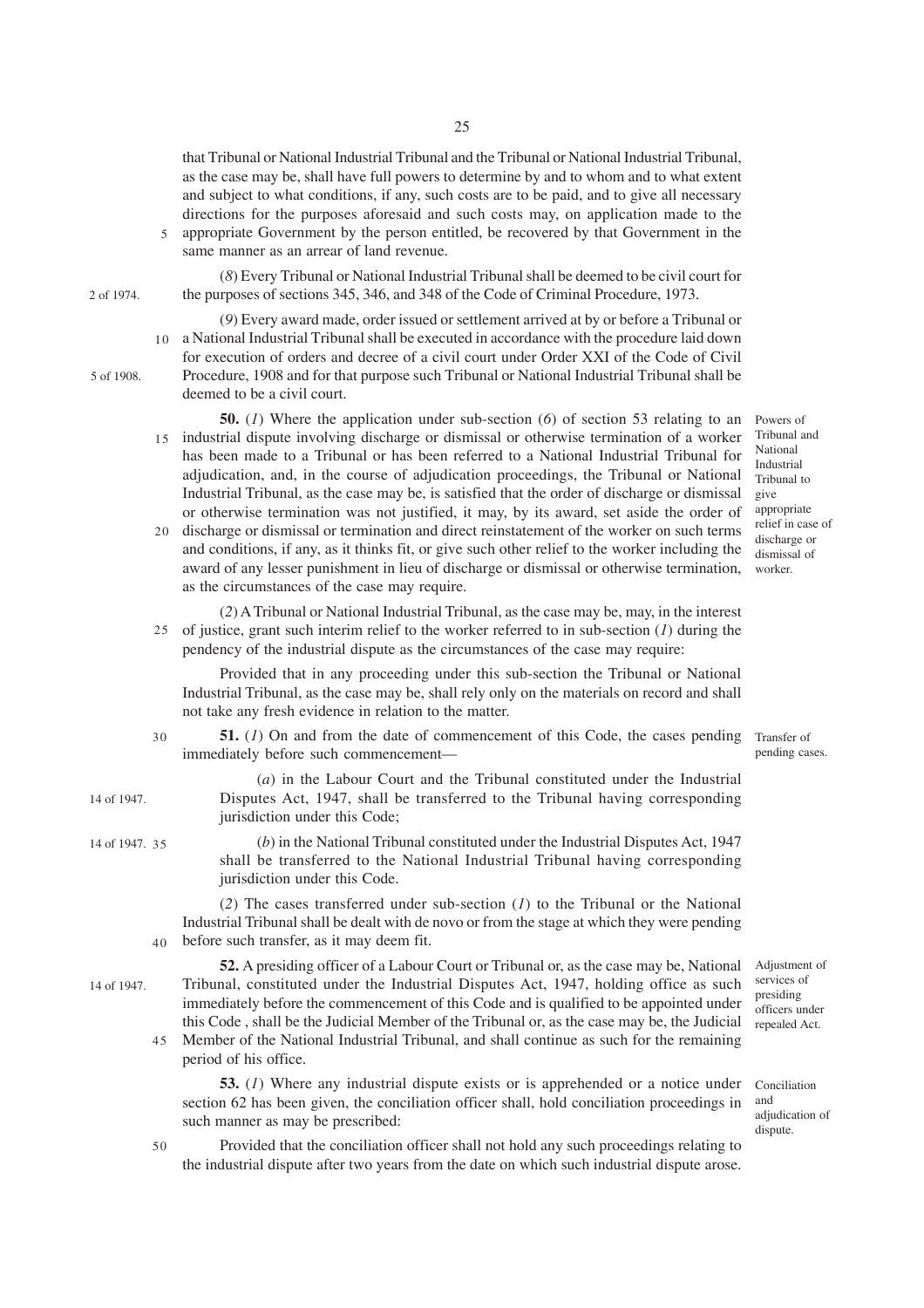that Tribunal or National Industrial Tribunal and the Tribunal or National Industrial Tribunal, as the case may be, shall have full powers to determine by and to whom and to what extent and subject to what conditions, if any, such costs are to be paid, and to give all necessary directions for the purposes aforesaid and such costs may, on application made to the appropriate Government by the person entitled, be recovered by that Government in the same manner as an arrear of land revenue.

(*8*) Every Tribunal or National Industrial Tribunal shall be deemed to be civil court for the purposes of sections 345, 346, and 348 of the Code of Criminal Procedure, 1973. (2 of 1974.)

(*9*) Every award made, order issued or settlement arrived at by or before a Tribunal or a National Industrial Tribunal shall be executed in accordance with the procedure laid down for execution of orders and decree of a civil court under Order XXI of the Code of Civil Procedure, 1908 and for that purpose such Tribunal or National Industrial Tribunal shall be deemed to be a civil court. (5 of 1908.)

*Powers of Tribunal and National Industrial Tribunal to give appropriate relief in case of discharge or dismissal of worker.*

**50.** (*1*) Where the application under sub-section (*6*) of section 53 relating to an industrial dispute involving discharge or dismissal or otherwise termination of a worker has been made to a Tribunal or has been referred to a National Industrial Tribunal for adjudication, and, in the course of adjudication proceedings, the Tribunal or National Industrial Tribunal, as the case may be, is satisfied that the order of discharge or dismissal or otherwise termination was not justified, it may, by its award, set aside the order of discharge or dismissal or termination and direct reinstatement of the worker on such terms and conditions, if any, as it thinks fit, or give such other relief to the worker including the award of any lesser punishment in lieu of discharge or dismissal or otherwise termination, as the circumstances of the case may require.

(*2*) A Tribunal or National Industrial Tribunal, as the case may be, may, in the interest of justice, grant such interim relief to the worker referred to in sub-section (*1*) during the pendency of the industrial dispute as the circumstances of the case may require:

Provided that in any proceeding under this sub-section the Tribunal or National Industrial Tribunal, as the case may be, shall rely only on the materials on record and shall not take any fresh evidence in relation to the matter.

*Transfer of pending cases.*

**51.** (*1*) On and from the date of commencement of this Code, the cases pending immediately before such commencement—

(*a*) in the Labour Court and the Tribunal constituted under the Industrial Disputes Act, 1947, shall be transferred to the Tribunal having corresponding jurisdiction under this Code; (14 of 1947.)

(*b*) in the National Tribunal constituted under the Industrial Disputes Act, 1947 shall be transferred to the National Industrial Tribunal having corresponding jurisdiction under this Code. (14 of 1947.)

(*2*) The cases transferred under sub-section (*1*) to the Tribunal or the National Industrial Tribunal shall be dealt with de novo or from the stage at which they were pending before such transfer, as it may deem fit.

*Adjustment of services of presiding officers under repealed Act.*

**52.** A presiding officer of a Labour Court or Tribunal or, as the case may be, National Tribunal, constituted under the Industrial Disputes Act, 1947, holding office as such immediately before the commencement of this Code and is qualified to be appointed under this Code , shall be the Judicial Member of the Tribunal or, as the case may be, the Judicial Member of the National Industrial Tribunal, and shall continue as such for the remaining period of his office. (14 of 1947.)

*Conciliation and adjudication of dispute.*

**53.** (*1*) Where any industrial dispute exists or is apprehended or a notice under section 62 has been given, the conciliation officer shall, hold conciliation proceedings in such manner as may be prescribed:

Provided that the conciliation officer shall not hold any such proceedings relating to the industrial dispute after two years from the date on which such industrial dispute arose.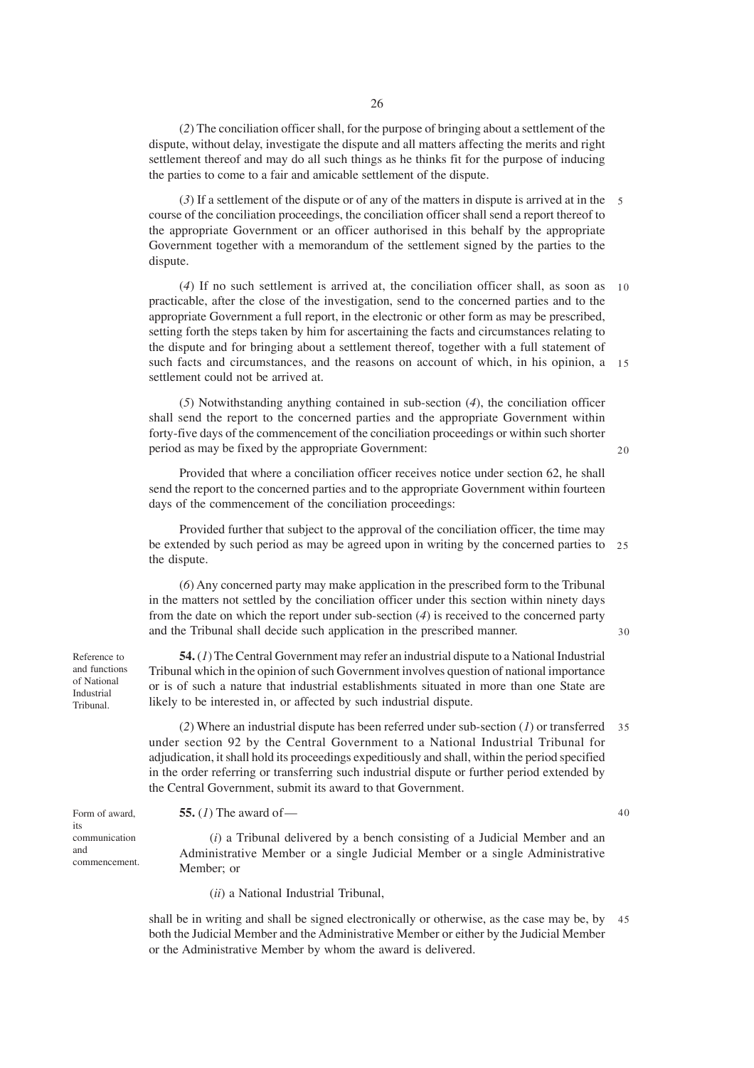(*2*) The conciliation officer shall, for the purpose of bringing about a settlement of the dispute, without delay, investigate the dispute and all matters affecting the merits and right settlement thereof and may do all such things as he thinks fit for the purpose of inducing the parties to come to a fair and amicable settlement of the dispute.

(*3*) If a settlement of the dispute or of any of the matters in dispute is arrived at in the course of the conciliation proceedings, the conciliation officer shall send a report thereof to the appropriate Government or an officer authorised in this behalf by the appropriate Government together with a memorandum of the settlement signed by the parties to the dispute.

(*4*) If no such settlement is arrived at, the conciliation officer shall, as soon as practicable, after the close of the investigation, send to the concerned parties and to the appropriate Government a full report, in the electronic or other form as may be prescribed, setting forth the steps taken by him for ascertaining the facts and circumstances relating to the dispute and for bringing about a settlement thereof, together with a full statement of such facts and circumstances, and the reasons on account of which, in his opinion, a settlement could not be arrived at.

(*5*) Notwithstanding anything contained in sub-section (*4*), the conciliation officer shall send the report to the concerned parties and the appropriate Government within forty-five days of the commencement of the conciliation proceedings or within such shorter period as may be fixed by the appropriate Government:

Provided that where a conciliation officer receives notice under section 62, he shall send the report to the concerned parties and to the appropriate Government within fourteen days of the commencement of the conciliation proceedings:

Provided further that subject to the approval of the conciliation officer, the time may be extended by such period as may be agreed upon in writing by the concerned parties to the dispute.

(*6*) Any concerned party may make application in the prescribed form to the Tribunal in the matters not settled by the conciliation officer under this section within ninety days from the date on which the report under sub-section (*4*) is received to the concerned party and the Tribunal shall decide such application in the prescribed manner.

Reference to and functions of National Industrial Tribunal.

**54.** (*1*) The Central Government may refer an industrial dispute to a National Industrial Tribunal which in the opinion of such Government involves question of national importance or is of such a nature that industrial establishments situated in more than one State are likely to be interested in, or affected by such industrial dispute.

(*2*) Where an industrial dispute has been referred under sub-section (*1*) or transferred under section 92 by the Central Government to a National Industrial Tribunal for adjudication, it shall hold its proceedings expeditiously and shall, within the period specified in the order referring or transferring such industrial dispute or further period extended by the Central Government, submit its award to that Government.

Form of award, its communication and commencement.

**55.** (*1*) The award of—

(*i*) a Tribunal delivered by a bench consisting of a Judicial Member and an Administrative Member or a single Judicial Member or a single Administrative Member; or

(*ii*) a National Industrial Tribunal,

shall be in writing and shall be signed electronically or otherwise, as the case may be, by both the Judicial Member and the Administrative Member or either by the Judicial Member or the Administrative Member by whom the award is delivered.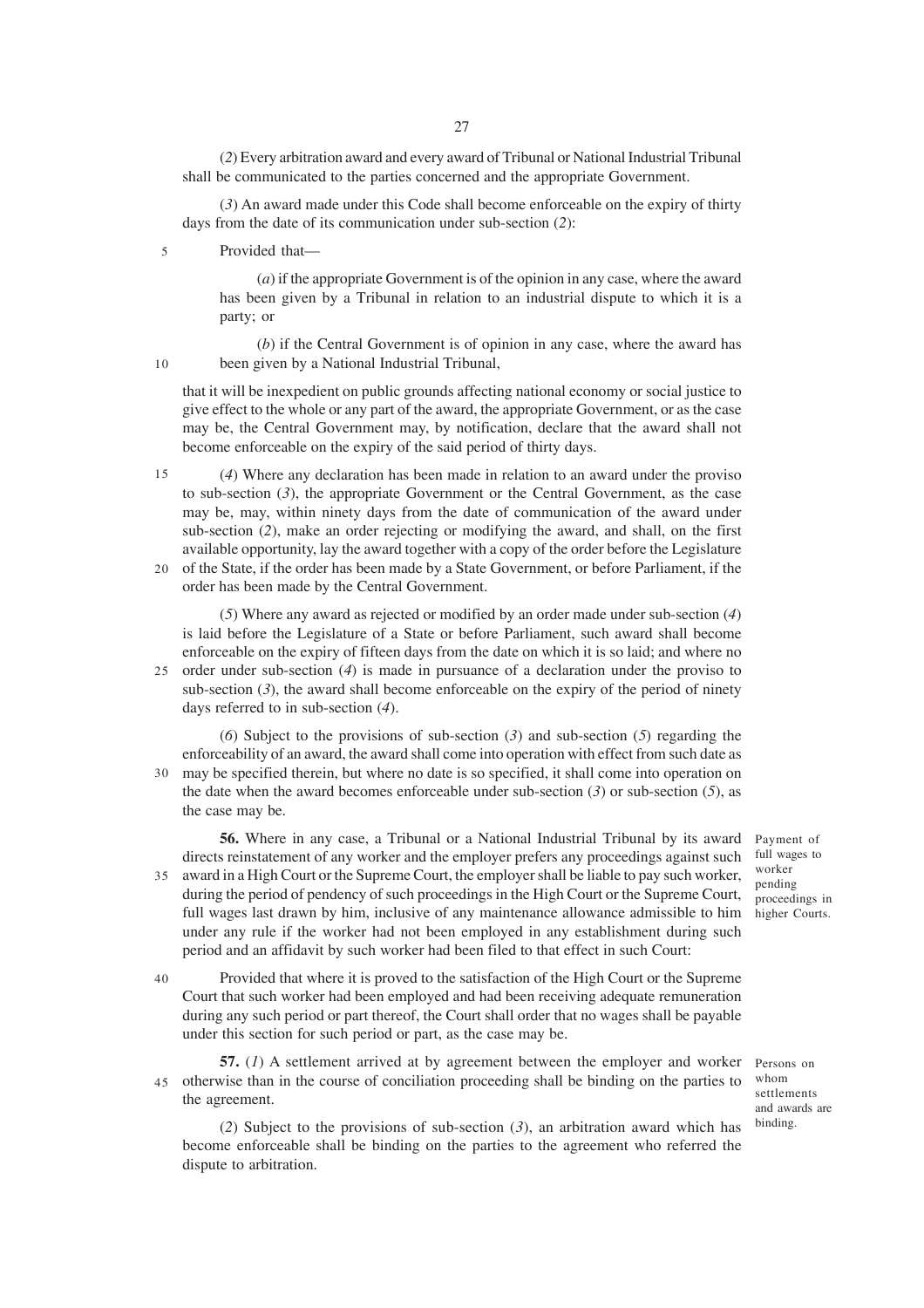(*2*) Every arbitration award and every award of Tribunal or National Industrial Tribunal shall be communicated to the parties concerned and the appropriate Government.

(*3*) An award made under this Code shall become enforceable on the expiry of thirty days from the date of its communication under sub-section (*2*):

Provided that—

(*a*) if the appropriate Government is of the opinion in any case, where the award has been given by a Tribunal in relation to an industrial dispute to which it is a party; or

(*b*) if the Central Government is of opinion in any case, where the award has been given by a National Industrial Tribunal,

that it will be inexpedient on public grounds affecting national economy or social justice to give effect to the whole or any part of the award, the appropriate Government, or as the case may be, the Central Government may, by notification, declare that the award shall not become enforceable on the expiry of the said period of thirty days.

(*4*) Where any declaration has been made in relation to an award under the proviso to sub-section (*3*), the appropriate Government or the Central Government, as the case may be, may, within ninety days from the date of communication of the award under sub-section (*2*), make an order rejecting or modifying the award, and shall, on the first available opportunity, lay the award together with a copy of the order before the Legislature of the State, if the order has been made by a State Government, or before Parliament, if the order has been made by the Central Government.

(*5*) Where any award as rejected or modified by an order made under sub-section (*4*) is laid before the Legislature of a State or before Parliament, such award shall become enforceable on the expiry of fifteen days from the date on which it is so laid; and where no order under sub-section (*4*) is made in pursuance of a declaration under the proviso to sub-section (*3*), the award shall become enforceable on the expiry of the period of ninety days referred to in sub-section (*4*).

(*6*) Subject to the provisions of sub-section (*3*) and sub-section (*5*) regarding the enforceability of an award, the award shall come into operation with effect from such date as may be specified therein, but where no date is so specified, it shall come into operation on the date when the award becomes enforceable under sub-section (*3*) or sub-section (*5*), as the case may be.

*Payment of full wages to worker pending proceedings in higher Courts.*

**56.** Where in any case, a Tribunal or a National Industrial Tribunal by its award directs reinstatement of any worker and the employer prefers any proceedings against such award in a High Court or the Supreme Court, the employer shall be liable to pay such worker, during the period of pendency of such proceedings in the High Court or the Supreme Court, full wages last drawn by him, inclusive of any maintenance allowance admissible to him under any rule if the worker had not been employed in any establishment during such period and an affidavit by such worker had been filed to that effect in such Court:

Provided that where it is proved to the satisfaction of the High Court or the Supreme Court that such worker had been employed and had been receiving adequate remuneration during any such period or part thereof, the Court shall order that no wages shall be payable under this section for such period or part, as the case may be.

*Persons on whom settlements and awards are binding.*

**57.** (*1*) A settlement arrived at by agreement between the employer and worker otherwise than in the course of conciliation proceeding shall be binding on the parties to the agreement.

(*2*) Subject to the provisions of sub-section (*3*), an arbitration award which has become enforceable shall be binding on the parties to the agreement who referred the dispute to arbitration.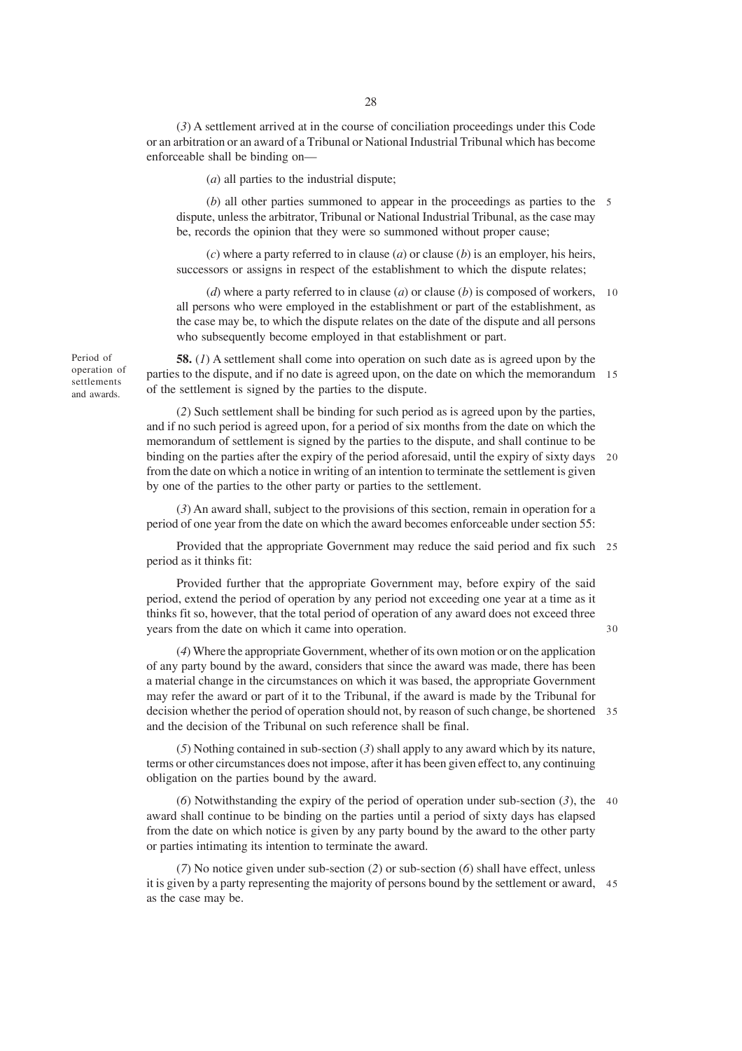(*3*) A settlement arrived at in the course of conciliation proceedings under this Code or an arbitration or an award of a Tribunal or National Industrial Tribunal which has become enforceable shall be binding on––

(*a*) all parties to the industrial dispute;

(*b*) all other parties summoned to appear in the proceedings as parties to the dispute, unless the arbitrator, Tribunal or National Industrial Tribunal, as the case may be, records the opinion that they were so summoned without proper cause;

(*c*) where a party referred to in clause (*a*) or clause (*b*) is an employer, his heirs, successors or assigns in respect of the establishment to which the dispute relates;

(*d*) where a party referred to in clause (*a*) or clause (*b*) is composed of workers, all persons who were employed in the establishment or part of the establishment, as the case may be, to which the dispute relates on the date of the dispute and all persons who subsequently become employed in that establishment or part.

Period of operation of settlements and awards.

**58.** (*1*) A settlement shall come into operation on such date as is agreed upon by the parties to the dispute, and if no date is agreed upon, on the date on which the memorandum of the settlement is signed by the parties to the dispute.

(*2*) Such settlement shall be binding for such period as is agreed upon by the parties, and if no such period is agreed upon, for a period of six months from the date on which the memorandum of settlement is signed by the parties to the dispute, and shall continue to be binding on the parties after the expiry of the period aforesaid, until the expiry of sixty days from the date on which a notice in writing of an intention to terminate the settlement is given by one of the parties to the other party or parties to the settlement.

(*3*) An award shall, subject to the provisions of this section, remain in operation for a period of one year from the date on which the award becomes enforceable under section 55:

Provided that the appropriate Government may reduce the said period and fix such period as it thinks fit:

Provided further that the appropriate Government may, before expiry of the said period, extend the period of operation by any period not exceeding one year at a time as it thinks fit so, however, that the total period of operation of any award does not exceed three years from the date on which it came into operation.

(*4*) Where the appropriate Government, whether of its own motion or on the application of any party bound by the award, considers that since the award was made, there has been a material change in the circumstances on which it was based, the appropriate Government may refer the award or part of it to the Tribunal, if the award is made by the Tribunal for decision whether the period of operation should not, by reason of such change, be shortened and the decision of the Tribunal on such reference shall be final.

(*5*) Nothing contained in sub-section (*3*) shall apply to any award which by its nature, terms or other circumstances does not impose, after it has been given effect to, any continuing obligation on the parties bound by the award.

(*6*) Notwithstanding the expiry of the period of operation under sub-section (*3*), the award shall continue to be binding on the parties until a period of sixty days has elapsed from the date on which notice is given by any party bound by the award to the other party or parties intimating its intention to terminate the award.

(*7*) No notice given under sub-section (*2*) or sub-section (*6*) shall have effect, unless it is given by a party representing the majority of persons bound by the settlement or award, as the case may be.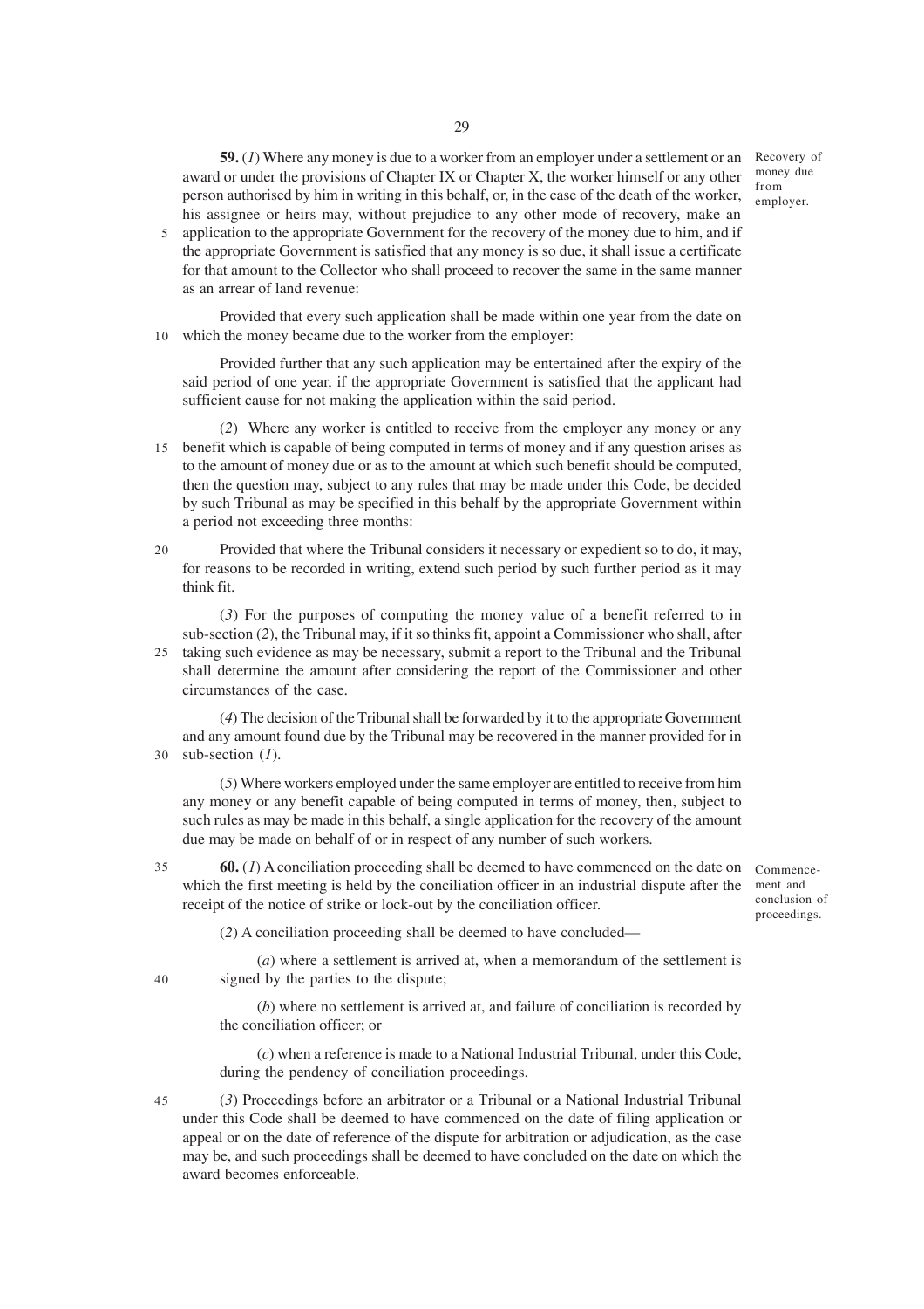**59.** (*1*) Where any money is due to a worker from an employer under a settlement or an award or under the provisions of Chapter IX or Chapter X, the worker himself or any other person authorised by him in writing in this behalf, or, in the case of the death of the worker, his assignee or heirs may, without prejudice to any other mode of recovery, make an application to the appropriate Government for the recovery of the money due to him, and if the appropriate Government is satisfied that any money is so due, it shall issue a certificate for that amount to the Collector who shall proceed to recover the same in the same manner as an arrear of land revenue:

*Recovery of money due from employer.*

Provided that every such application shall be made within one year from the date on which the money became due to the worker from the employer:

Provided further that any such application may be entertained after the expiry of the said period of one year, if the appropriate Government is satisfied that the applicant had sufficient cause for not making the application within the said period.

(*2*) Where any worker is entitled to receive from the employer any money or any benefit which is capable of being computed in terms of money and if any question arises as to the amount of money due or as to the amount at which such benefit should be computed, then the question may, subject to any rules that may be made under this Code, be decided by such Tribunal as may be specified in this behalf by the appropriate Government within a period not exceeding three months:

Provided that where the Tribunal considers it necessary or expedient so to do, it may, for reasons to be recorded in writing, extend such period by such further period as it may think fit.

(*3*) For the purposes of computing the money value of a benefit referred to in sub-section (*2*), the Tribunal may, if it so thinks fit, appoint a Commissioner who shall, after taking such evidence as may be necessary, submit a report to the Tribunal and the Tribunal shall determine the amount after considering the report of the Commissioner and other circumstances of the case.

(*4*) The decision of the Tribunal shall be forwarded by it to the appropriate Government and any amount found due by the Tribunal may be recovered in the manner provided for in sub-section (*1*).

(*5*) Where workers employed under the same employer are entitled to receive from him any money or any benefit capable of being computed in terms of money, then, subject to such rules as may be made in this behalf, a single application for the recovery of the amount due may be made on behalf of or in respect of any number of such workers.

**60.** (*1*) A conciliation proceeding shall be deemed to have commenced on the date on which the first meeting is held by the conciliation officer in an industrial dispute after the receipt of the notice of strike or lock-out by the conciliation officer.

*Commencement and conclusion of proceedings.*

(*2*) A conciliation proceeding shall be deemed to have concluded—

(*a*) where a settlement is arrived at, when a memorandum of the settlement is signed by the parties to the dispute;

(*b*) where no settlement is arrived at, and failure of conciliation is recorded by the conciliation officer; or

(*c*) when a reference is made to a National Industrial Tribunal, under this Code, during the pendency of conciliation proceedings.

(*3*) Proceedings before an arbitrator or a Tribunal or a National Industrial Tribunal under this Code shall be deemed to have commenced on the date of filing application or appeal or on the date of reference of the dispute for arbitration or adjudication, as the case may be, and such proceedings shall be deemed to have concluded on the date on which the award becomes enforceable.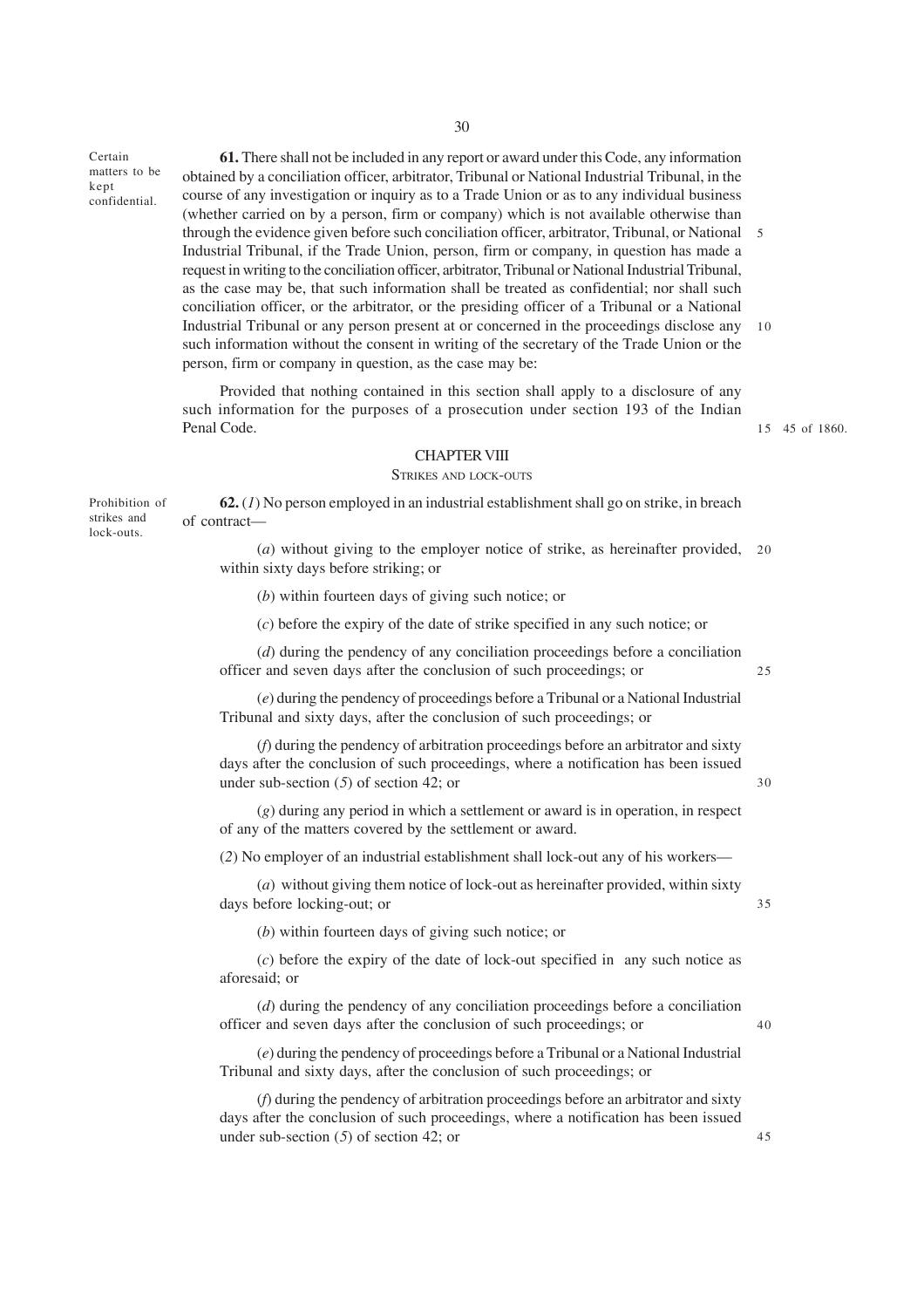**Certain matters to be kept confidential.**

**61.** There shall not be included in any report or award under this Code, any information obtained by a conciliation officer, arbitrator, Tribunal or National Industrial Tribunal, in the course of any investigation or inquiry as to a Trade Union or as to any individual business (whether carried on by a person, firm or company) which is not available otherwise than through the evidence given before such conciliation officer, arbitrator, Tribunal, or National Industrial Tribunal, if the Trade Union, person, firm or company, in question has made a request in writing to the conciliation officer, arbitrator, Tribunal or National Industrial Tribunal, as the case may be, that such information shall be treated as confidential; nor shall such conciliation officer, or the arbitrator, or the presiding officer of a Tribunal or a National Industrial Tribunal or any person present at or concerned in the proceedings disclose any such information without the consent in writing of the secretary of the Trade Union or the person, firm or company in question, as the case may be:

Provided that nothing contained in this section shall apply to a disclosure of any such information for the purposes of a prosecution under section 193 of the Indian Penal Code. (45 of 1860.)

## CHAPTER VIII

### STRIKES AND LOCK-OUTS

**Prohibition of strikes and lock-outs.**

**62.** (*1*) No person employed in an industrial establishment shall go on strike, in breach of contract—

(*a*) without giving to the employer notice of strike, as hereinafter provided, within sixty days before striking; or

(*b*) within fourteen days of giving such notice; or

(*c*) before the expiry of the date of strike specified in any such notice; or

(*d*) during the pendency of any conciliation proceedings before a conciliation officer and seven days after the conclusion of such proceedings; or

(*e*) during the pendency of proceedings before a Tribunal or a National Industrial Tribunal and sixty days, after the conclusion of such proceedings; or

(*f*) during the pendency of arbitration proceedings before an arbitrator and sixty days after the conclusion of such proceedings, where a notification has been issued under sub-section (*5*) of section 42; or

(*g*) during any period in which a settlement or award is in operation, in respect of any of the matters covered by the settlement or award.

(*2*) No employer of an industrial establishment shall lock-out any of his workers—

(*a*) without giving them notice of lock-out as hereinafter provided, within sixty days before locking-out; or

(*b*) within fourteen days of giving such notice; or

(*c*) before the expiry of the date of lock-out specified in any such notice as aforesaid; or

(*d*) during the pendency of any conciliation proceedings before a conciliation officer and seven days after the conclusion of such proceedings; or

(*e*) during the pendency of proceedings before a Tribunal or a National Industrial Tribunal and sixty days, after the conclusion of such proceedings; or

(*f*) during the pendency of arbitration proceedings before an arbitrator and sixty days after the conclusion of such proceedings, where a notification has been issued under sub-section (*5*) of section 42; or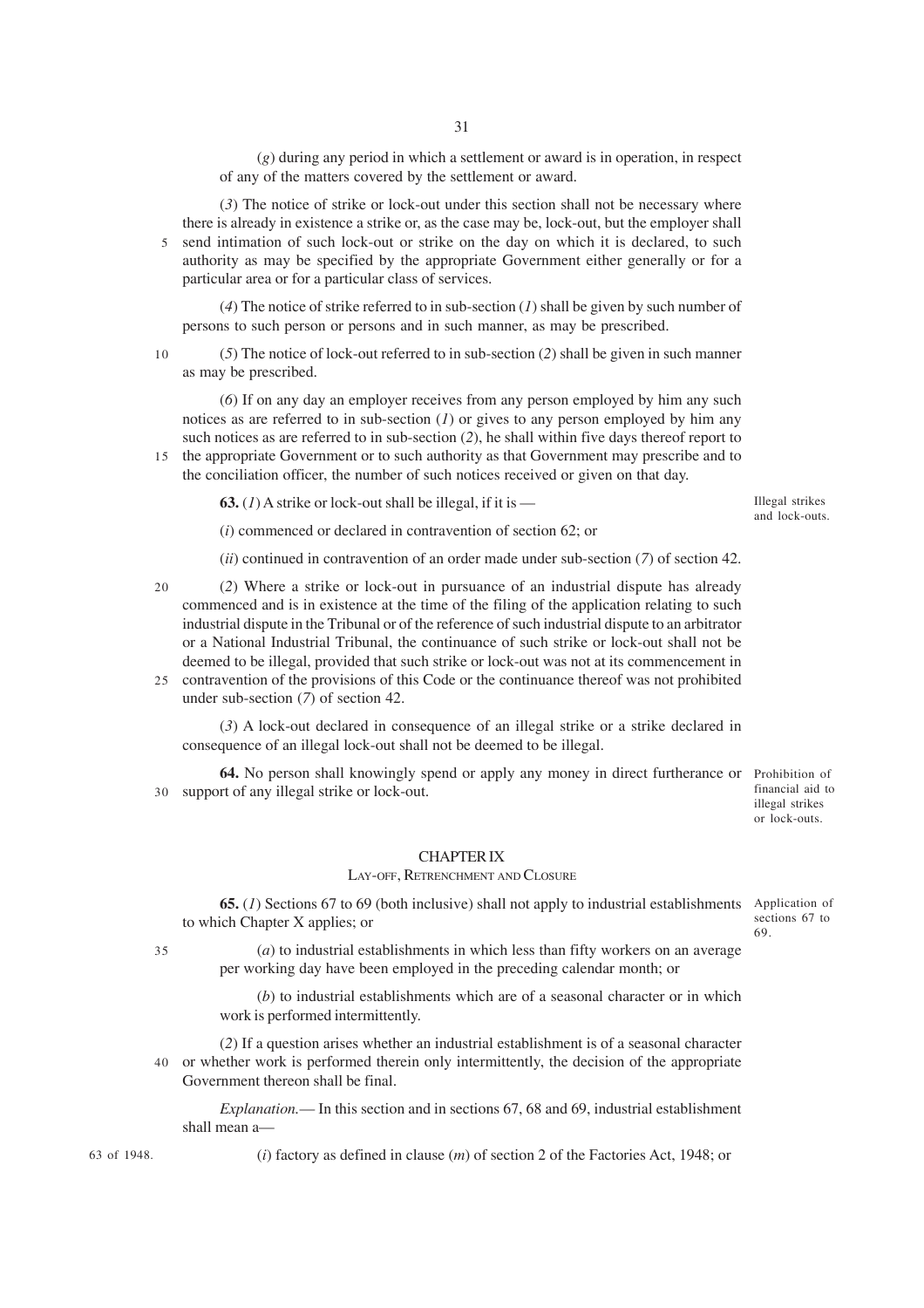(*g*) during any period in which a settlement or award is in operation, in respect of any of the matters covered by the settlement or award.

(*3*) The notice of strike or lock-out under this section shall not be necessary where there is already in existence a strike or, as the case may be, lock-out, but the employer shall send intimation of such lock-out or strike on the day on which it is declared, to such authority as may be specified by the appropriate Government either generally or for a particular area or for a particular class of services.

(*4*) The notice of strike referred to in sub-section (*1*) shall be given by such number of persons to such person or persons and in such manner, as may be prescribed.

(*5*) The notice of lock-out referred to in sub-section (*2*) shall be given in such manner as may be prescribed.

(*6*) If on any day an employer receives from any person employed by him any such notices as are referred to in sub-section (*1*) or gives to any person employed by him any such notices as are referred to in sub-section (*2*), he shall within five days thereof report to the appropriate Government or to such authority as that Government may prescribe and to the conciliation officer, the number of such notices received or given on that day.

Illegal strikes and lock-outs.

**63.** (*1*) A strike or lock-out shall be illegal, if it is —

(*i*) commenced or declared in contravention of section 62; or

(*ii*) continued in contravention of an order made under sub-section (*7*) of section 42.

(*2*) Where a strike or lock-out in pursuance of an industrial dispute has already commenced and is in existence at the time of the filing of the application relating to such industrial dispute in the Tribunal or of the reference of such industrial dispute to an arbitrator or a National Industrial Tribunal, the continuance of such strike or lock-out shall not be deemed to be illegal, provided that such strike or lock-out was not at its commencement in contravention of the provisions of this Code or the continuance thereof was not prohibited under sub-section (*7*) of section 42.

(*3*) A lock-out declared in consequence of an illegal strike or a strike declared in consequence of an illegal lock-out shall not be deemed to be illegal.

Prohibition of financial aid to illegal strikes or lock-outs.

**64.** No person shall knowingly spend or apply any money in direct furtherance or support of any illegal strike or lock-out.

## CHAPTER IX

### LAY-OFF, RETRENCHMENT AND CLOSURE

Application of sections 67 to 69.

**65.** (*1*) Sections 67 to 69 (both inclusive) shall not apply to industrial establishments to which Chapter X applies; or

(*a*) to industrial establishments in which less than fifty workers on an average per working day have been employed in the preceding calendar month; or

(*b*) to industrial establishments which are of a seasonal character or in which work is performed intermittently.

(*2*) If a question arises whether an industrial establishment is of a seasonal character or whether work is performed therein only intermittently, the decision of the appropriate Government thereon shall be final.

*Explanation.*— In this section and in sections 67, 68 and 69, industrial establishment shall mean a—

63 of 1948.

(*i*) factory as defined in clause (*m*) of section 2 of the Factories Act, 1948; or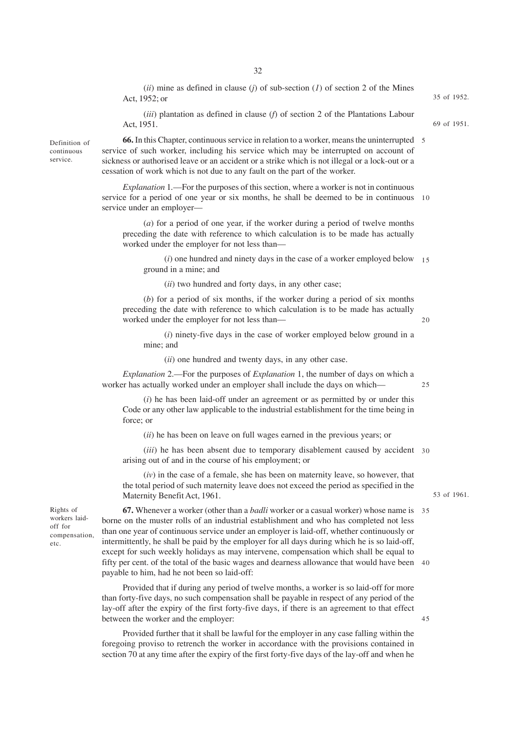(*ii*) mine as defined in clause (*j*) of sub-section (*1*) of section 2 of the Mines Act, 1952; or

35 of 1952.

(*iii*) plantation as defined in clause (*f*) of section 2 of the Plantations Labour Act, 1951.

69 of 1951.

Definition of continuous service.

**66.** In this Chapter, continuous service in relation to a worker, means the uninterrupted service of such worker, including his service which may be interrupted on account of sickness or authorised leave or an accident or a strike which is not illegal or a lock-out or a cessation of work which is not due to any fault on the part of the worker.

*Explanation* 1.—For the purposes of this section, where a worker is not in continuous service for a period of one year or six months, he shall be deemed to be in continuous service under an employer—

(*a*) for a period of one year, if the worker during a period of twelve months preceding the date with reference to which calculation is to be made has actually worked under the employer for not less than—

(*i*) one hundred and ninety days in the case of a worker employed below ground in a mine; and

(*ii*) two hundred and forty days, in any other case;

(*b*) for a period of six months, if the worker during a period of six months preceding the date with reference to which calculation is to be made has actually worked under the employer for not less than—

(*i*) ninety-five days in the case of worker employed below ground in a mine; and

(*ii*) one hundred and twenty days, in any other case.

*Explanation* 2.—For the purposes of *Explanation* 1, the number of days on which a worker has actually worked under an employer shall include the days on which—

(*i*) he has been laid-off under an agreement or as permitted by or under this Code or any other law applicable to the industrial establishment for the time being in force; or

(*ii*) he has been on leave on full wages earned in the previous years; or

(*iii*) he has been absent due to temporary disablement caused by accident arising out of and in the course of his employment; or

(*iv*) in the case of a female, she has been on maternity leave, so however, that the total period of such maternity leave does not exceed the period as specified in the Maternity Benefit Act, 1961.

53 of 1961.

Rights of workers laid-off for compensation, etc.

**67.** Whenever a worker (other than a *badli* worker or a casual worker) whose name is borne on the muster rolls of an industrial establishment and who has completed not less than one year of continuous service under an employer is laid-off, whether continuously or intermittently, he shall be paid by the employer for all days during which he is so laid-off, except for such weekly holidays as may intervene, compensation which shall be equal to fifty per cent. of the total of the basic wages and dearness allowance that would have been payable to him, had he not been so laid-off:

Provided that if during any period of twelve months, a worker is so laid-off for more than forty-five days, no such compensation shall be payable in respect of any period of the lay-off after the expiry of the first forty-five days, if there is an agreement to that effect between the worker and the employer:

Provided further that it shall be lawful for the employer in any case falling within the foregoing proviso to retrench the worker in accordance with the provisions contained in section 70 at any time after the expiry of the first forty-five days of the lay-off and when he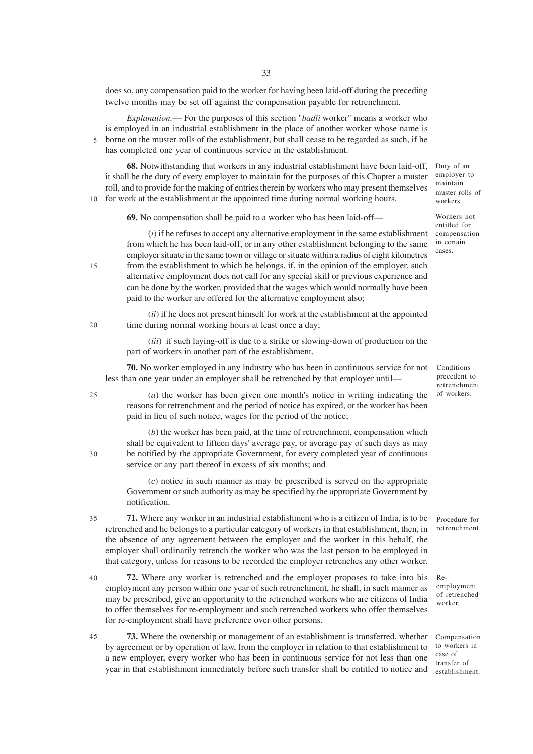does so, any compensation paid to the worker for having been laid-off during the preceding twelve months may be set off against the compensation payable for retrenchment.

*Explanation.*— For the purposes of this section "*badli* worker" means a worker who is employed in an industrial establishment in the place of another worker whose name is borne on the muster rolls of the establishment, but shall cease to be regarded as such, if he has completed one year of continuous service in the establishment.

Duty of an employer to maintain muster rolls of workers.

**68.** Notwithstanding that workers in any industrial establishment have been laid-off, it shall be the duty of every employer to maintain for the purposes of this Chapter a muster roll, and to provide for the making of entries therein by workers who may present themselves for work at the establishment at the appointed time during normal working hours.

Workers not entitled for compensation in certain cases.

**69.** No compensation shall be paid to a worker who has been laid-off—

(*i*) if he refuses to accept any alternative employment in the same establishment from which he has been laid-off, or in any other establishment belonging to the same employer situate in the same town or village or situate within a radius of eight kilometres from the establishment to which he belongs, if, in the opinion of the employer, such alternative employment does not call for any special skill or previous experience and can be done by the worker, provided that the wages which would normally have been paid to the worker are offered for the alternative employment also;

(*ii*) if he does not present himself for work at the establishment at the appointed time during normal working hours at least once a day;

(*iii*) if such laying-off is due to a strike or slowing-down of production on the part of workers in another part of the establishment.

Conditions precedent to retrenchment of workers.

**70.** No worker employed in any industry who has been in continuous service for not less than one year under an employer shall be retrenched by that employer until—

(*a*) the worker has been given one month's notice in writing indicating the reasons for retrenchment and the period of notice has expired, or the worker has been paid in lieu of such notice, wages for the period of the notice;

(*b*) the worker has been paid, at the time of retrenchment, compensation which shall be equivalent to fifteen days' average pay, or average pay of such days as may be notified by the appropriate Government, for every completed year of continuous service or any part thereof in excess of six months; and

(*c*) notice in such manner as may be prescribed is served on the appropriate Government or such authority as may be specified by the appropriate Government by notification.

Procedure for retrenchment.

**71.** Where any worker in an industrial establishment who is a citizen of India, is to be retrenched and he belongs to a particular category of workers in that establishment, then, in the absence of any agreement between the employer and the worker in this behalf, the employer shall ordinarily retrench the worker who was the last person to be employed in that category, unless for reasons to be recorded the employer retrenches any other worker.

Re-employment of retrenched worker.

**72.** Where any worker is retrenched and the employer proposes to take into his employment any person within one year of such retrenchment, he shall, in such manner as may be prescribed, give an opportunity to the retrenched workers who are citizens of India to offer themselves for re-employment and such retrenched workers who offer themselves for re-employment shall have preference over other persons.

Compensation to workers in case of transfer of establishment.

**73.** Where the ownership or management of an establishment is transferred, whether by agreement or by operation of law, from the employer in relation to that establishment to a new employer, every worker who has been in continuous service for not less than one year in that establishment immediately before such transfer shall be entitled to notice and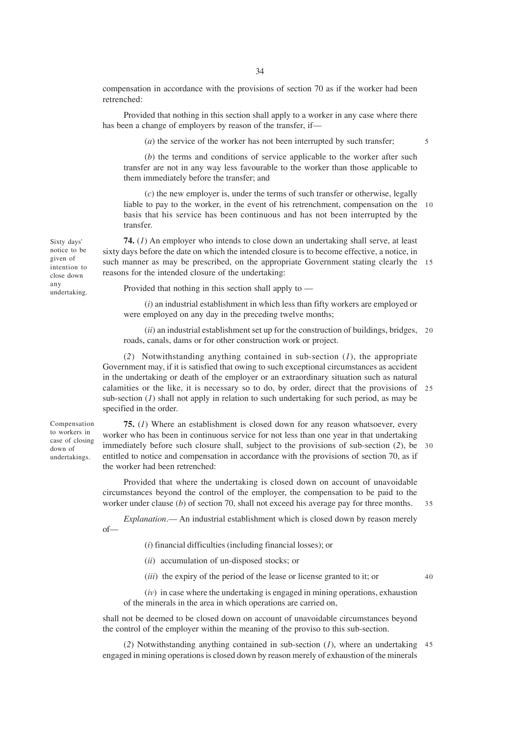compensation in accordance with the provisions of section 70 as if the worker had been retrenched:

Provided that nothing in this section shall apply to a worker in any case where there has been a change of employers by reason of the transfer, if—

(*a*) the service of the worker has not been interrupted by such transfer;

(*b*) the terms and conditions of service applicable to the worker after such transfer are not in any way less favourable to the worker than those applicable to them immediately before the transfer; and

(*c*) the new employer is, under the terms of such transfer or otherwise, legally liable to pay to the worker, in the event of his retrenchment, compensation on the basis that his service has been continuous and has not been interrupted by the transfer.

*Sixty days' notice to be given of intention to close down any undertaking.*

**74.** (*1*) An employer who intends to close down an undertaking shall serve, at least sixty days before the date on which the intended closure is to become effective, a notice, in such manner as may be prescribed, on the appropriate Government stating clearly the reasons for the intended closure of the undertaking:

Provided that nothing in this section shall apply to —

(*i*) an industrial establishment in which less than fifty workers are employed or were employed on any day in the preceding twelve months;

(*ii*) an industrial establishment set up for the construction of buildings, bridges, roads, canals, dams or for other construction work or project.

(*2*) Notwithstanding anything contained in sub-section (*1*), the appropriate Government may, if it is satisfied that owing to such exceptional circumstances as accident in the undertaking or death of the employer or an extraordinary situation such as natural calamities or the like, it is necessary so to do, by order, direct that the provisions of sub-section (*1*) shall not apply in relation to such undertaking for such period, as may be specified in the order.

*Compensation to workers in case of closing down of undertakings.*

**75.** (*1*) Where an establishment is closed down for any reason whatsoever, every worker who has been in continuous service for not less than one year in that undertaking immediately before such closure shall, subject to the provisions of sub-section (*2*), be entitled to notice and compensation in accordance with the provisions of section 70, as if the worker had been retrenched:

Provided that where the undertaking is closed down on account of unavoidable circumstances beyond the control of the employer, the compensation to be paid to the worker under clause (*b*) of section 70, shall not exceed his average pay for three months.

*Explanation*.— An industrial establishment which is closed down by reason merely of—

(*i*) financial difficulties (including financial losses); or

(*ii*) accumulation of un-disposed stocks; or

(*iii*) the expiry of the period of the lease or license granted to it; or

(*iv*) in case where the undertaking is engaged in mining operations, exhaustion of the minerals in the area in which operations are carried on,

shall not be deemed to be closed down on account of unavoidable circumstances beyond the control of the employer within the meaning of the proviso to this sub-section.

(*2*) Notwithstanding anything contained in sub-section (*1*), where an undertaking engaged in mining operations is closed down by reason merely of exhaustion of the minerals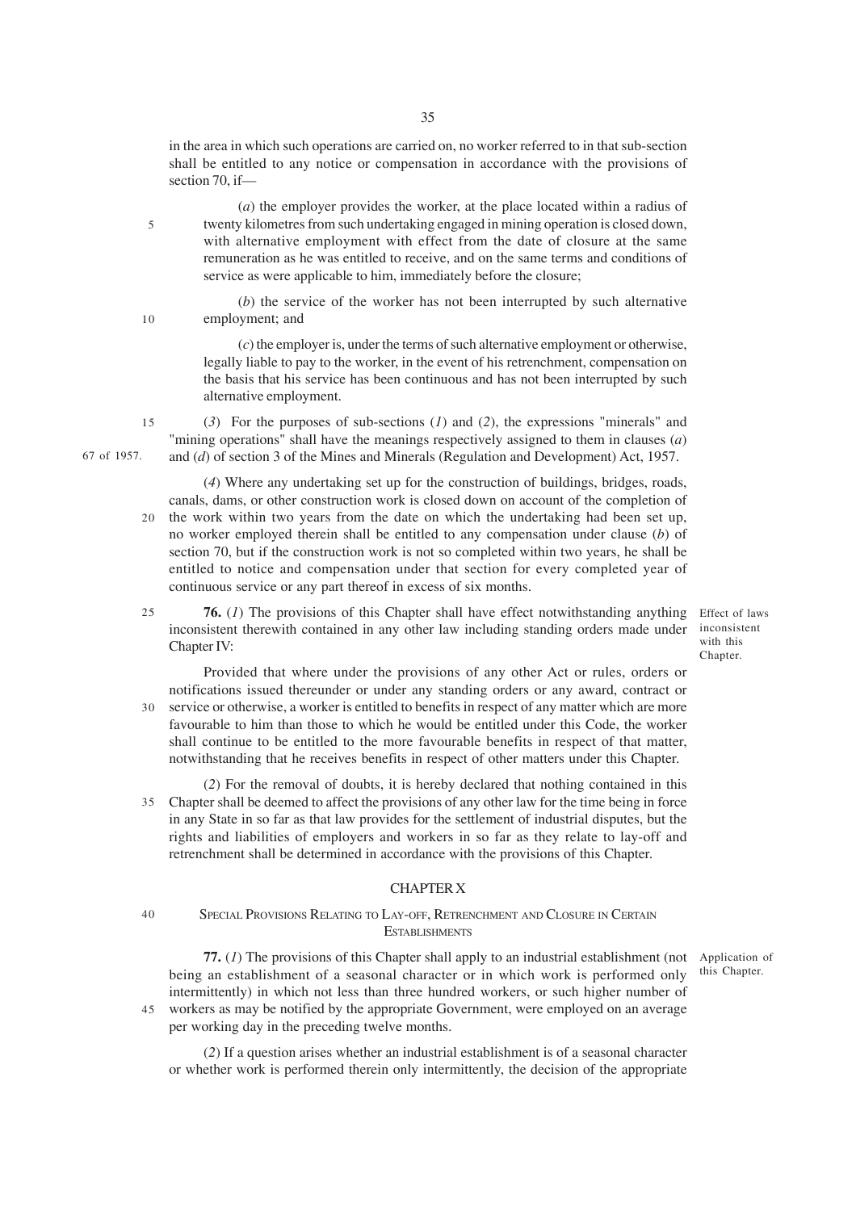in the area in which such operations are carried on, no worker referred to in that sub-section shall be entitled to any notice or compensation in accordance with the provisions of section 70, if—

(*a*) the employer provides the worker, at the place located within a radius of twenty kilometres from such undertaking engaged in mining operation is closed down, with alternative employment with effect from the date of closure at the same remuneration as he was entitled to receive, and on the same terms and conditions of service as were applicable to him, immediately before the closure;

(*b*) the service of the worker has not been interrupted by such alternative employment; and

(*c*) the employer is, under the terms of such alternative employment or otherwise, legally liable to pay to the worker, in the event of his retrenchment, compensation on the basis that his service has been continuous and has not been interrupted by such alternative employment.

(*3*) For the purposes of sub-sections (*1*) and (*2*), the expressions "minerals" and "mining operations" shall have the meanings respectively assigned to them in clauses (*a*) and (*d*) of section 3 of the Mines and Minerals (Regulation and Development) Act, 1957. 67 of 1957.

(*4*) Where any undertaking set up for the construction of buildings, bridges, roads, canals, dams, or other construction work is closed down on account of the completion of the work within two years from the date on which the undertaking had been set up, no worker employed therein shall be entitled to any compensation under clause (*b*) of section 70, but if the construction work is not so completed within two years, he shall be entitled to notice and compensation under that section for every completed year of continuous service or any part thereof in excess of six months.

Effect of laws inconsistent with this Chapter.

**76.** (*1*) The provisions of this Chapter shall have effect notwithstanding anything inconsistent therewith contained in any other law including standing orders made under Chapter IV:

Provided that where under the provisions of any other Act or rules, orders or notifications issued thereunder or under any standing orders or any award, contract or service or otherwise, a worker is entitled to benefits in respect of any matter which are more favourable to him than those to which he would be entitled under this Code, the worker shall continue to be entitled to the more favourable benefits in respect of that matter, notwithstanding that he receives benefits in respect of other matters under this Chapter.

(*2*) For the removal of doubts, it is hereby declared that nothing contained in this Chapter shall be deemed to affect the provisions of any other law for the time being in force in any State in so far as that law provides for the settlement of industrial disputes, but the rights and liabilities of employers and workers in so far as they relate to lay-off and retrenchment shall be determined in accordance with the provisions of this Chapter.

## CHAPTER X

### SPECIAL PROVISIONS RELATING TO LAY-OFF, RETRENCHMENT AND CLOSURE IN CERTAIN ESTABLISHMENTS

Application of this Chapter.

**77.** (*1*) The provisions of this Chapter shall apply to an industrial establishment (not being an establishment of a seasonal character or in which work is performed only intermittently) in which not less than three hundred workers, or such higher number of workers as may be notified by the appropriate Government, were employed on an average per working day in the preceding twelve months.

(*2*) If a question arises whether an industrial establishment is of a seasonal character or whether work is performed therein only intermittently, the decision of the appropriate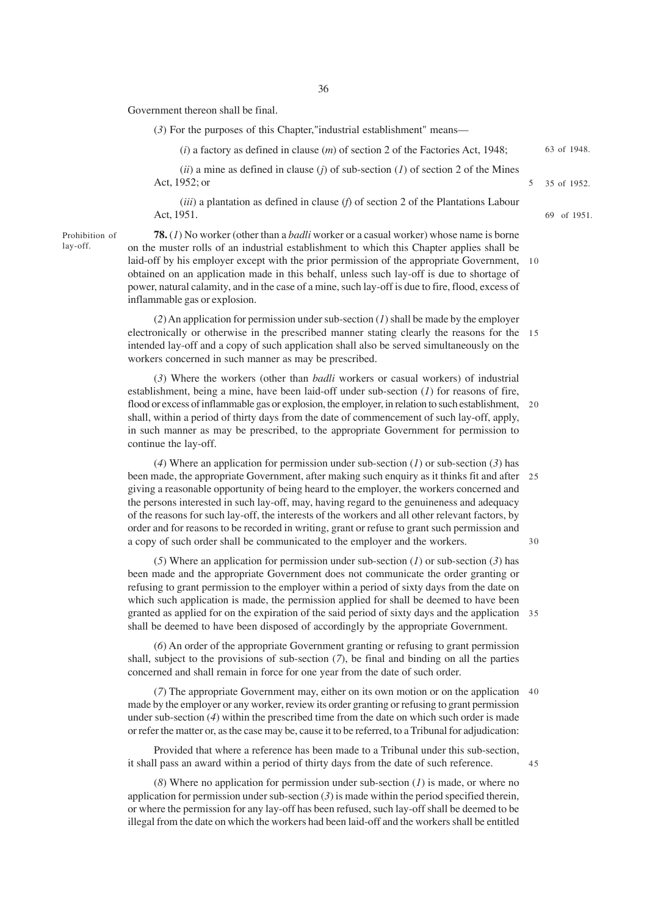Government thereon shall be final.

(*3*) For the purposes of this Chapter,"industrial establishment" means—

(*i*) a factory as defined in clause (*m*) of section 2 of the Factories Act, 1948; 63 of 1948.

(*ii*) a mine as defined in clause (*j*) of sub-section (*1*) of section 2 of the Mines Act, 1952; or 35 of 1952.

(*iii*) a plantation as defined in clause (*f*) of section 2 of the Plantations Labour Act, 1951. 69 of 1951.

Prohibition of lay-off.

**78.** (*1*) No worker (other than a *badli* worker or a casual worker) whose name is borne on the muster rolls of an industrial establishment to which this Chapter applies shall be laid-off by his employer except with the prior permission of the appropriate Government, obtained on an application made in this behalf, unless such lay-off is due to shortage of power, natural calamity, and in the case of a mine, such lay-off is due to fire, flood, excess of inflammable gas or explosion.

(*2*) An application for permission under sub-section (*1*) shall be made by the employer electronically or otherwise in the prescribed manner stating clearly the reasons for the intended lay-off and a copy of such application shall also be served simultaneously on the workers concerned in such manner as may be prescribed.

(*3*) Where the workers (other than *badli* workers or casual workers) of industrial establishment, being a mine, have been laid-off under sub-section (*1*) for reasons of fire, flood or excess of inflammable gas or explosion, the employer, in relation to such establishment, shall, within a period of thirty days from the date of commencement of such lay-off, apply, in such manner as may be prescribed, to the appropriate Government for permission to continue the lay-off.

(*4*) Where an application for permission under sub-section (*1*) or sub-section (*3*) has been made, the appropriate Government, after making such enquiry as it thinks fit and after giving a reasonable opportunity of being heard to the employer, the workers concerned and the persons interested in such lay-off, may, having regard to the genuineness and adequacy of the reasons for such lay-off, the interests of the workers and all other relevant factors, by order and for reasons to be recorded in writing, grant or refuse to grant such permission and a copy of such order shall be communicated to the employer and the workers.

(*5*) Where an application for permission under sub-section (*1*) or sub-section (*3*) has been made and the appropriate Government does not communicate the order granting or refusing to grant permission to the employer within a period of sixty days from the date on which such application is made, the permission applied for shall be deemed to have been granted as applied for on the expiration of the said period of sixty days and the application shall be deemed to have been disposed of accordingly by the appropriate Government.

(*6*) An order of the appropriate Government granting or refusing to grant permission shall, subject to the provisions of sub-section (*7*), be final and binding on all the parties concerned and shall remain in force for one year from the date of such order.

(*7*) The appropriate Government may, either on its own motion or on the application made by the employer or any worker, review its order granting or refusing to grant permission under sub-section (*4*) within the prescribed time from the date on which such order is made or refer the matter or, as the case may be, cause it to be referred, to a Tribunal for adjudication:

Provided that where a reference has been made to a Tribunal under this sub-section, it shall pass an award within a period of thirty days from the date of such reference.

(*8*) Where no application for permission under sub-section (*1*) is made, or where no application for permission under sub-section (*3*) is made within the period specified therein, or where the permission for any lay-off has been refused, such lay-off shall be deemed to be illegal from the date on which the workers had been laid-off and the workers shall be entitled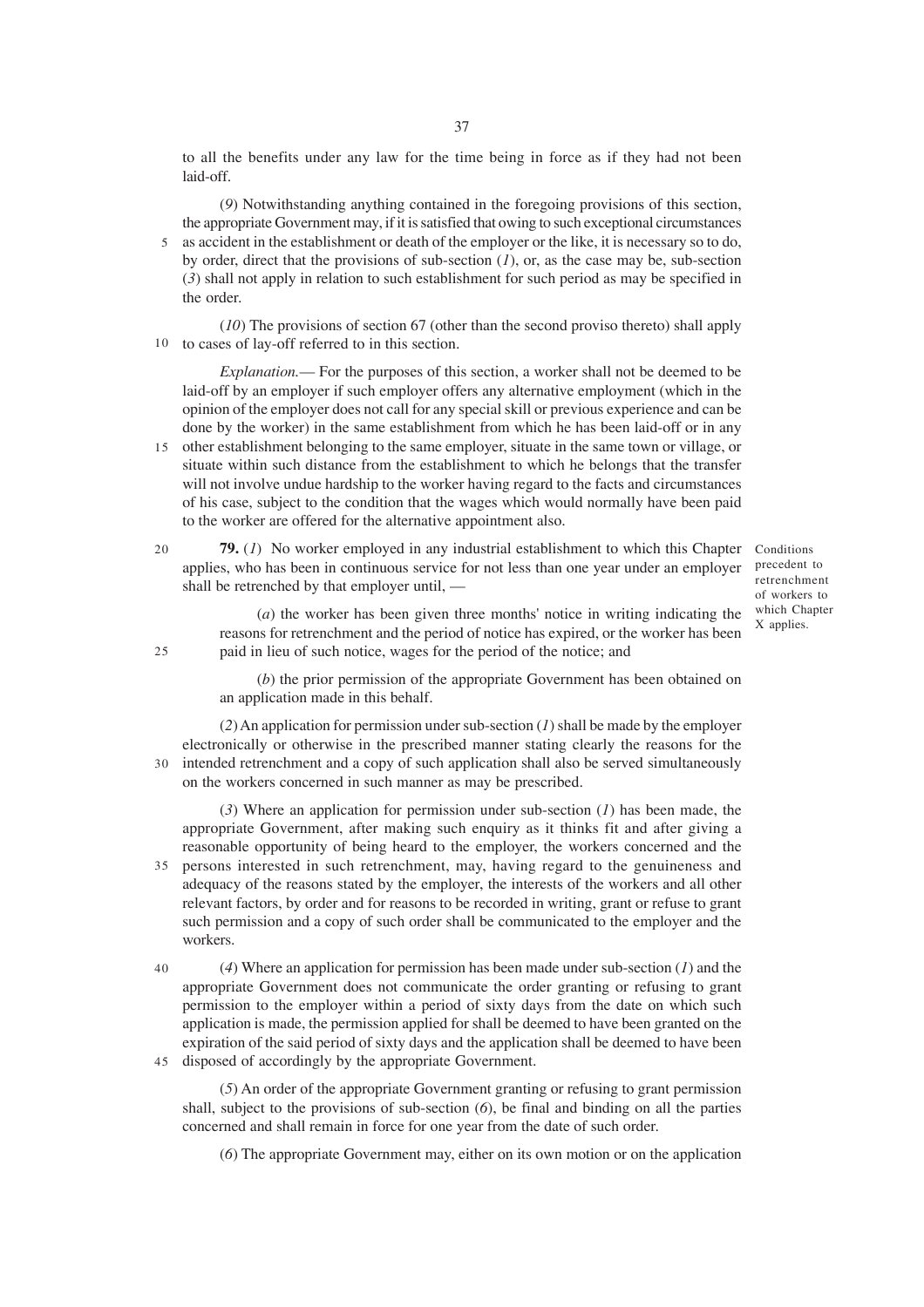to all the benefits under any law for the time being in force as if they had not been laid-off.

(*9*) Notwithstanding anything contained in the foregoing provisions of this section, the appropriate Government may, if it is satisfied that owing to such exceptional circumstances as accident in the establishment or death of the employer or the like, it is necessary so to do, by order, direct that the provisions of sub-section (*1*), or, as the case may be, sub-section (*3*) shall not apply in relation to such establishment for such period as may be specified in the order.

(*10*) The provisions of section 67 (other than the second proviso thereto) shall apply to cases of lay-off referred to in this section.

*Explanation.*— For the purposes of this section, a worker shall not be deemed to be laid-off by an employer if such employer offers any alternative employment (which in the opinion of the employer does not call for any special skill or previous experience and can be done by the worker) in the same establishment from which he has been laid-off or in any other establishment belonging to the same employer, situate in the same town or village, or situate within such distance from the establishment to which he belongs that the transfer will not involve undue hardship to the worker having regard to the facts and circumstances of his case, subject to the condition that the wages which would normally have been paid to the worker are offered for the alternative appointment also.

Conditions precedent to retrenchment of workers to which Chapter X applies.

**79.** (*1*) No worker employed in any industrial establishment to which this Chapter applies, who has been in continuous service for not less than one year under an employer shall be retrenched by that employer until, —

(*a*) the worker has been given three months' notice in writing indicating the reasons for retrenchment and the period of notice has expired, or the worker has been paid in lieu of such notice, wages for the period of the notice; and

(*b*) the prior permission of the appropriate Government has been obtained on an application made in this behalf.

(*2*) An application for permission under sub-section (*1*) shall be made by the employer electronically or otherwise in the prescribed manner stating clearly the reasons for the intended retrenchment and a copy of such application shall also be served simultaneously on the workers concerned in such manner as may be prescribed.

(*3*) Where an application for permission under sub-section (*1*) has been made, the appropriate Government, after making such enquiry as it thinks fit and after giving a reasonable opportunity of being heard to the employer, the workers concerned and the persons interested in such retrenchment, may, having regard to the genuineness and adequacy of the reasons stated by the employer, the interests of the workers and all other relevant factors, by order and for reasons to be recorded in writing, grant or refuse to grant such permission and a copy of such order shall be communicated to the employer and the workers.

(*4*) Where an application for permission has been made under sub-section (*1*) and the appropriate Government does not communicate the order granting or refusing to grant permission to the employer within a period of sixty days from the date on which such application is made, the permission applied for shall be deemed to have been granted on the expiration of the said period of sixty days and the application shall be deemed to have been disposed of accordingly by the appropriate Government.

(*5*) An order of the appropriate Government granting or refusing to grant permission shall, subject to the provisions of sub-section (*6*), be final and binding on all the parties concerned and shall remain in force for one year from the date of such order.

(*6*) The appropriate Government may, either on its own motion or on the application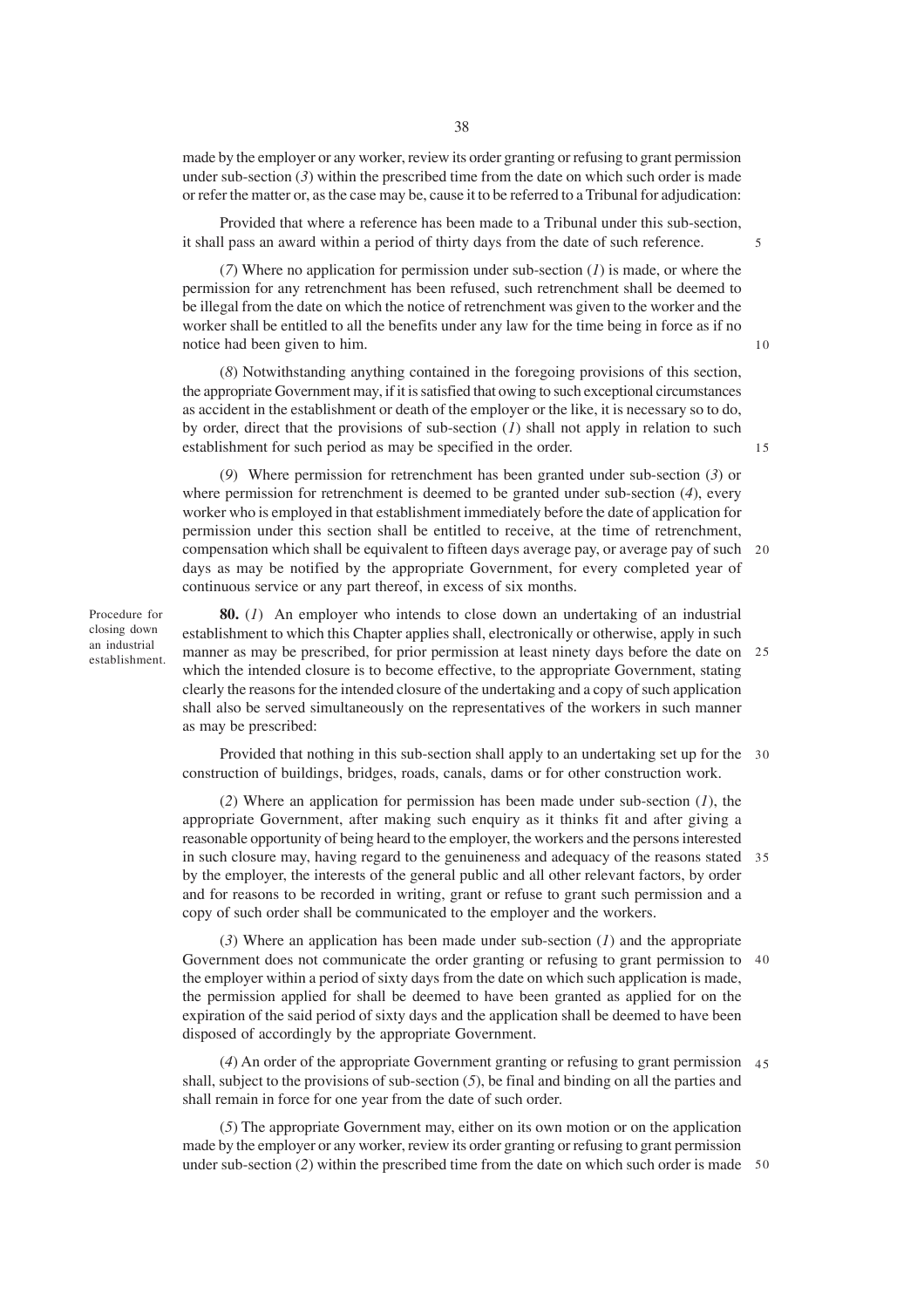made by the employer or any worker, review its order granting or refusing to grant permission under sub-section (*3*) within the prescribed time from the date on which such order is made or refer the matter or, as the case may be, cause it to be referred to a Tribunal for adjudication:

Provided that where a reference has been made to a Tribunal under this sub-section, it shall pass an award within a period of thirty days from the date of such reference.

(*7*) Where no application for permission under sub-section (*1*) is made, or where the permission for any retrenchment has been refused, such retrenchment shall be deemed to be illegal from the date on which the notice of retrenchment was given to the worker and the worker shall be entitled to all the benefits under any law for the time being in force as if no notice had been given to him.

(*8*) Notwithstanding anything contained in the foregoing provisions of this section, the appropriate Government may, if it is satisfied that owing to such exceptional circumstances as accident in the establishment or death of the employer or the like, it is necessary so to do, by order, direct that the provisions of sub-section (*1*) shall not apply in relation to such establishment for such period as may be specified in the order.

(*9*) Where permission for retrenchment has been granted under sub-section (*3*) or where permission for retrenchment is deemed to be granted under sub-section (*4*), every worker who is employed in that establishment immediately before the date of application for permission under this section shall be entitled to receive, at the time of retrenchment, compensation which shall be equivalent to fifteen days average pay, or average pay of such days as may be notified by the appropriate Government, for every completed year of continuous service or any part thereof, in excess of six months.

Procedure for closing down an industrial establishment.

**80.** (*1*) An employer who intends to close down an undertaking of an industrial establishment to which this Chapter applies shall, electronically or otherwise, apply in such manner as may be prescribed, for prior permission at least ninety days before the date on which the intended closure is to become effective, to the appropriate Government, stating clearly the reasons for the intended closure of the undertaking and a copy of such application shall also be served simultaneously on the representatives of the workers in such manner as may be prescribed:

Provided that nothing in this sub-section shall apply to an undertaking set up for the construction of buildings, bridges, roads, canals, dams or for other construction work.

(*2*) Where an application for permission has been made under sub-section (*1*), the appropriate Government, after making such enquiry as it thinks fit and after giving a reasonable opportunity of being heard to the employer, the workers and the persons interested in such closure may, having regard to the genuineness and adequacy of the reasons stated by the employer, the interests of the general public and all other relevant factors, by order and for reasons to be recorded in writing, grant or refuse to grant such permission and a copy of such order shall be communicated to the employer and the workers.

(*3*) Where an application has been made under sub-section (*1*) and the appropriate Government does not communicate the order granting or refusing to grant permission to the employer within a period of sixty days from the date on which such application is made, the permission applied for shall be deemed to have been granted as applied for on the expiration of the said period of sixty days and the application shall be deemed to have been disposed of accordingly by the appropriate Government.

(*4*) An order of the appropriate Government granting or refusing to grant permission shall, subject to the provisions of sub-section (*5*), be final and binding on all the parties and shall remain in force for one year from the date of such order.

(*5*) The appropriate Government may, either on its own motion or on the application made by the employer or any worker, review its order granting or refusing to grant permission under sub-section (*2*) within the prescribed time from the date on which such order is made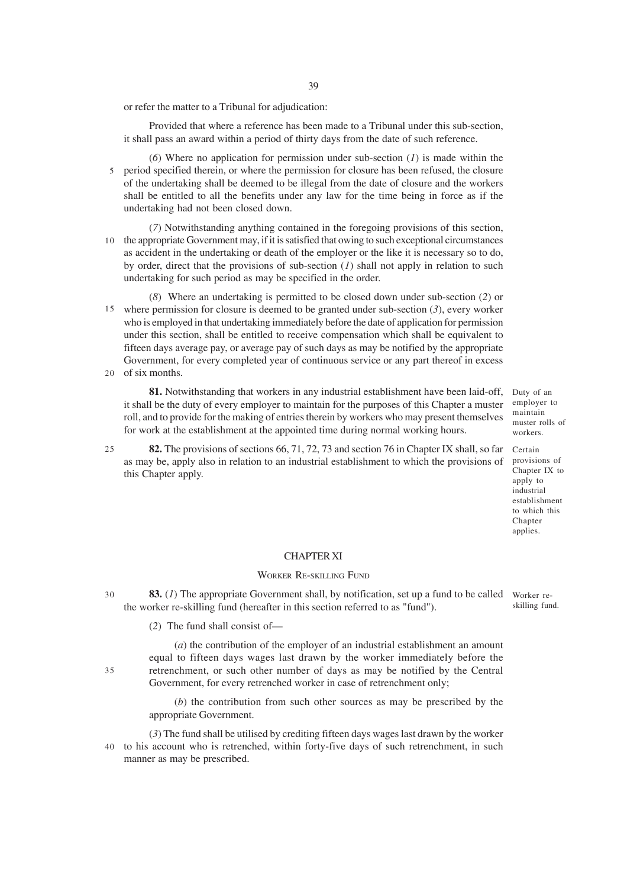or refer the matter to a Tribunal for adjudication:

Provided that where a reference has been made to a Tribunal under this sub-section, it shall pass an award within a period of thirty days from the date of such reference.

(*6*) Where no application for permission under sub-section (*1*) is made within the period specified therein, or where the permission for closure has been refused, the closure of the undertaking shall be deemed to be illegal from the date of closure and the workers shall be entitled to all the benefits under any law for the time being in force as if the undertaking had not been closed down.

(*7*) Notwithstanding anything contained in the foregoing provisions of this section, the appropriate Government may, if it is satisfied that owing to such exceptional circumstances as accident in the undertaking or death of the employer or the like it is necessary so to do, by order, direct that the provisions of sub-section (*1*) shall not apply in relation to such undertaking for such period as may be specified in the order.

(*8*) Where an undertaking is permitted to be closed down under sub-section (*2*) or where permission for closure is deemed to be granted under sub-section (*3*), every worker who is employed in that undertaking immediately before the date of application for permission under this section, shall be entitled to receive compensation which shall be equivalent to fifteen days average pay, or average pay of such days as may be notified by the appropriate Government, for every completed year of continuous service or any part thereof in excess of six months.

*Duty of an employer to maintain muster rolls of workers.*

**81.** Notwithstanding that workers in any industrial establishment have been laid-off, it shall be the duty of every employer to maintain for the purposes of this Chapter a muster roll, and to provide for the making of entries therein by workers who may present themselves for work at the establishment at the appointed time during normal working hours.

*Certain provisions of Chapter IX to apply to industrial establishment to which this Chapter applies.*

**82.** The provisions of sections 66, 71, 72, 73 and section 76 in Chapter IX shall, so far as may be, apply also in relation to an industrial establishment to which the provisions of this Chapter apply.

## CHAPTER XI

### WORKER RE-SKILLING FUND

*Worker re-skilling fund.*

**83.** (*1*) The appropriate Government shall, by notification, set up a fund to be called the worker re-skilling fund (hereafter in this section referred to as "fund").

(*2*) The fund shall consist of—

(*a*) the contribution of the employer of an industrial establishment an amount equal to fifteen days wages last drawn by the worker immediately before the retrenchment, or such other number of days as may be notified by the Central Government, for every retrenched worker in case of retrenchment only;

(*b*) the contribution from such other sources as may be prescribed by the appropriate Government.

(*3*) The fund shall be utilised by crediting fifteen days wages last drawn by the worker to his account who is retrenched, within forty-five days of such retrenchment, in such manner as may be prescribed.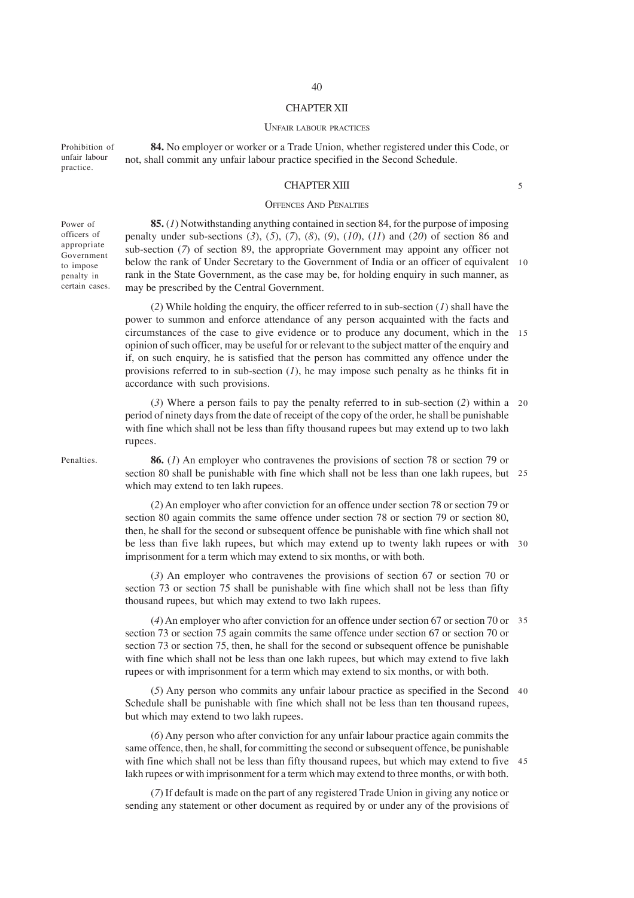## CHAPTER XII

### UNFAIR LABOUR PRACTICES

Prohibition of unfair labour practice.

**84.** No employer or worker or a Trade Union, whether registered under this Code, or not, shall commit any unfair labour practice specified in the Second Schedule.

## CHAPTER XIII

### OFFENCES AND PENALTIES

Power of officers of appropriate Government to impose penalty in certain cases.

**85.** (*1*) Notwithstanding anything contained in section 84, for the purpose of imposing penalty under sub-sections (*3*), (*5*), (*7*), (*8*), (*9*), (*10*), (*11*) and (*20*) of section 86 and sub-section (*7*) of section 89, the appropriate Government may appoint any officer not below the rank of Under Secretary to the Government of India or an officer of equivalent rank in the State Government, as the case may be, for holding enquiry in such manner, as may be prescribed by the Central Government.

(*2*) While holding the enquiry, the officer referred to in sub-section (*1*) shall have the power to summon and enforce attendance of any person acquainted with the facts and circumstances of the case to give evidence or to produce any document, which in the opinion of such officer, may be useful for or relevant to the subject matter of the enquiry and if, on such enquiry, he is satisfied that the person has committed any offence under the provisions referred to in sub-section (*1*), he may impose such penalty as he thinks fit in accordance with such provisions.

(*3*) Where a person fails to pay the penalty referred to in sub-section (*2*) within a period of ninety days from the date of receipt of the copy of the order, he shall be punishable with fine which shall not be less than fifty thousand rupees but may extend up to two lakh rupees.

Penalties.

**86.** (*1*) An employer who contravenes the provisions of section 78 or section 79 or section 80 shall be punishable with fine which shall not be less than one lakh rupees, but which may extend to ten lakh rupees.

(*2*) An employer who after conviction for an offence under section 78 or section 79 or section 80 again commits the same offence under section 78 or section 79 or section 80, then, he shall for the second or subsequent offence be punishable with fine which shall not be less than five lakh rupees, but which may extend up to twenty lakh rupees or with imprisonment for a term which may extend to six months, or with both.

(*3*) An employer who contravenes the provisions of section 67 or section 70 or section 73 or section 75 shall be punishable with fine which shall not be less than fifty thousand rupees, but which may extend to two lakh rupees.

(*4*) An employer who after conviction for an offence under section 67 or section 70 or section 73 or section 75 again commits the same offence under section 67 or section 70 or section 73 or section 75, then, he shall for the second or subsequent offence be punishable with fine which shall not be less than one lakh rupees, but which may extend to five lakh rupees or with imprisonment for a term which may extend to six months, or with both.

(*5*) Any person who commits any unfair labour practice as specified in the Second Schedule shall be punishable with fine which shall not be less than ten thousand rupees, but which may extend to two lakh rupees.

(*6*) Any person who after conviction for any unfair labour practice again commits the same offence, then, he shall, for committing the second or subsequent offence, be punishable with fine which shall not be less than fifty thousand rupees, but which may extend to five lakh rupees or with imprisonment for a term which may extend to three months, or with both.

(*7*) If default is made on the part of any registered Trade Union in giving any notice or sending any statement or other document as required by or under any of the provisions of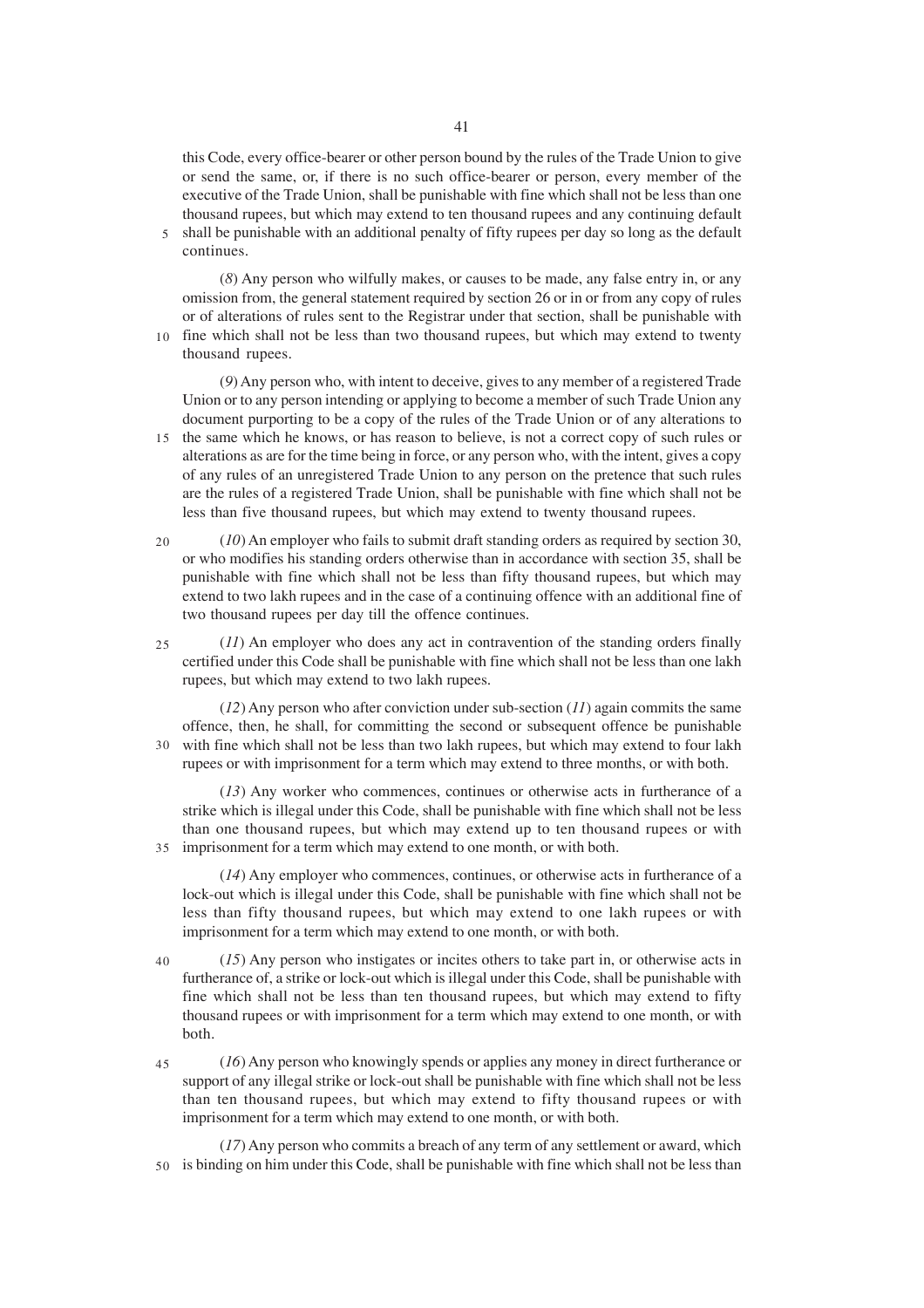this Code, every office-bearer or other person bound by the rules of the Trade Union to give or send the same, or, if there is no such office-bearer or person, every member of the executive of the Trade Union, shall be punishable with fine which shall not be less than one thousand rupees, but which may extend to ten thousand rupees and any continuing default shall be punishable with an additional penalty of fifty rupees per day so long as the default continues.

(*8*) Any person who wilfully makes, or causes to be made, any false entry in, or any omission from, the general statement required by section 26 or in or from any copy of rules or of alterations of rules sent to the Registrar under that section, shall be punishable with fine which shall not be less than two thousand rupees, but which may extend to twenty thousand rupees.

(*9*) Any person who, with intent to deceive, gives to any member of a registered Trade Union or to any person intending or applying to become a member of such Trade Union any document purporting to be a copy of the rules of the Trade Union or of any alterations to the same which he knows, or has reason to believe, is not a correct copy of such rules or alterations as are for the time being in force, or any person who, with the intent, gives a copy of any rules of an unregistered Trade Union to any person on the pretence that such rules are the rules of a registered Trade Union, shall be punishable with fine which shall not be less than five thousand rupees, but which may extend to twenty thousand rupees.

(*10*) An employer who fails to submit draft standing orders as required by section 30, or who modifies his standing orders otherwise than in accordance with section 35, shall be punishable with fine which shall not be less than fifty thousand rupees, but which may extend to two lakh rupees and in the case of a continuing offence with an additional fine of two thousand rupees per day till the offence continues.

(*11*) An employer who does any act in contravention of the standing orders finally certified under this Code shall be punishable with fine which shall not be less than one lakh rupees, but which may extend to two lakh rupees.

(*12*) Any person who after conviction under sub-section (*11*) again commits the same offence, then, he shall, for committing the second or subsequent offence be punishable with fine which shall not be less than two lakh rupees, but which may extend to four lakh rupees or with imprisonment for a term which may extend to three months, or with both.

(*13*) Any worker who commences, continues or otherwise acts in furtherance of a strike which is illegal under this Code, shall be punishable with fine which shall not be less than one thousand rupees, but which may extend up to ten thousand rupees or with imprisonment for a term which may extend to one month, or with both.

(*14*) Any employer who commences, continues, or otherwise acts in furtherance of a lock-out which is illegal under this Code, shall be punishable with fine which shall not be less than fifty thousand rupees, but which may extend to one lakh rupees or with imprisonment for a term which may extend to one month, or with both.

(*15*) Any person who instigates or incites others to take part in, or otherwise acts in furtherance of, a strike or lock-out which is illegal under this Code, shall be punishable with fine which shall not be less than ten thousand rupees, but which may extend to fifty thousand rupees or with imprisonment for a term which may extend to one month, or with both.

(*16*) Any person who knowingly spends or applies any money in direct furtherance or support of any illegal strike or lock-out shall be punishable with fine which shall not be less than ten thousand rupees, but which may extend to fifty thousand rupees or with imprisonment for a term which may extend to one month, or with both.

(*17*) Any person who commits a breach of any term of any settlement or award, which is binding on him under this Code, shall be punishable with fine which shall not be less than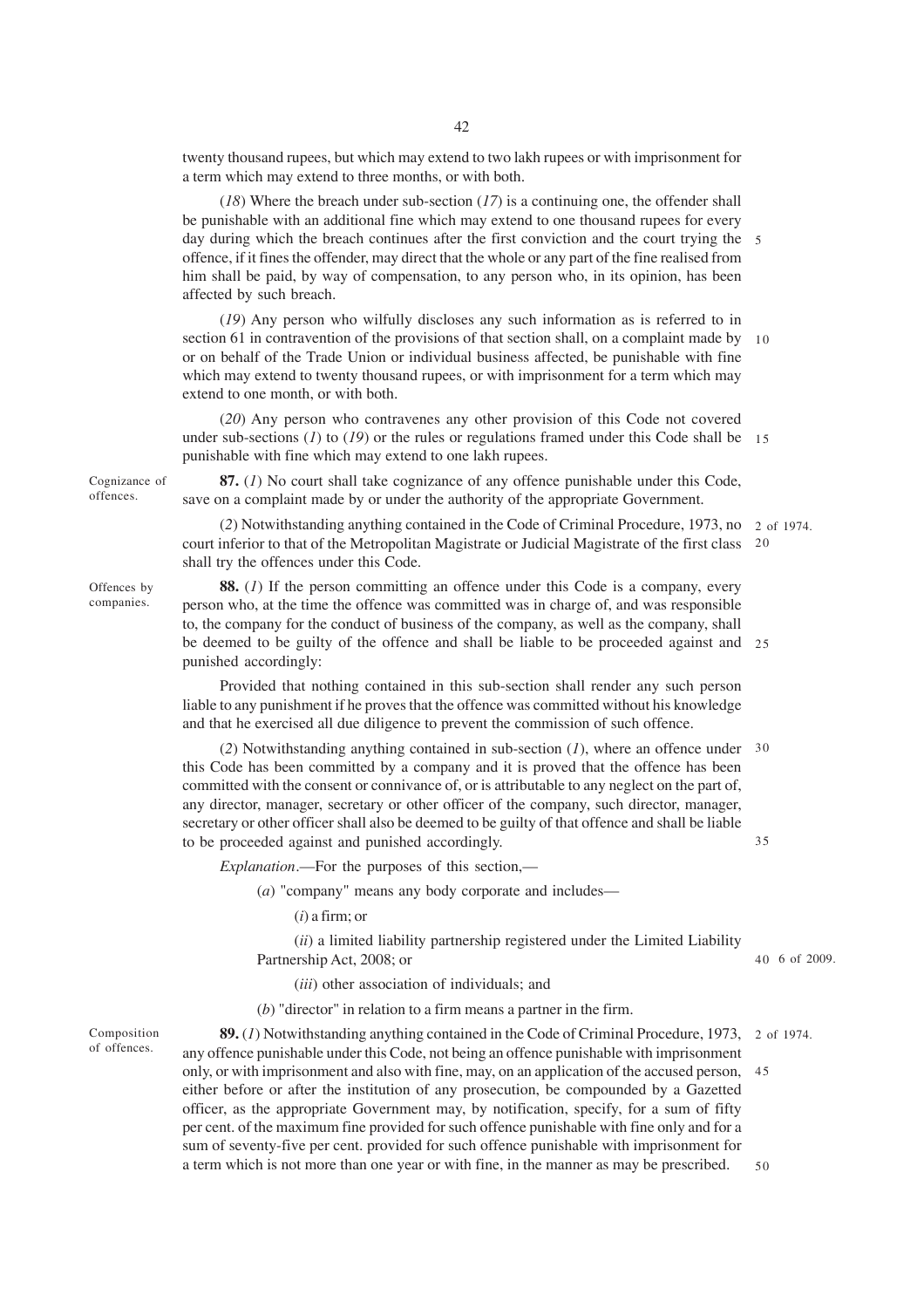twenty thousand rupees, but which may extend to two lakh rupees or with imprisonment for a term which may extend to three months, or with both.

(*18*) Where the breach under sub-section (*17*) is a continuing one, the offender shall be punishable with an additional fine which may extend to one thousand rupees for every day during which the breach continues after the first conviction and the court trying the offence, if it fines the offender, may direct that the whole or any part of the fine realised from him shall be paid, by way of compensation, to any person who, in its opinion, has been affected by such breach.

(*19*) Any person who wilfully discloses any such information as is referred to in section 61 in contravention of the provisions of that section shall, on a complaint made by or on behalf of the Trade Union or individual business affected, be punishable with fine which may extend to twenty thousand rupees, or with imprisonment for a term which may extend to one month, or with both.

(*20*) Any person who contravenes any other provision of this Code not covered under sub-sections (*1*) to (*19*) or the rules or regulations framed under this Code shall be punishable with fine which may extend to one lakh rupees.

Cognizance of offences.

**87.** (*1*) No court shall take cognizance of any offence punishable under this Code, save on a complaint made by or under the authority of the appropriate Government.

(*2*) Notwithstanding anything contained in the Code of Criminal Procedure, 1973, no court inferior to that of the Metropolitan Magistrate or Judicial Magistrate of the first class shall try the offences under this Code. (2 of 1974.)

Offences by companies.

**88.** (*1*) If the person committing an offence under this Code is a company, every person who, at the time the offence was committed was in charge of, and was responsible to, the company for the conduct of business of the company, as well as the company, shall be deemed to be guilty of the offence and shall be liable to be proceeded against and punished accordingly:

Provided that nothing contained in this sub-section shall render any such person liable to any punishment if he proves that the offence was committed without his knowledge and that he exercised all due diligence to prevent the commission of such offence.

(*2*) Notwithstanding anything contained in sub-section (*1*), where an offence under this Code has been committed by a company and it is proved that the offence has been committed with the consent or connivance of, or is attributable to any neglect on the part of, any director, manager, secretary or other officer of the company, such director, manager, secretary or other officer shall also be deemed to be guilty of that offence and shall be liable to be proceeded against and punished accordingly.

*Explanation*.—For the purposes of this section,—

(*a*) "company" means any body corporate and includes—

(*i*) a firm; or

(*ii*) a limited liability partnership registered under the Limited Liability Partnership Act, 2008; or (6 of 2009.)

(*iii*) other association of individuals; and

(*b*) "director" in relation to a firm means a partner in the firm.

Composition of offences.

**89.** (*1*) Notwithstanding anything contained in the Code of Criminal Procedure, 1973, any offence punishable under this Code, not being an offence punishable with imprisonment only, or with imprisonment and also with fine, may, on an application of the accused person, either before or after the institution of any prosecution, be compounded by a Gazetted officer, as the appropriate Government may, by notification, specify, for a sum of fifty per cent. of the maximum fine provided for such offence punishable with fine only and for a sum of seventy-five per cent. provided for such offence punishable with imprisonment for a term which is not more than one year or with fine, in the manner as may be prescribed. (2 of 1974.)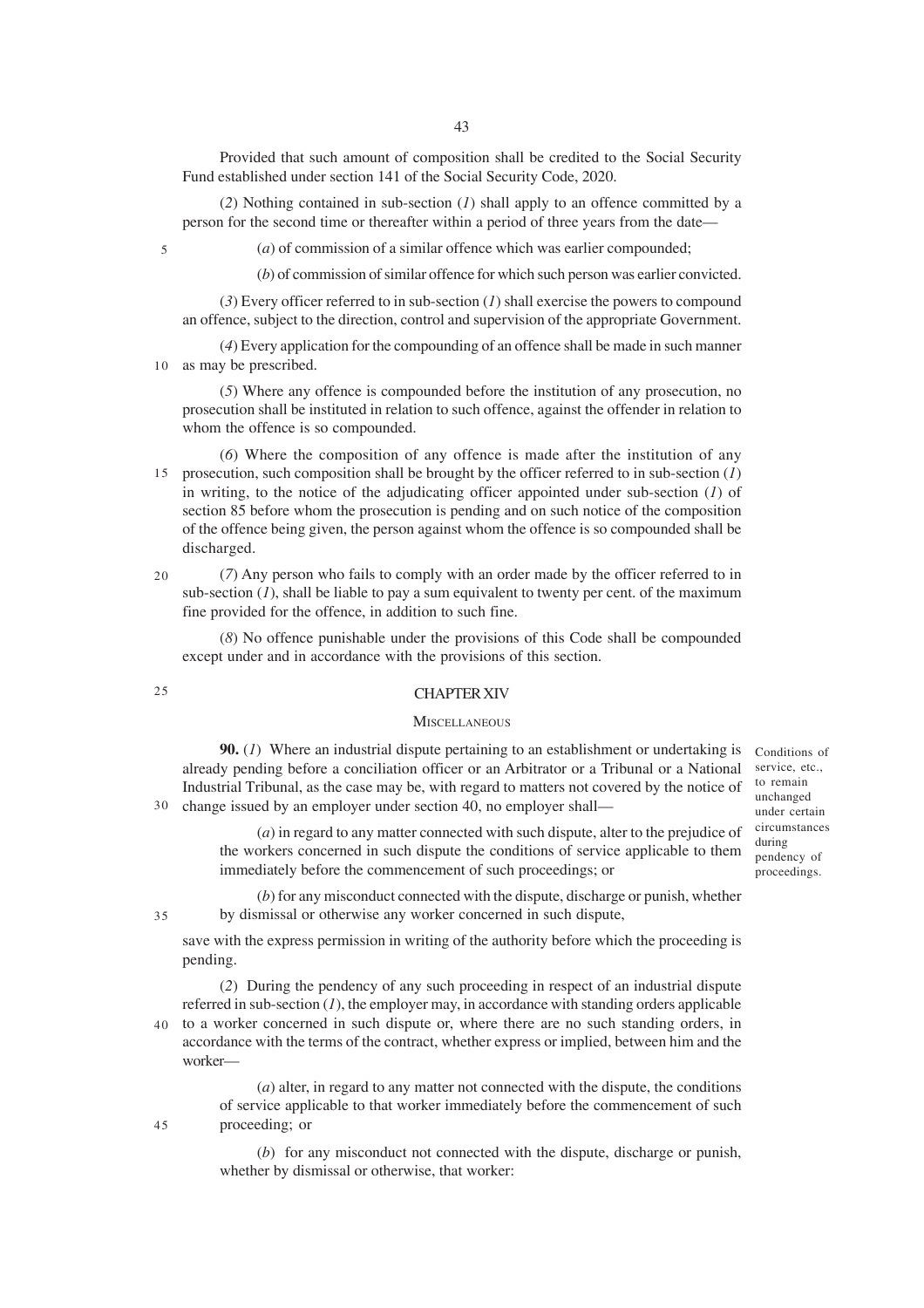Provided that such amount of composition shall be credited to the Social Security Fund established under section 141 of the Social Security Code, 2020.

(*2*) Nothing contained in sub-section (*1*) shall apply to an offence committed by a person for the second time or thereafter within a period of three years from the date—

(*a*) of commission of a similar offence which was earlier compounded;

(*b*) of commission of similar offence for which such person was earlier convicted.

(*3*) Every officer referred to in sub-section (*1*) shall exercise the powers to compound an offence, subject to the direction, control and supervision of the appropriate Government.

(*4*) Every application for the compounding of an offence shall be made in such manner as may be prescribed.

(*5*) Where any offence is compounded before the institution of any prosecution, no prosecution shall be instituted in relation to such offence, against the offender in relation to whom the offence is so compounded.

(*6*) Where the composition of any offence is made after the institution of any prosecution, such composition shall be brought by the officer referred to in sub-section (*1*) in writing, to the notice of the adjudicating officer appointed under sub-section (*1*) of section 85 before whom the prosecution is pending and on such notice of the composition of the offence being given, the person against whom the offence is so compounded shall be discharged.

(*7*) Any person who fails to comply with an order made by the officer referred to in sub-section (*1*), shall be liable to pay a sum equivalent to twenty per cent. of the maximum fine provided for the offence, in addition to such fine.

(*8*) No offence punishable under the provisions of this Code shall be compounded except under and in accordance with the provisions of this section.

## CHAPTER XIV

### MISCELLANEOUS

*Conditions of service, etc., to remain unchanged under certain circumstances during pendency of proceedings.*

**90.** (*1*) Where an industrial dispute pertaining to an establishment or undertaking is already pending before a conciliation officer or an Arbitrator or a Tribunal or a National Industrial Tribunal, as the case may be, with regard to matters not covered by the notice of change issued by an employer under section 40, no employer shall—

(*a*) in regard to any matter connected with such dispute, alter to the prejudice of the workers concerned in such dispute the conditions of service applicable to them immediately before the commencement of such proceedings; or

(*b*) for any misconduct connected with the dispute, discharge or punish, whether by dismissal or otherwise any worker concerned in such dispute,

save with the express permission in writing of the authority before which the proceeding is pending.

(*2*) During the pendency of any such proceeding in respect of an industrial dispute referred in sub-section (*1*), the employer may, in accordance with standing orders applicable to a worker concerned in such dispute or, where there are no such standing orders, in accordance with the terms of the contract, whether express or implied, between him and the worker—

(*a*) alter, in regard to any matter not connected with the dispute, the conditions of service applicable to that worker immediately before the commencement of such proceeding; or

(*b*) for any misconduct not connected with the dispute, discharge or punish, whether by dismissal or otherwise, that worker: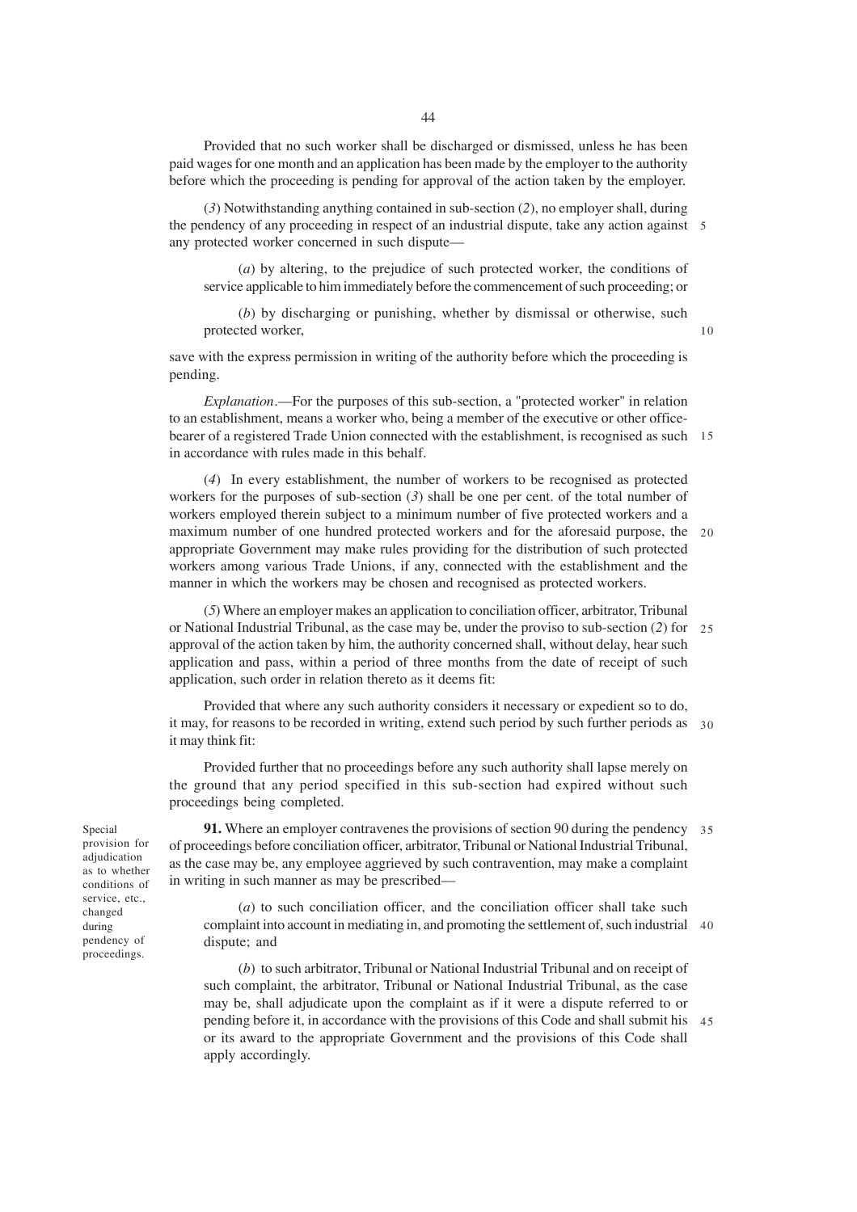Provided that no such worker shall be discharged or dismissed, unless he has been paid wages for one month and an application has been made by the employer to the authority before which the proceeding is pending for approval of the action taken by the employer.

(*3*) Notwithstanding anything contained in sub-section (*2*), no employer shall, during the pendency of any proceeding in respect of an industrial dispute, take any action against any protected worker concerned in such dispute—

(*a*) by altering, to the prejudice of such protected worker, the conditions of service applicable to him immediately before the commencement of such proceeding; or

(*b*) by discharging or punishing, whether by dismissal or otherwise, such protected worker,

save with the express permission in writing of the authority before which the proceeding is pending.

*Explanation*.—For the purposes of this sub-section, a "protected worker" in relation to an establishment, means a worker who, being a member of the executive or other office-bearer of a registered Trade Union connected with the establishment, is recognised as such in accordance with rules made in this behalf.

(*4*) In every establishment, the number of workers to be recognised as protected workers for the purposes of sub-section (*3*) shall be one per cent. of the total number of workers employed therein subject to a minimum number of five protected workers and a maximum number of one hundred protected workers and for the aforesaid purpose, the appropriate Government may make rules providing for the distribution of such protected workers among various Trade Unions, if any, connected with the establishment and the manner in which the workers may be chosen and recognised as protected workers.

(*5*) Where an employer makes an application to conciliation officer, arbitrator, Tribunal or National Industrial Tribunal, as the case may be, under the proviso to sub-section (*2*) for approval of the action taken by him, the authority concerned shall, without delay, hear such application and pass, within a period of three months from the date of receipt of such application, such order in relation thereto as it deems fit:

Provided that where any such authority considers it necessary or expedient so to do, it may, for reasons to be recorded in writing, extend such period by such further periods as it may think fit:

Provided further that no proceedings before any such authority shall lapse merely on the ground that any period specified in this sub-section had expired without such proceedings being completed.

*Special provision for adjudication as to whether conditions of service, etc., changed during pendency of proceedings.*

**91.** Where an employer contravenes the provisions of section 90 during the pendency of proceedings before conciliation officer, arbitrator, Tribunal or National Industrial Tribunal, as the case may be, any employee aggrieved by such contravention, may make a complaint in writing in such manner as may be prescribed—

(*a*) to such conciliation officer, and the conciliation officer shall take such complaint into account in mediating in, and promoting the settlement of, such industrial dispute; and

(*b*) to such arbitrator, Tribunal or National Industrial Tribunal and on receipt of such complaint, the arbitrator, Tribunal or National Industrial Tribunal, as the case may be, shall adjudicate upon the complaint as if it were a dispute referred to or pending before it, in accordance with the provisions of this Code and shall submit his or its award to the appropriate Government and the provisions of this Code shall apply accordingly.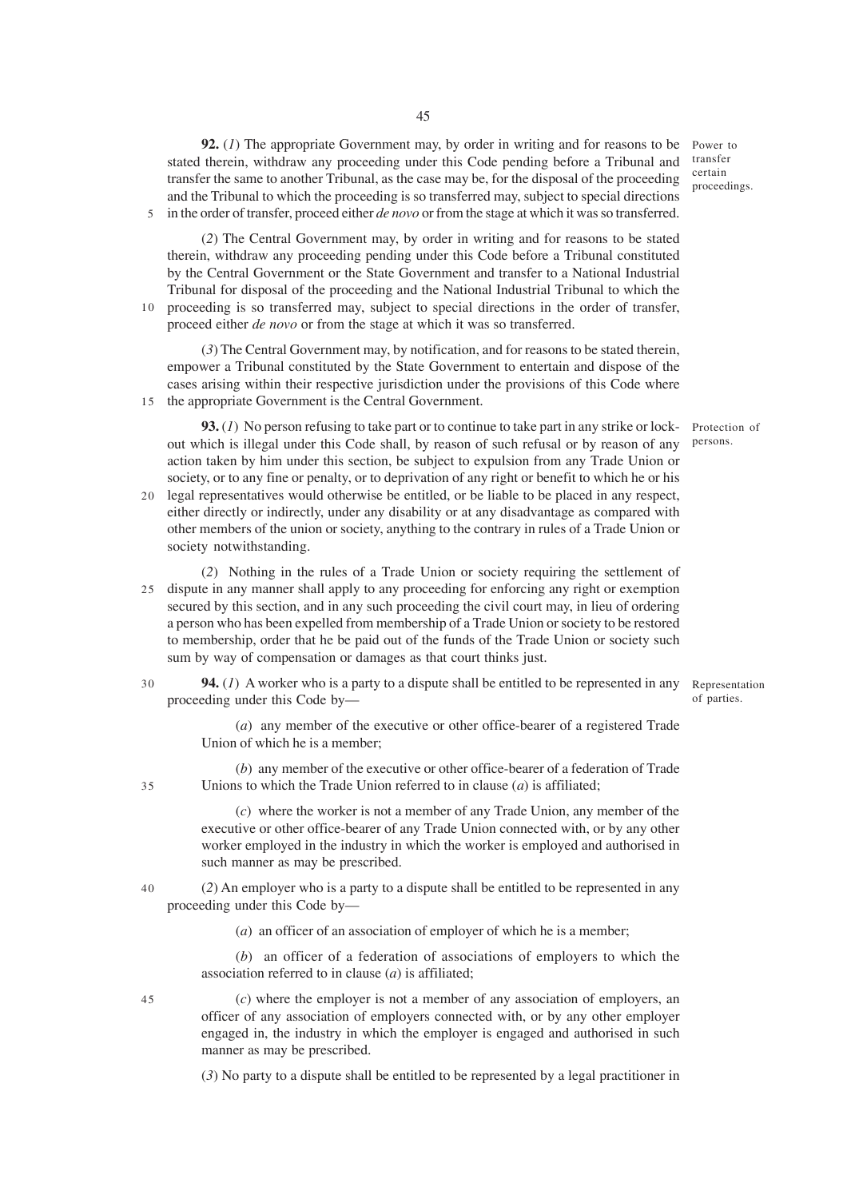**92.** (*1*) The appropriate Government may, by order in writing and for reasons to be stated therein, withdraw any proceeding under this Code pending before a Tribunal and transfer the same to another Tribunal, as the case may be, for the disposal of the proceeding and the Tribunal to which the proceeding is so transferred may, subject to special directions in the order of transfer, proceed either *de novo* or from the stage at which it was so transferred.

Power to transfer certain proceedings.

(*2*) The Central Government may, by order in writing and for reasons to be stated therein, withdraw any proceeding pending under this Code before a Tribunal constituted by the Central Government or the State Government and transfer to a National Industrial Tribunal for disposal of the proceeding and the National Industrial Tribunal to which the proceeding is so transferred may, subject to special directions in the order of transfer, proceed either *de novo* or from the stage at which it was so transferred.

(*3*) The Central Government may, by notification, and for reasons to be stated therein, empower a Tribunal constituted by the State Government to entertain and dispose of the cases arising within their respective jurisdiction under the provisions of this Code where the appropriate Government is the Central Government.

**93.** (*1*) No person refusing to take part or to continue to take part in any strike or lock-out which is illegal under this Code shall, by reason of such refusal or by reason of any action taken by him under this section, be subject to expulsion from any Trade Union or society, or to any fine or penalty, or to deprivation of any right or benefit to which he or his legal representatives would otherwise be entitled, or be liable to be placed in any respect, either directly or indirectly, under any disability or at any disadvantage as compared with other members of the union or society, anything to the contrary in rules of a Trade Union or society notwithstanding.

Protection of persons.

(*2*) Nothing in the rules of a Trade Union or society requiring the settlement of dispute in any manner shall apply to any proceeding for enforcing any right or exemption secured by this section, and in any such proceeding the civil court may, in lieu of ordering a person who has been expelled from membership of a Trade Union or society to be restored to membership, order that he be paid out of the funds of the Trade Union or society such sum by way of compensation or damages as that court thinks just.

**94.** (*1*) A worker who is a party to a dispute shall be entitled to be represented in any proceeding under this Code by—

Representation of parties.

(*a*) any member of the executive or other office-bearer of a registered Trade Union of which he is a member;

(*b*) any member of the executive or other office-bearer of a federation of Trade Unions to which the Trade Union referred to in clause (*a*) is affiliated;

(*c*) where the worker is not a member of any Trade Union, any member of the executive or other office-bearer of any Trade Union connected with, or by any other worker employed in the industry in which the worker is employed and authorised in such manner as may be prescribed.

(*2*) An employer who is a party to a dispute shall be entitled to be represented in any proceeding under this Code by—

(*a*) an officer of an association of employer of which he is a member;

(*b*) an officer of a federation of associations of employers to which the association referred to in clause (*a*) is affiliated;

(*c*) where the employer is not a member of any association of employers, an officer of any association of employers connected with, or by any other employer engaged in, the industry in which the employer is engaged and authorised in such manner as may be prescribed.

(*3*) No party to a dispute shall be entitled to be represented by a legal practitioner in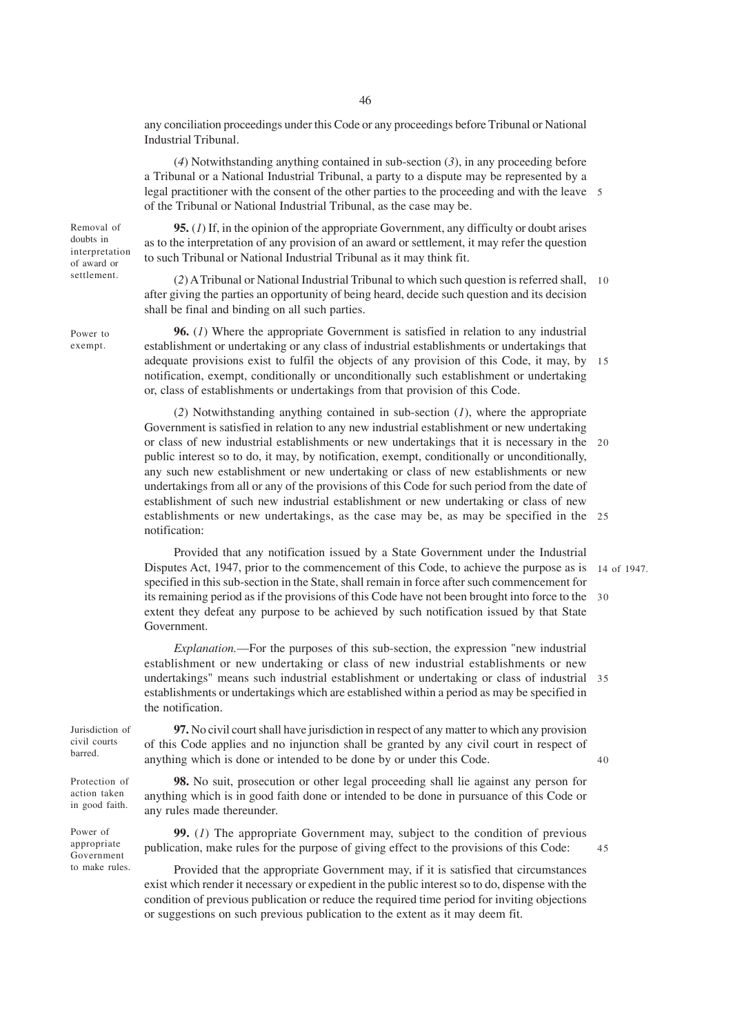any conciliation proceedings under this Code or any proceedings before Tribunal or National Industrial Tribunal.

(*4*) Notwithstanding anything contained in sub-section (*3*), in any proceeding before a Tribunal or a National Industrial Tribunal, a party to a dispute may be represented by a legal practitioner with the consent of the other parties to the proceeding and with the leave of the Tribunal or National Industrial Tribunal, as the case may be.

Removal of doubts in interpretation of award or settlement.

**95.** (*1*) If, in the opinion of the appropriate Government, any difficulty or doubt arises as to the interpretation of any provision of an award or settlement, it may refer the question to such Tribunal or National Industrial Tribunal as it may think fit.

(*2*) A Tribunal or National Industrial Tribunal to which such question is referred shall, after giving the parties an opportunity of being heard, decide such question and its decision shall be final and binding on all such parties.

Power to exempt.

**96.** (*1*) Where the appropriate Government is satisfied in relation to any industrial establishment or undertaking or any class of industrial establishments or undertakings that adequate provisions exist to fulfil the objects of any provision of this Code, it may, by notification, exempt, conditionally or unconditionally such establishment or undertaking or, class of establishments or undertakings from that provision of this Code.

(*2*) Notwithstanding anything contained in sub-section (*1*), where the appropriate Government is satisfied in relation to any new industrial establishment or new undertaking or class of new industrial establishments or new undertakings that it is necessary in the public interest so to do, it may, by notification, exempt, conditionally or unconditionally, any such new establishment or new undertaking or class of new establishments or new undertakings from all or any of the provisions of this Code for such period from the date of establishment of such new industrial establishment or new undertaking or class of new establishments or new undertakings, as the case may be, as may be specified in the notification:

Provided that any notification issued by a State Government under the Industrial Disputes Act, 1947, prior to the commencement of this Code, to achieve the purpose as is specified in this sub-section in the State, shall remain in force after such commencement for its remaining period as if the provisions of this Code have not been brought into force to the extent they defeat any purpose to be achieved by such notification issued by that State Government.

14 of 1947.

*Explanation.*—For the purposes of this sub-section, the expression "new industrial establishment or new undertaking or class of new industrial establishments or new undertakings" means such industrial establishment or undertaking or class of industrial establishments or undertakings which are established within a period as may be specified in the notification.

Jurisdiction of civil courts barred.

**97.** No civil court shall have jurisdiction in respect of any matter to which any provision of this Code applies and no injunction shall be granted by any civil court in respect of anything which is done or intended to be done by or under this Code.

Protection of action taken in good faith.

**98.** No suit, prosecution or other legal proceeding shall lie against any person for anything which is in good faith done or intended to be done in pursuance of this Code or any rules made thereunder.

Power of appropriate Government to make rules.

**99.** (*1*) The appropriate Government may, subject to the condition of previous publication, make rules for the purpose of giving effect to the provisions of this Code:

Provided that the appropriate Government may, if it is satisfied that circumstances exist which render it necessary or expedient in the public interest so to do, dispense with the condition of previous publication or reduce the required time period for inviting objections or suggestions on such previous publication to the extent as it may deem fit.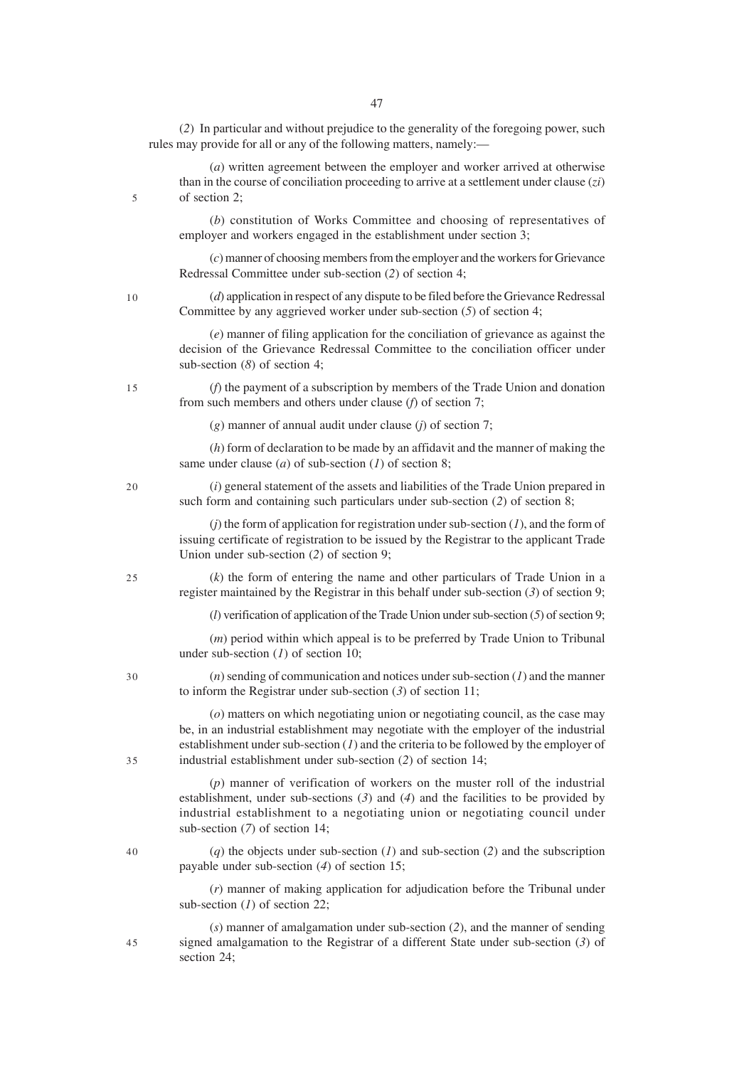(*2*) In particular and without prejudice to the generality of the foregoing power, such rules may provide for all or any of the following matters, namely:—

(*a*) written agreement between the employer and worker arrived at otherwise than in the course of conciliation proceeding to arrive at a settlement under clause (*zi*) of section 2;

(*b*) constitution of Works Committee and choosing of representatives of employer and workers engaged in the establishment under section 3;

(*c*) manner of choosing members from the employer and the workers for Grievance Redressal Committee under sub-section (*2*) of section 4;

(*d*) application in respect of any dispute to be filed before the Grievance Redressal Committee by any aggrieved worker under sub-section (*5*) of section 4;

(*e*) manner of filing application for the conciliation of grievance as against the decision of the Grievance Redressal Committee to the conciliation officer under sub-section (*8*) of section 4;

(*f*) the payment of a subscription by members of the Trade Union and donation from such members and others under clause (*f*) of section 7;

(*g*) manner of annual audit under clause (*j*) of section 7;

(*h*) form of declaration to be made by an affidavit and the manner of making the same under clause (*a*) of sub-section (*1*) of section 8;

(*i*) general statement of the assets and liabilities of the Trade Union prepared in such form and containing such particulars under sub-section (*2*) of section 8;

(*j*) the form of application for registration under sub-section (*1*), and the form of issuing certificate of registration to be issued by the Registrar to the applicant Trade Union under sub-section (*2*) of section 9;

(*k*) the form of entering the name and other particulars of Trade Union in a register maintained by the Registrar in this behalf under sub-section (*3*) of section 9;

(*l*) verification of application of the Trade Union under sub-section (*5*) of section 9;

(*m*) period within which appeal is to be preferred by Trade Union to Tribunal under sub-section (*1*) of section 10;

(*n*) sending of communication and notices under sub-section (*1*) and the manner to inform the Registrar under sub-section (*3*) of section 11;

(*o*) matters on which negotiating union or negotiating council, as the case may be, in an industrial establishment may negotiate with the employer of the industrial establishment under sub-section (*1*) and the criteria to be followed by the employer of industrial establishment under sub-section (*2*) of section 14;

(*p*) manner of verification of workers on the muster roll of the industrial establishment, under sub-sections (*3*) and (*4*) and the facilities to be provided by industrial establishment to a negotiating union or negotiating council under sub-section (*7*) of section 14;

(*q*) the objects under sub-section (*1*) and sub-section (*2*) and the subscription payable under sub-section (*4*) of section 15;

(*r*) manner of making application for adjudication before the Tribunal under sub-section (*1*) of section 22;

(*s*) manner of amalgamation under sub-section (*2*), and the manner of sending signed amalgamation to the Registrar of a different State under sub-section (*3*) of section 24;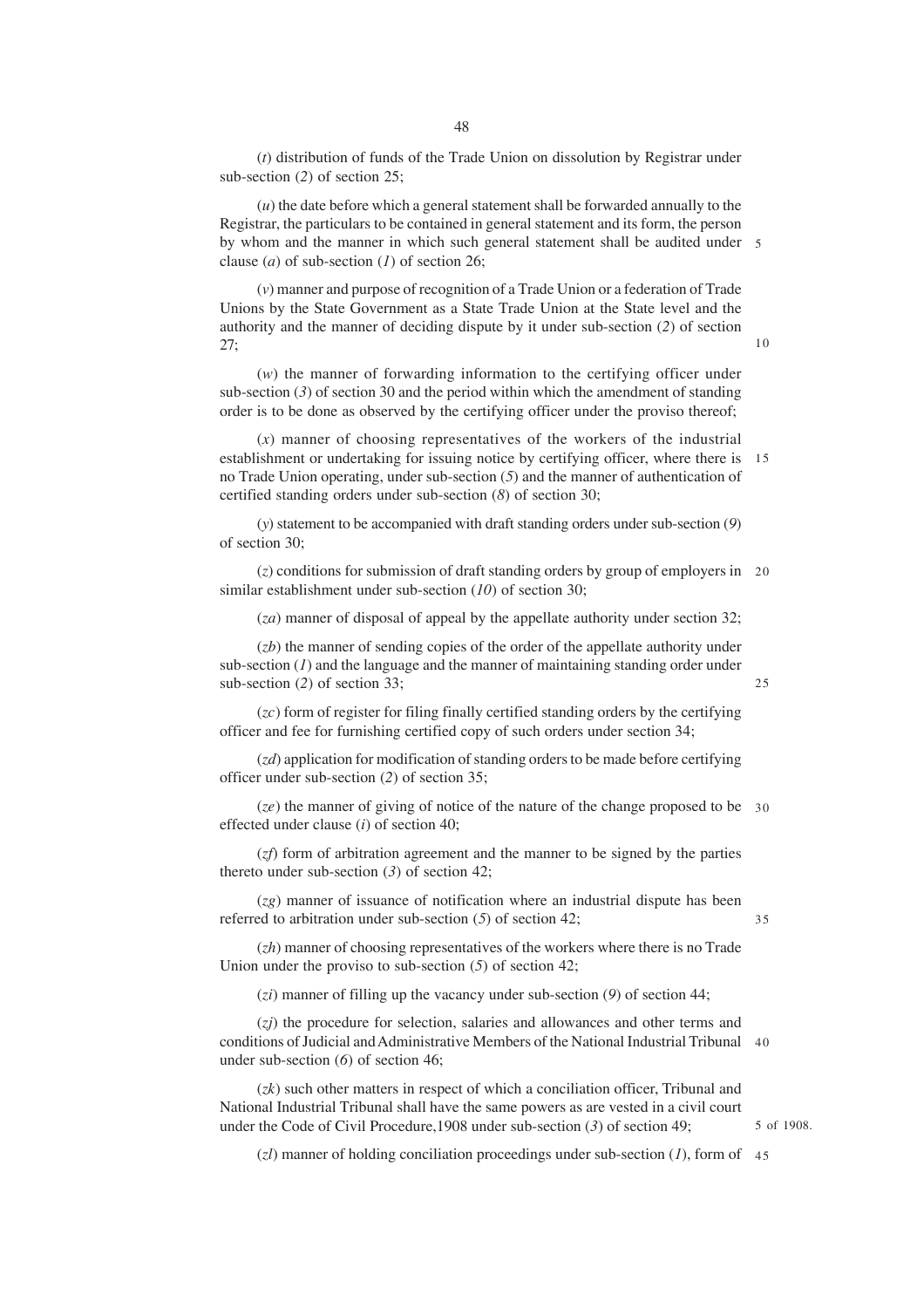(*t*) distribution of funds of the Trade Union on dissolution by Registrar under sub-section (*2*) of section 25;

(*u*) the date before which a general statement shall be forwarded annually to the Registrar, the particulars to be contained in general statement and its form, the person by whom and the manner in which such general statement shall be audited under clause (*a*) of sub-section (*1*) of section 26;

(*v*) manner and purpose of recognition of a Trade Union or a federation of Trade Unions by the State Government as a State Trade Union at the State level and the authority and the manner of deciding dispute by it under sub-section (*2*) of section 27;

(*w*) the manner of forwarding information to the certifying officer under sub-section (*3*) of section 30 and the period within which the amendment of standing order is to be done as observed by the certifying officer under the proviso thereof;

(*x*) manner of choosing representatives of the workers of the industrial establishment or undertaking for issuing notice by certifying officer, where there is no Trade Union operating, under sub-section (*5*) and the manner of authentication of certified standing orders under sub-section (*8*) of section 30;

(*y*) statement to be accompanied with draft standing orders under sub-section (*9*) of section 30;

(*z*) conditions for submission of draft standing orders by group of employers in similar establishment under sub-section (*10*) of section 30;

(*za*) manner of disposal of appeal by the appellate authority under section 32;

(*zb*) the manner of sending copies of the order of the appellate authority under sub-section (*1*) and the language and the manner of maintaining standing order under sub-section (*2*) of section 33;

(*zc*) form of register for filing finally certified standing orders by the certifying officer and fee for furnishing certified copy of such orders under section 34;

(*zd*) application for modification of standing orders to be made before certifying officer under sub-section (*2*) of section 35;

(*ze*) the manner of giving of notice of the nature of the change proposed to be effected under clause (*i*) of section 40;

(*zf*) form of arbitration agreement and the manner to be signed by the parties thereto under sub-section (*3*) of section 42;

(*zg*) manner of issuance of notification where an industrial dispute has been referred to arbitration under sub-section (*5*) of section 42;

(*zh*) manner of choosing representatives of the workers where there is no Trade Union under the proviso to sub-section (*5*) of section 42;

(*zi*) manner of filling up the vacancy under sub-section (*9*) of section 44;

(*zj*) the procedure for selection, salaries and allowances and other terms and conditions of Judicial and Administrative Members of the National Industrial Tribunal under sub-section (*6*) of section 46;

(*zk*) such other matters in respect of which a conciliation officer, Tribunal and National Industrial Tribunal shall have the same powers as are vested in a civil court under the Code of Civil Procedure,1908 under sub-section (*3*) of section 49; 5 of 1908.

(*zl*) manner of holding conciliation proceedings under sub-section (*1*), form of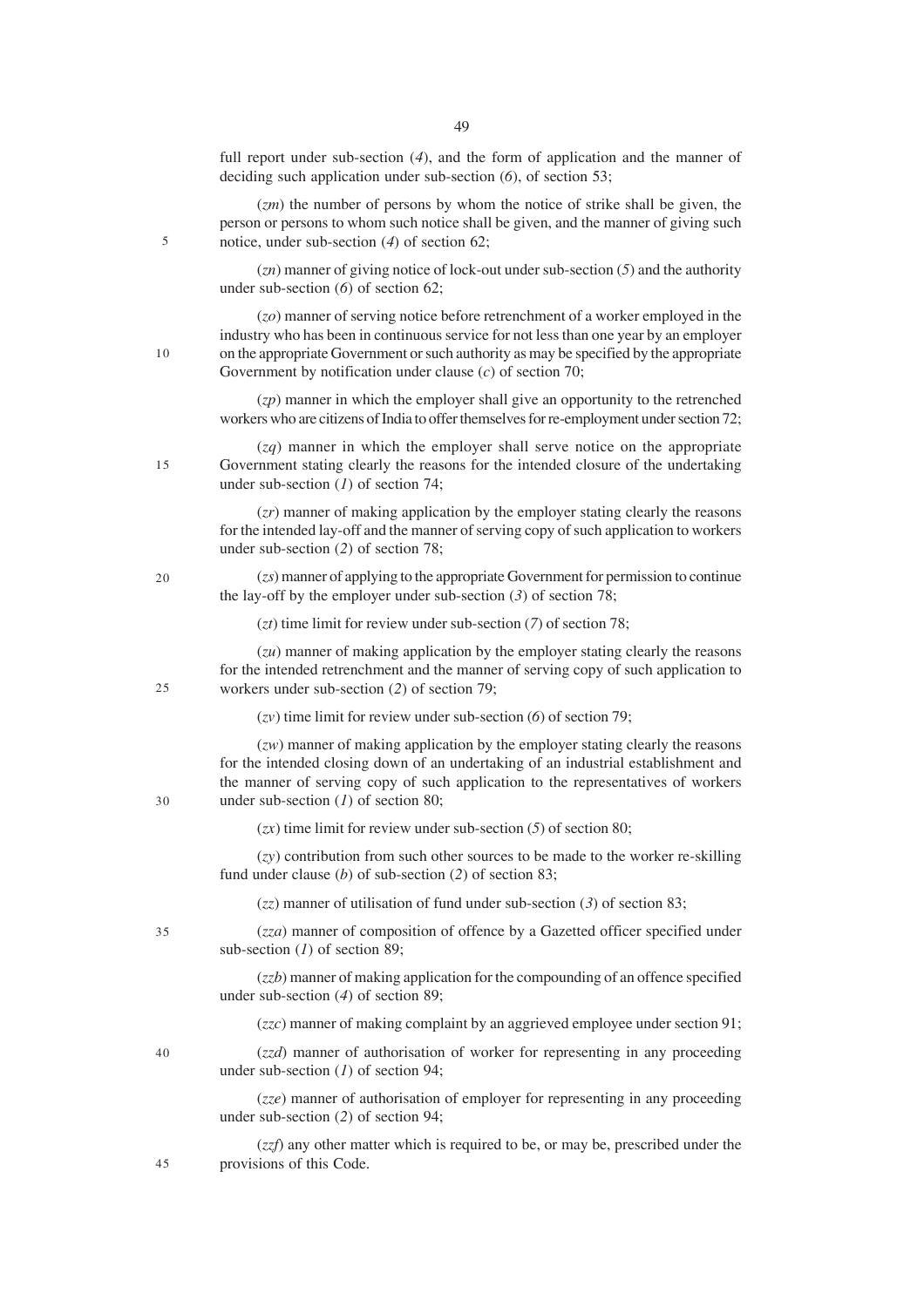full report under sub-section (*4*), and the form of application and the manner of deciding such application under sub-section (*6*), of section 53;

(*zm*) the number of persons by whom the notice of strike shall be given, the person or persons to whom such notice shall be given, and the manner of giving such notice, under sub-section (*4*) of section 62;

(*zn*) manner of giving notice of lock-out under sub-section (*5*) and the authority under sub-section (*6*) of section 62;

(*zo*) manner of serving notice before retrenchment of a worker employed in the industry who has been in continuous service for not less than one year by an employer on the appropriate Government or such authority as may be specified by the appropriate Government by notification under clause (*c*) of section 70;

(*zp*) manner in which the employer shall give an opportunity to the retrenched workers who are citizens of India to offer themselves for re-employment under section 72;

(*zq*) manner in which the employer shall serve notice on the appropriate Government stating clearly the reasons for the intended closure of the undertaking under sub-section (*1*) of section 74;

(*zr*) manner of making application by the employer stating clearly the reasons for the intended lay-off and the manner of serving copy of such application to workers under sub-section (*2*) of section 78;

(*zs*) manner of applying to the appropriate Government for permission to continue the lay-off by the employer under sub-section (*3*) of section 78;

(*zt*) time limit for review under sub-section (*7*) of section 78;

(*zu*) manner of making application by the employer stating clearly the reasons for the intended retrenchment and the manner of serving copy of such application to workers under sub-section (*2*) of section 79;

(*zv*) time limit for review under sub-section (*6*) of section 79;

(*zw*) manner of making application by the employer stating clearly the reasons for the intended closing down of an undertaking of an industrial establishment and the manner of serving copy of such application to the representatives of workers under sub-section (*1*) of section 80;

(*zx*) time limit for review under sub-section (*5*) of section 80;

(*zy*) contribution from such other sources to be made to the worker re-skilling fund under clause (*b*) of sub-section (*2*) of section 83;

(*zz*) manner of utilisation of fund under sub-section (*3*) of section 83;

(*zza*) manner of composition of offence by a Gazetted officer specified under sub-section (*1*) of section 89;

(*zzb*) manner of making application for the compounding of an offence specified under sub-section (*4*) of section 89;

(*zzc*) manner of making complaint by an aggrieved employee under section 91;

(*zzd*) manner of authorisation of worker for representing in any proceeding under sub-section (*1*) of section 94;

(*zze*) manner of authorisation of employer for representing in any proceeding under sub-section (*2*) of section 94;

(*zzf*) any other matter which is required to be, or may be, prescribed under the provisions of this Code.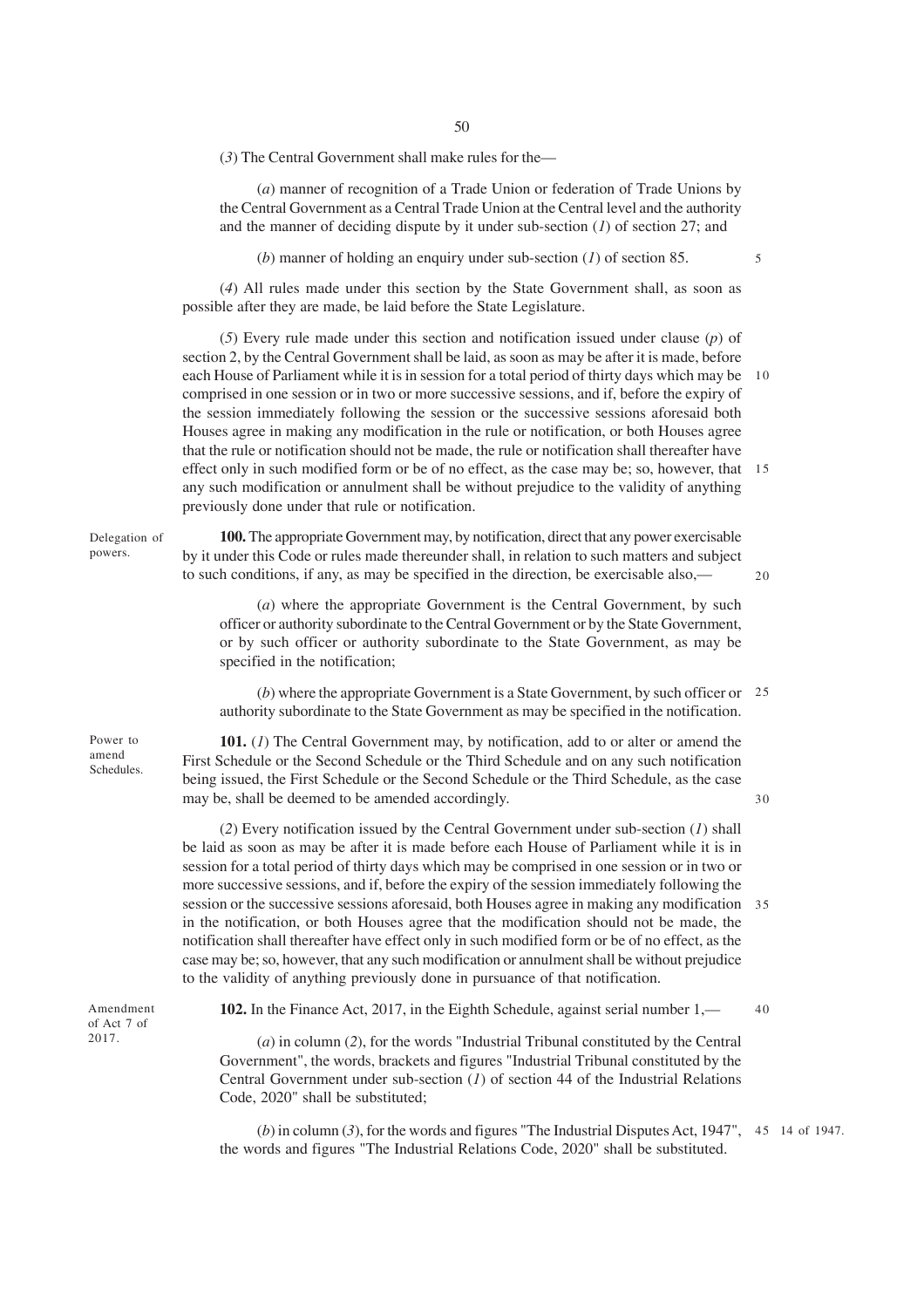(*3*) The Central Government shall make rules for the—

(*a*) manner of recognition of a Trade Union or federation of Trade Unions by the Central Government as a Central Trade Union at the Central level and the authority and the manner of deciding dispute by it under sub-section (*1*) of section 27; and

(*b*) manner of holding an enquiry under sub-section (*1*) of section 85.

(*4*) All rules made under this section by the State Government shall, as soon as possible after they are made, be laid before the State Legislature.

(*5*) Every rule made under this section and notification issued under clause (*p*) of section 2, by the Central Government shall be laid, as soon as may be after it is made, before each House of Parliament while it is in session for a total period of thirty days which may be comprised in one session or in two or more successive sessions, and if, before the expiry of the session immediately following the session or the successive sessions aforesaid both Houses agree in making any modification in the rule or notification, or both Houses agree that the rule or notification should not be made, the rule or notification shall thereafter have effect only in such modified form or be of no effect, as the case may be; so, however, that any such modification or annulment shall be without prejudice to the validity of anything previously done under that rule or notification.

Delegation of powers.

**100.** The appropriate Government may, by notification, direct that any power exercisable by it under this Code or rules made thereunder shall, in relation to such matters and subject to such conditions, if any, as may be specified in the direction, be exercisable also,—

(*a*) where the appropriate Government is the Central Government, by such officer or authority subordinate to the Central Government or by the State Government, or by such officer or authority subordinate to the State Government, as may be specified in the notification;

(*b*) where the appropriate Government is a State Government, by such officer or authority subordinate to the State Government as may be specified in the notification.

Power to amend Schedules.

**101.** (*1*) The Central Government may, by notification, add to or alter or amend the First Schedule or the Second Schedule or the Third Schedule and on any such notification being issued, the First Schedule or the Second Schedule or the Third Schedule, as the case may be, shall be deemed to be amended accordingly.

(*2*) Every notification issued by the Central Government under sub-section (*1*) shall be laid as soon as may be after it is made before each House of Parliament while it is in session for a total period of thirty days which may be comprised in one session or in two or more successive sessions, and if, before the expiry of the session immediately following the session or the successive sessions aforesaid, both Houses agree in making any modification in the notification, or both Houses agree that the modification should not be made, the notification shall thereafter have effect only in such modified form or be of no effect, as the case may be; so, however, that any such modification or annulment shall be without prejudice to the validity of anything previously done in pursuance of that notification.

Amendment of Act 7 of 2017.

**102.** In the Finance Act, 2017, in the Eighth Schedule, against serial number 1,—

(*a*) in column (*2*), for the words "Industrial Tribunal constituted by the Central Government", the words, brackets and figures "Industrial Tribunal constituted by the Central Government under sub-section (*1*) of section 44 of the Industrial Relations Code, 2020" shall be substituted;

(*b*) in column (*3*), for the words and figures "The Industrial Disputes Act, 1947", the words and figures "The Industrial Relations Code, 2020" shall be substituted.

14 of 1947.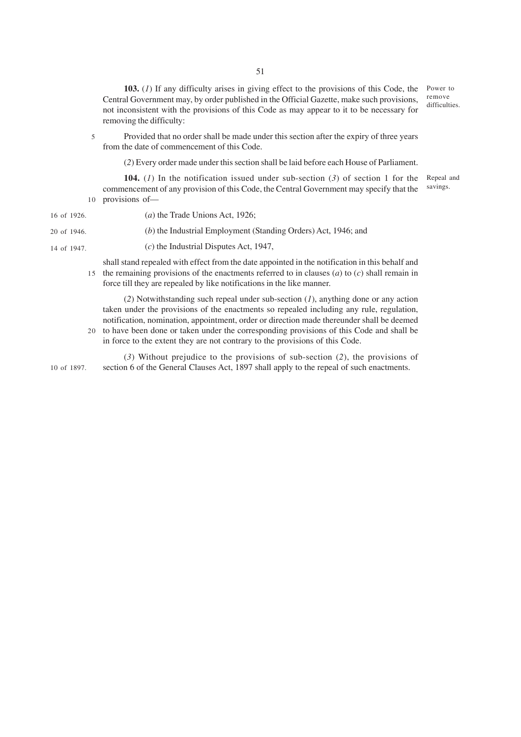**103.** (*1*) If any difficulty arises in giving effect to the provisions of this Code, the Central Government may, by order published in the Official Gazette, make such provisions, not inconsistent with the provisions of this Code as may appear to it to be necessary for removing the difficulty:

*Power to remove difficulties.*

Provided that no order shall be made under this section after the expiry of three years from the date of commencement of this Code.

(*2*) Every order made under this section shall be laid before each House of Parliament.

**104.** (*1*) In the notification issued under sub-section (*3*) of section 1 for the commencement of any provision of this Code, the Central Government may specify that the provisions of—

*Repeal and savings.*

(*a*) the Trade Unions Act, 1926; *(16 of 1926.)*

(*b*) the Industrial Employment (Standing Orders) Act, 1946; and *(20 of 1946.)*

(*c*) the Industrial Disputes Act, 1947, *(14 of 1947.)*

shall stand repealed with effect from the date appointed in the notification in this behalf and the remaining provisions of the enactments referred to in clauses (*a*) to (*c*) shall remain in force till they are repealed by like notifications in the like manner.

(*2*) Notwithstanding such repeal under sub-section (*1*), anything done or any action taken under the provisions of the enactments so repealed including any rule, regulation, notification, nomination, appointment, order or direction made thereunder shall be deemed to have been done or taken under the corresponding provisions of this Code and shall be in force to the extent they are not contrary to the provisions of this Code.

(*3*) Without prejudice to the provisions of sub-section (*2*), the provisions of section 6 of the General Clauses Act, 1897 shall apply to the repeal of such enactments. *(10 of 1897.)*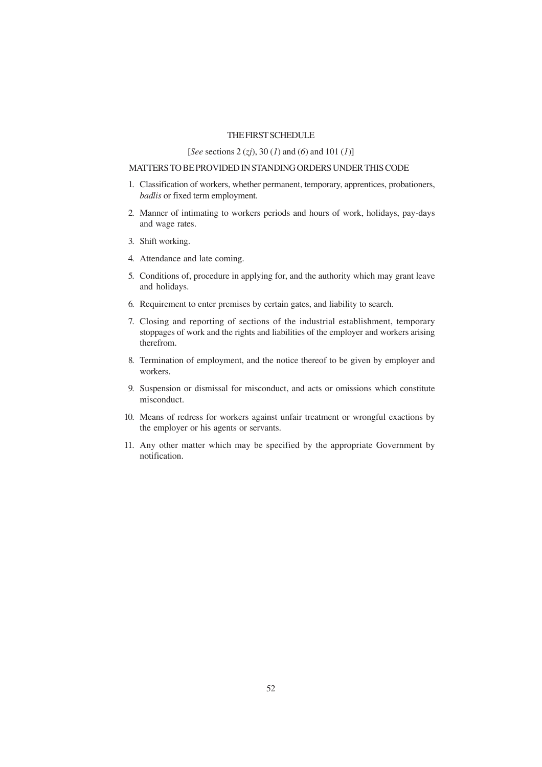# THE FIRST SCHEDULE

[*See* sections 2 (*zj*), 30 (*1*) and (*6*) and 101 (*1*)]

## MATTERS TO BE PROVIDED IN STANDING ORDERS UNDER THIS CODE

1. Classification of workers, whether permanent, temporary, apprentices, probationers, *badlis* or fixed term employment.
2. Manner of intimating to workers periods and hours of work, holidays, pay-days and wage rates.
3. Shift working.
4. Attendance and late coming.
5. Conditions of, procedure in applying for, and the authority which may grant leave and holidays.
6. Requirement to enter premises by certain gates, and liability to search.
7. Closing and reporting of sections of the industrial establishment, temporary stoppages of work and the rights and liabilities of the employer and workers arising therefrom.
8. Termination of employment, and the notice thereof to be given by employer and workers.
9. Suspension or dismissal for misconduct, and acts or omissions which constitute misconduct.
10. Means of redress for workers against unfair treatment or wrongful exactions by the employer or his agents or servants.
11. Any other matter which may be specified by the appropriate Government by notification.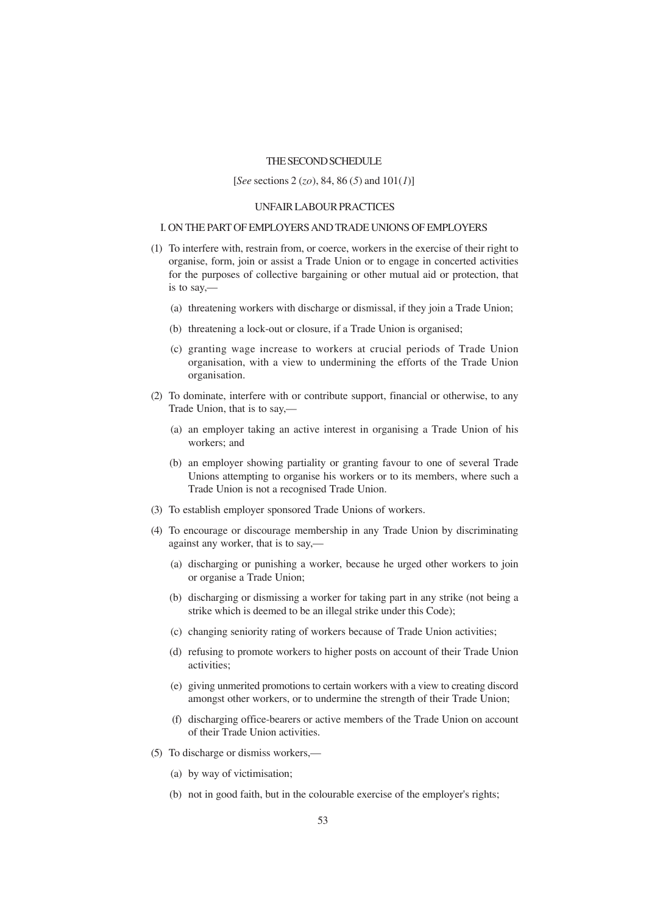# THE SECOND SCHEDULE

[*See* sections 2 (*zo*), 84, 86 (*5*) and 101(*1*)]

## UNFAIR LABOUR PRACTICES

### I. ON THE PART OF EMPLOYERS AND TRADE UNIONS OF EMPLOYERS

(1) To interfere with, restrain from, or coerce, workers in the exercise of their right to organise, form, join or assist a Trade Union or to engage in concerted activities for the purposes of collective bargaining or other mutual aid or protection, that is to say,—

  (a) threatening workers with discharge or dismissal, if they join a Trade Union;

  (b) threatening a lock-out or closure, if a Trade Union is organised;

  (c) granting wage increase to workers at crucial periods of Trade Union organisation, with a view to undermining the efforts of the Trade Union organisation.

(2) To dominate, interfere with or contribute support, financial or otherwise, to any Trade Union, that is to say,—

  (a) an employer taking an active interest in organising a Trade Union of his workers; and

  (b) an employer showing partiality or granting favour to one of several Trade Unions attempting to organise his workers or to its members, where such a Trade Union is not a recognised Trade Union.

(3) To establish employer sponsored Trade Unions of workers.

(4) To encourage or discourage membership in any Trade Union by discriminating against any worker, that is to say,—

  (a) discharging or punishing a worker, because he urged other workers to join or organise a Trade Union;

  (b) discharging or dismissing a worker for taking part in any strike (not being a strike which is deemed to be an illegal strike under this Code);

  (c) changing seniority rating of workers because of Trade Union activities;

  (d) refusing to promote workers to higher posts on account of their Trade Union activities;

  (e) giving unmerited promotions to certain workers with a view to creating discord amongst other workers, or to undermine the strength of their Trade Union;

  (f) discharging office-bearers or active members of the Trade Union on account of their Trade Union activities.

(5) To discharge or dismiss workers,—

  (a) by way of victimisation;

  (b) not in good faith, but in the colourable exercise of the employer's rights;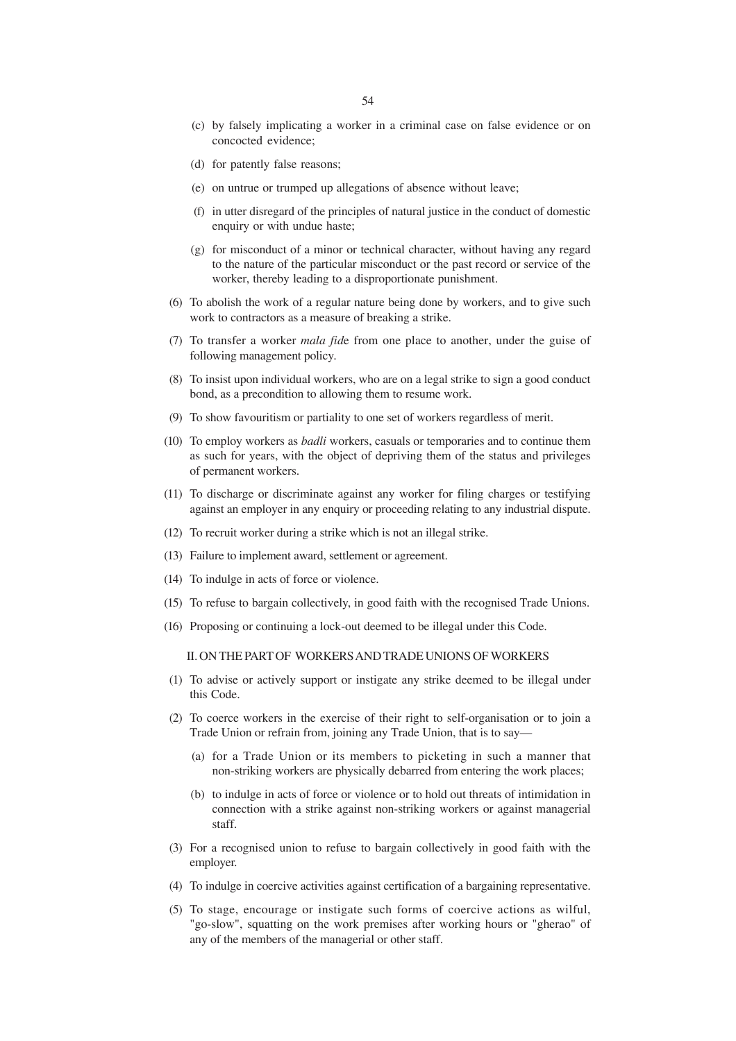(c) by falsely implicating a worker in a criminal case on false evidence or on concocted evidence;

(d) for patently false reasons;

(e) on untrue or trumped up allegations of absence without leave;

(f) in utter disregard of the principles of natural justice in the conduct of domestic enquiry or with undue haste;

(g) for misconduct of a minor or technical character, without having any regard to the nature of the particular misconduct or the past record or service of the worker, thereby leading to a disproportionate punishment.

(6) To abolish the work of a regular nature being done by workers, and to give such work to contractors as a measure of breaking a strike.

(7) To transfer a worker *mala fid*e from one place to another, under the guise of following management policy.

(8) To insist upon individual workers, who are on a legal strike to sign a good conduct bond, as a precondition to allowing them to resume work.

(9) To show favouritism or partiality to one set of workers regardless of merit.

(10) To employ workers as *badli* workers, casuals or temporaries and to continue them as such for years, with the object of depriving them of the status and privileges of permanent workers.

(11) To discharge or discriminate against any worker for filing charges or testifying against an employer in any enquiry or proceeding relating to any industrial dispute.

(12) To recruit worker during a strike which is not an illegal strike.

(13) Failure to implement award, settlement or agreement.

(14) To indulge in acts of force or violence.

(15) To refuse to bargain collectively, in good faith with the recognised Trade Unions.

(16) Proposing or continuing a lock-out deemed to be illegal under this Code.

II. ON THE PART OF WORKERS AND TRADE UNIONS OF WORKERS

(1) To advise or actively support or instigate any strike deemed to be illegal under this Code.

(2) To coerce workers in the exercise of their right to self-organisation or to join a Trade Union or refrain from, joining any Trade Union, that is to say—

(a) for a Trade Union or its members to picketing in such a manner that non-striking workers are physically debarred from entering the work places;

(b) to indulge in acts of force or violence or to hold out threats of intimidation in connection with a strike against non-striking workers or against managerial staff.

(3) For a recognised union to refuse to bargain collectively in good faith with the employer.

(4) To indulge in coercive activities against certification of a bargaining representative.

(5) To stage, encourage or instigate such forms of coercive actions as wilful, "go-slow", squatting on the work premises after working hours or "gherao" of any of the members of the managerial or other staff.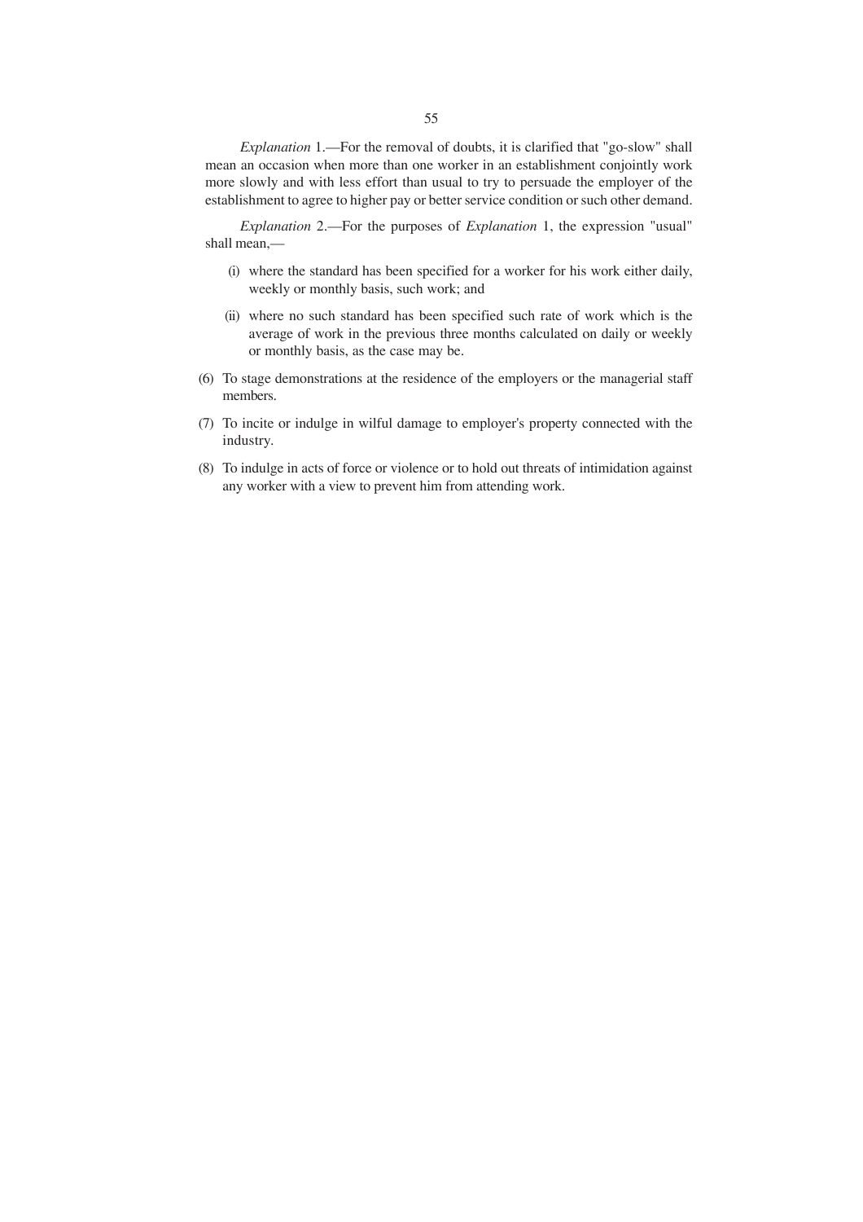*Explanation* 1.—For the removal of doubts, it is clarified that "go-slow" shall mean an occasion when more than one worker in an establishment conjointly work more slowly and with less effort than usual to try to persuade the employer of the establishment to agree to higher pay or better service condition or such other demand.

*Explanation* 2.—For the purposes of *Explanation* 1, the expression "usual" shall mean,—

(i) where the standard has been specified for a worker for his work either daily, weekly or monthly basis, such work; and

(ii) where no such standard has been specified such rate of work which is the average of work in the previous three months calculated on daily or weekly or monthly basis, as the case may be.

(6) To stage demonstrations at the residence of the employers or the managerial staff members.

(7) To incite or indulge in wilful damage to employer's property connected with the industry.

(8) To indulge in acts of force or violence or to hold out threats of intimidation against any worker with a view to prevent him from attending work.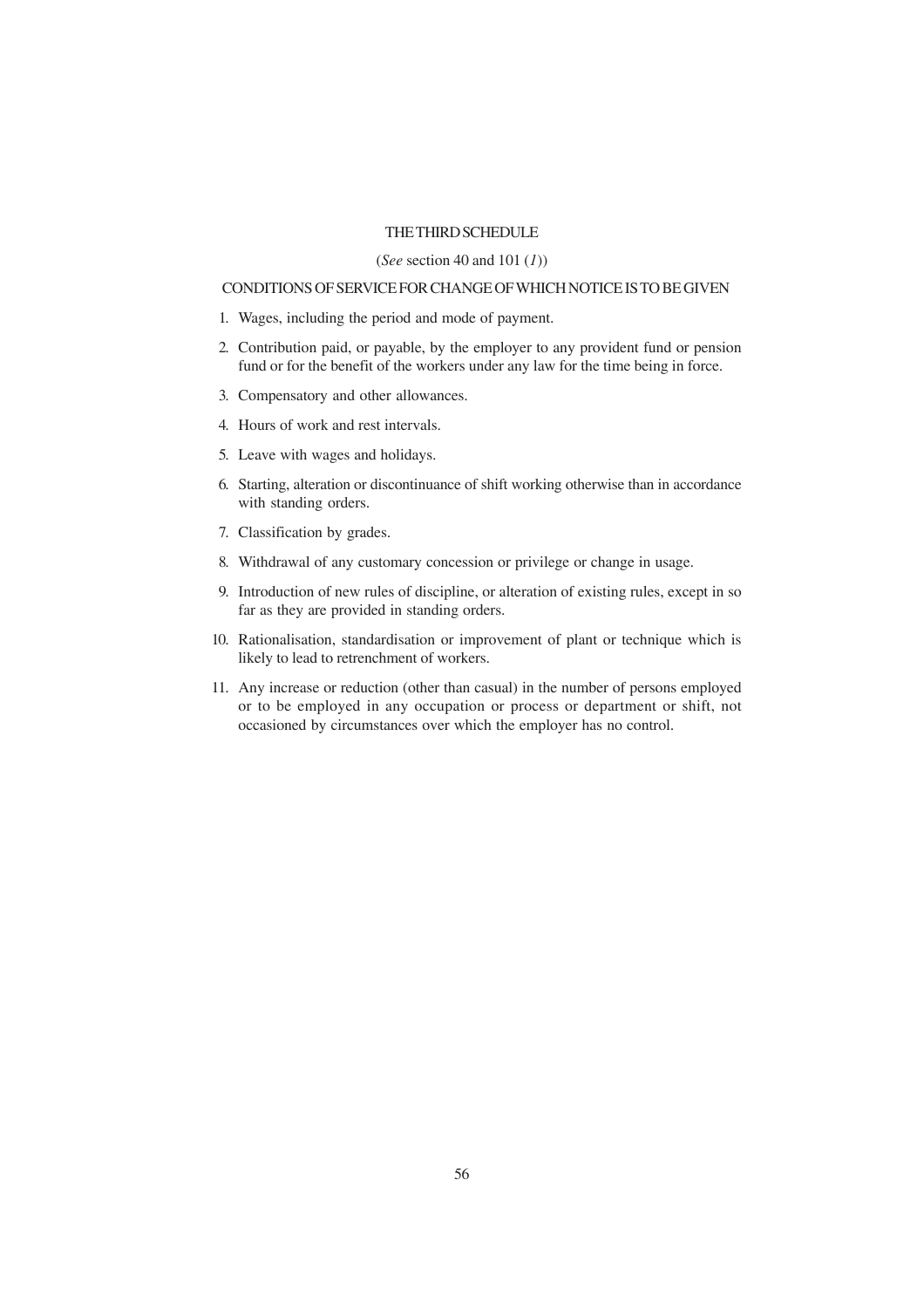## THE THIRD SCHEDULE

(*See* section 40 and 101 (*1*))

### CONDITIONS OF SERVICE FOR CHANGE OF WHICH NOTICE IS TO BE GIVEN

1. Wages, including the period and mode of payment.
2. Contribution paid, or payable, by the employer to any provident fund or pension fund or for the benefit of the workers under any law for the time being in force.
3. Compensatory and other allowances.
4. Hours of work and rest intervals.
5. Leave with wages and holidays.
6. Starting, alteration or discontinuance of shift working otherwise than in accordance with standing orders.
7. Classification by grades.
8. Withdrawal of any customary concession or privilege or change in usage.
9. Introduction of new rules of discipline, or alteration of existing rules, except in so far as they are provided in standing orders.
10. Rationalisation, standardisation or improvement of plant or technique which is likely to lead to retrenchment of workers.
11. Any increase or reduction (other than casual) in the number of persons employed or to be employed in any occupation or process or department or shift, not occasioned by circumstances over which the employer has no control.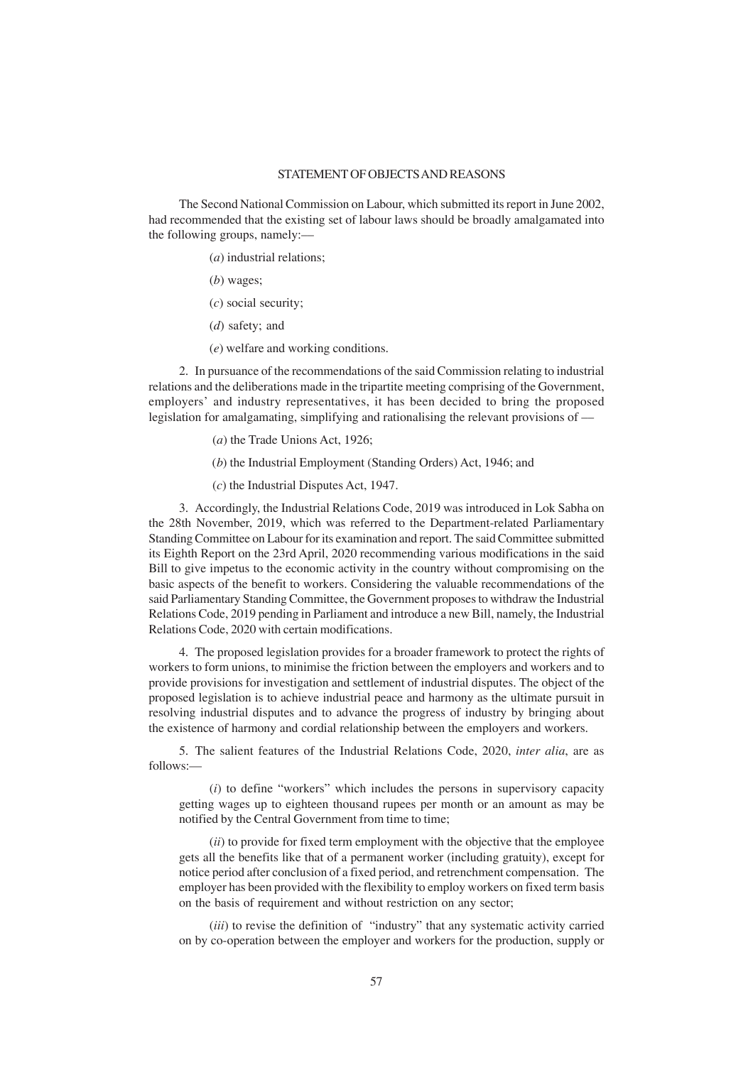## STATEMENT OF OBJECTS AND REASONS

The Second National Commission on Labour, which submitted its report in June 2002, had recommended that the existing set of labour laws should be broadly amalgamated into the following groups, namely:—

(*a*) industrial relations;

(*b*) wages;

(*c*) social security;

(*d*) safety; and

(*e*) welfare and working conditions.

2. In pursuance of the recommendations of the said Commission relating to industrial relations and the deliberations made in the tripartite meeting comprising of the Government, employers' and industry representatives, it has been decided to bring the proposed legislation for amalgamating, simplifying and rationalising the relevant provisions of —

(*a*) the Trade Unions Act, 1926;

(*b*) the Industrial Employment (Standing Orders) Act, 1946; and

(*c*) the Industrial Disputes Act, 1947.

3. Accordingly, the Industrial Relations Code, 2019 was introduced in Lok Sabha on the 28th November, 2019, which was referred to the Department-related Parliamentary Standing Committee on Labour for its examination and report. The said Committee submitted its Eighth Report on the 23rd April, 2020 recommending various modifications in the said Bill to give impetus to the economic activity in the country without compromising on the basic aspects of the benefit to workers. Considering the valuable recommendations of the said Parliamentary Standing Committee, the Government proposes to withdraw the Industrial Relations Code, 2019 pending in Parliament and introduce a new Bill, namely, the Industrial Relations Code, 2020 with certain modifications.

4. The proposed legislation provides for a broader framework to protect the rights of workers to form unions, to minimise the friction between the employers and workers and to provide provisions for investigation and settlement of industrial disputes. The object of the proposed legislation is to achieve industrial peace and harmony as the ultimate pursuit in resolving industrial disputes and to advance the progress of industry by bringing about the existence of harmony and cordial relationship between the employers and workers.

5. The salient features of the Industrial Relations Code, 2020, *inter alia*, are as follows:—

(*i*) to define "workers" which includes the persons in supervisory capacity getting wages up to eighteen thousand rupees per month or an amount as may be notified by the Central Government from time to time;

(*ii*) to provide for fixed term employment with the objective that the employee gets all the benefits like that of a permanent worker (including gratuity), except for notice period after conclusion of a fixed period, and retrenchment compensation. The employer has been provided with the flexibility to employ workers on fixed term basis on the basis of requirement and without restriction on any sector;

(*iii*) to revise the definition of "industry" that any systematic activity carried on by co-operation between the employer and workers for the production, supply or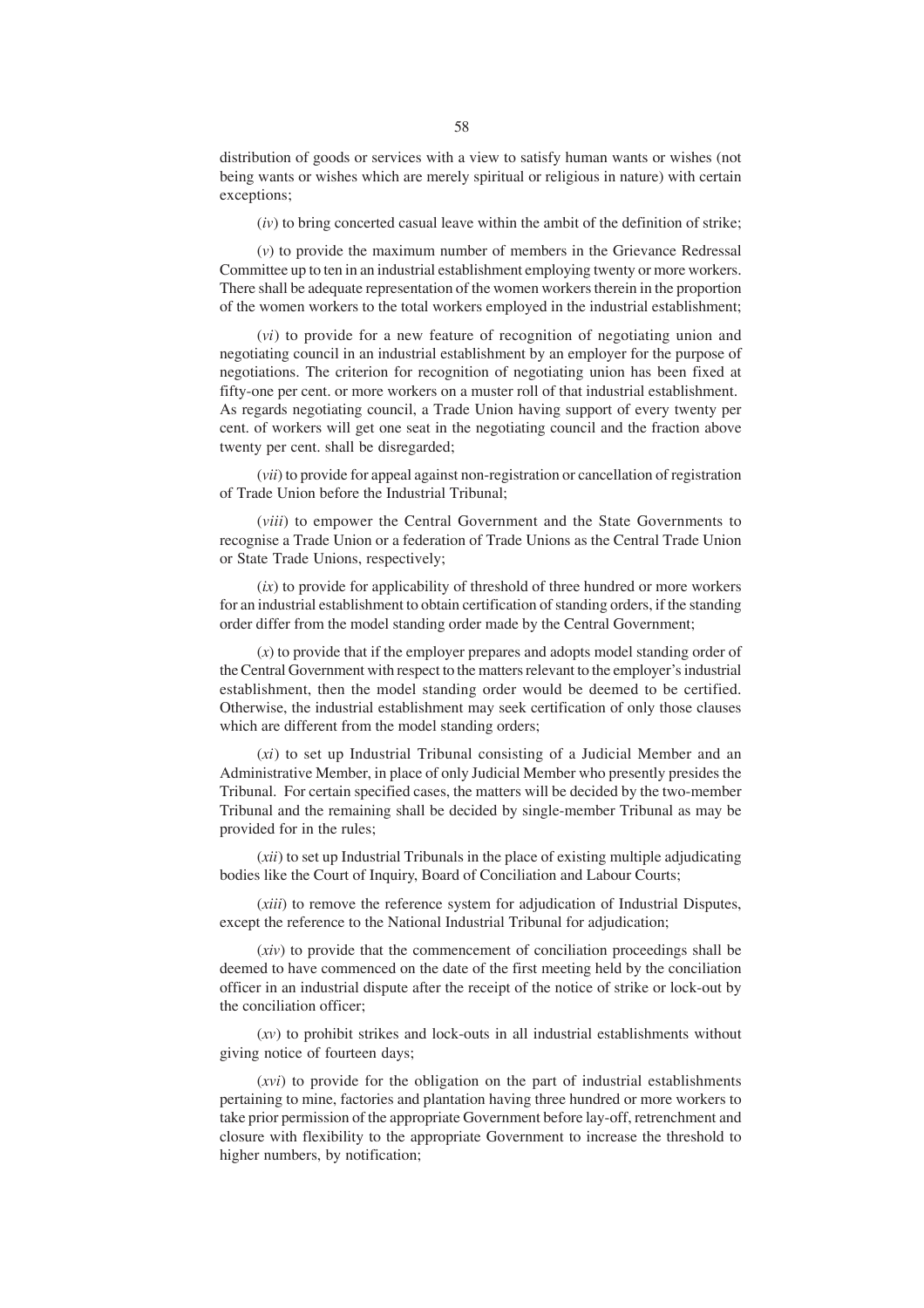distribution of goods or services with a view to satisfy human wants or wishes (not being wants or wishes which are merely spiritual or religious in nature) with certain exceptions;

(*iv*) to bring concerted casual leave within the ambit of the definition of strike;

(*v*) to provide the maximum number of members in the Grievance Redressal Committee up to ten in an industrial establishment employing twenty or more workers. There shall be adequate representation of the women workers therein in the proportion of the women workers to the total workers employed in the industrial establishment;

(*vi*) to provide for a new feature of recognition of negotiating union and negotiating council in an industrial establishment by an employer for the purpose of negotiations. The criterion for recognition of negotiating union has been fixed at fifty-one per cent. or more workers on a muster roll of that industrial establishment. As regards negotiating council, a Trade Union having support of every twenty per cent. of workers will get one seat in the negotiating council and the fraction above twenty per cent. shall be disregarded;

(*vii*) to provide for appeal against non-registration or cancellation of registration of Trade Union before the Industrial Tribunal;

(*viii*) to empower the Central Government and the State Governments to recognise a Trade Union or a federation of Trade Unions as the Central Trade Union or State Trade Unions, respectively;

(*ix*) to provide for applicability of threshold of three hundred or more workers for an industrial establishment to obtain certification of standing orders, if the standing order differ from the model standing order made by the Central Government;

(*x*) to provide that if the employer prepares and adopts model standing order of the Central Government with respect to the matters relevant to the employer's industrial establishment, then the model standing order would be deemed to be certified. Otherwise, the industrial establishment may seek certification of only those clauses which are different from the model standing orders;

(*xi*) to set up Industrial Tribunal consisting of a Judicial Member and an Administrative Member, in place of only Judicial Member who presently presides the Tribunal. For certain specified cases, the matters will be decided by the two-member Tribunal and the remaining shall be decided by single-member Tribunal as may be provided for in the rules;

(*xii*) to set up Industrial Tribunals in the place of existing multiple adjudicating bodies like the Court of Inquiry, Board of Conciliation and Labour Courts;

(*xiii*) to remove the reference system for adjudication of Industrial Disputes, except the reference to the National Industrial Tribunal for adjudication;

(*xiv*) to provide that the commencement of conciliation proceedings shall be deemed to have commenced on the date of the first meeting held by the conciliation officer in an industrial dispute after the receipt of the notice of strike or lock-out by the conciliation officer;

(*xv*) to prohibit strikes and lock-outs in all industrial establishments without giving notice of fourteen days;

(*xvi*) to provide for the obligation on the part of industrial establishments pertaining to mine, factories and plantation having three hundred or more workers to take prior permission of the appropriate Government before lay-off, retrenchment and closure with flexibility to the appropriate Government to increase the threshold to higher numbers, by notification;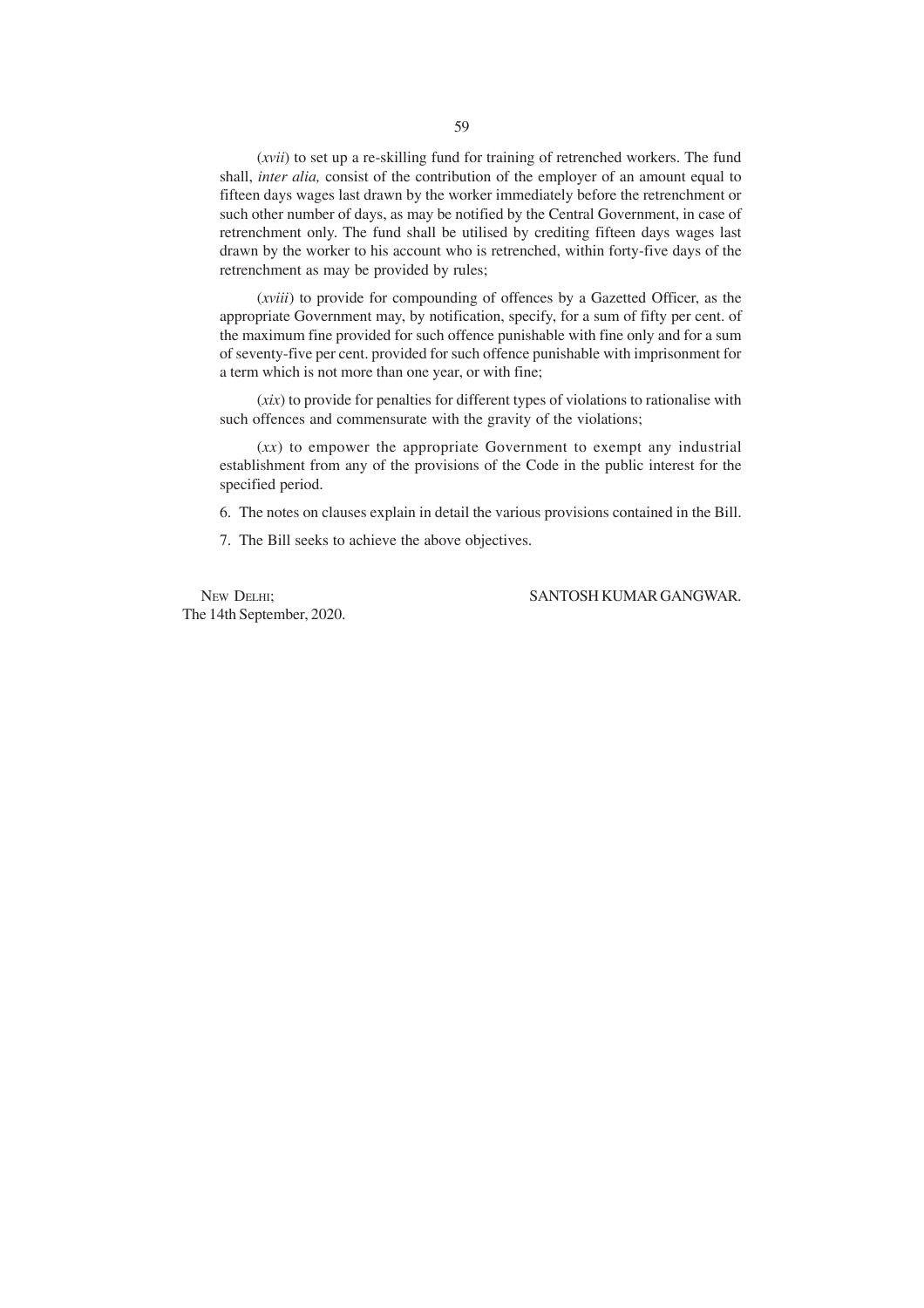(*xvii*) to set up a re-skilling fund for training of retrenched workers. The fund shall, *inter alia,* consist of the contribution of the employer of an amount equal to fifteen days wages last drawn by the worker immediately before the retrenchment or such other number of days, as may be notified by the Central Government, in case of retrenchment only. The fund shall be utilised by crediting fifteen days wages last drawn by the worker to his account who is retrenched, within forty-five days of the retrenchment as may be provided by rules;

(*xviii*) to provide for compounding of offences by a Gazetted Officer, as the appropriate Government may, by notification, specify, for a sum of fifty per cent. of the maximum fine provided for such offence punishable with fine only and for a sum of seventy-five per cent. provided for such offence punishable with imprisonment for a term which is not more than one year, or with fine;

(*xix*) to provide for penalties for different types of violations to rationalise with such offences and commensurate with the gravity of the violations;

(*xx*) to empower the appropriate Government to exempt any industrial establishment from any of the provisions of the Code in the public interest for the specified period.

6. The notes on clauses explain in detail the various provisions contained in the Bill.

7. The Bill seeks to achieve the above objectives.

NEW DELHI;
The 14th September, 2020.

SANTOSH KUMAR GANGWAR.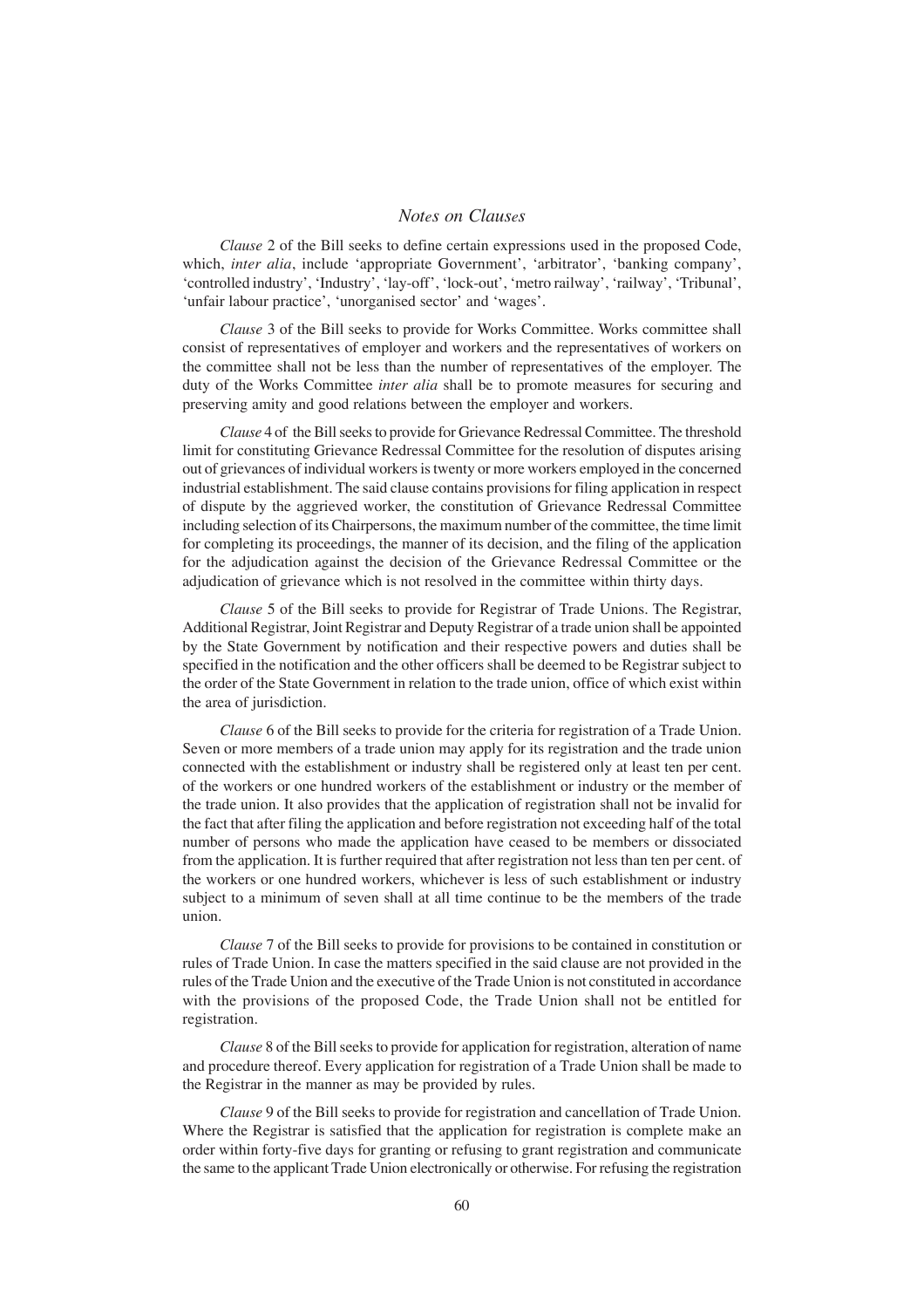## *Notes on Clauses*

*Clause* 2 of the Bill seeks to define certain expressions used in the proposed Code, which, *inter alia*, include 'appropriate Government', 'arbitrator', 'banking company', 'controlled industry', 'Industry', 'lay-off', 'lock-out', 'metro railway', 'railway', 'Tribunal', 'unfair labour practice', 'unorganised sector' and 'wages'.

*Clause* 3 of the Bill seeks to provide for Works Committee. Works committee shall consist of representatives of employer and workers and the representatives of workers on the committee shall not be less than the number of representatives of the employer. The duty of the Works Committee *inter alia* shall be to promote measures for securing and preserving amity and good relations between the employer and workers.

*Clause* 4 of the Bill seeks to provide for Grievance Redressal Committee. The threshold limit for constituting Grievance Redressal Committee for the resolution of disputes arising out of grievances of individual workers is twenty or more workers employed in the concerned industrial establishment. The said clause contains provisions for filing application in respect of dispute by the aggrieved worker, the constitution of Grievance Redressal Committee including selection of its Chairpersons, the maximum number of the committee, the time limit for completing its proceedings, the manner of its decision, and the filing of the application for the adjudication against the decision of the Grievance Redressal Committee or the adjudication of grievance which is not resolved in the committee within thirty days.

*Clause* 5 of the Bill seeks to provide for Registrar of Trade Unions. The Registrar, Additional Registrar, Joint Registrar and Deputy Registrar of a trade union shall be appointed by the State Government by notification and their respective powers and duties shall be specified in the notification and the other officers shall be deemed to be Registrar subject to the order of the State Government in relation to the trade union, office of which exist within the area of jurisdiction.

*Clause* 6 of the Bill seeks to provide for the criteria for registration of a Trade Union. Seven or more members of a trade union may apply for its registration and the trade union connected with the establishment or industry shall be registered only at least ten per cent. of the workers or one hundred workers of the establishment or industry or the member of the trade union. It also provides that the application of registration shall not be invalid for the fact that after filing the application and before registration not exceeding half of the total number of persons who made the application have ceased to be members or dissociated from the application. It is further required that after registration not less than ten per cent. of the workers or one hundred workers, whichever is less of such establishment or industry subject to a minimum of seven shall at all time continue to be the members of the trade union.

*Clause* 7 of the Bill seeks to provide for provisions to be contained in constitution or rules of Trade Union. In case the matters specified in the said clause are not provided in the rules of the Trade Union and the executive of the Trade Union is not constituted in accordance with the provisions of the proposed Code, the Trade Union shall not be entitled for registration.

*Clause* 8 of the Bill seeks to provide for application for registration, alteration of name and procedure thereof. Every application for registration of a Trade Union shall be made to the Registrar in the manner as may be provided by rules.

*Clause* 9 of the Bill seeks to provide for registration and cancellation of Trade Union. Where the Registrar is satisfied that the application for registration is complete make an order within forty-five days for granting or refusing to grant registration and communicate the same to the applicant Trade Union electronically or otherwise. For refusing the registration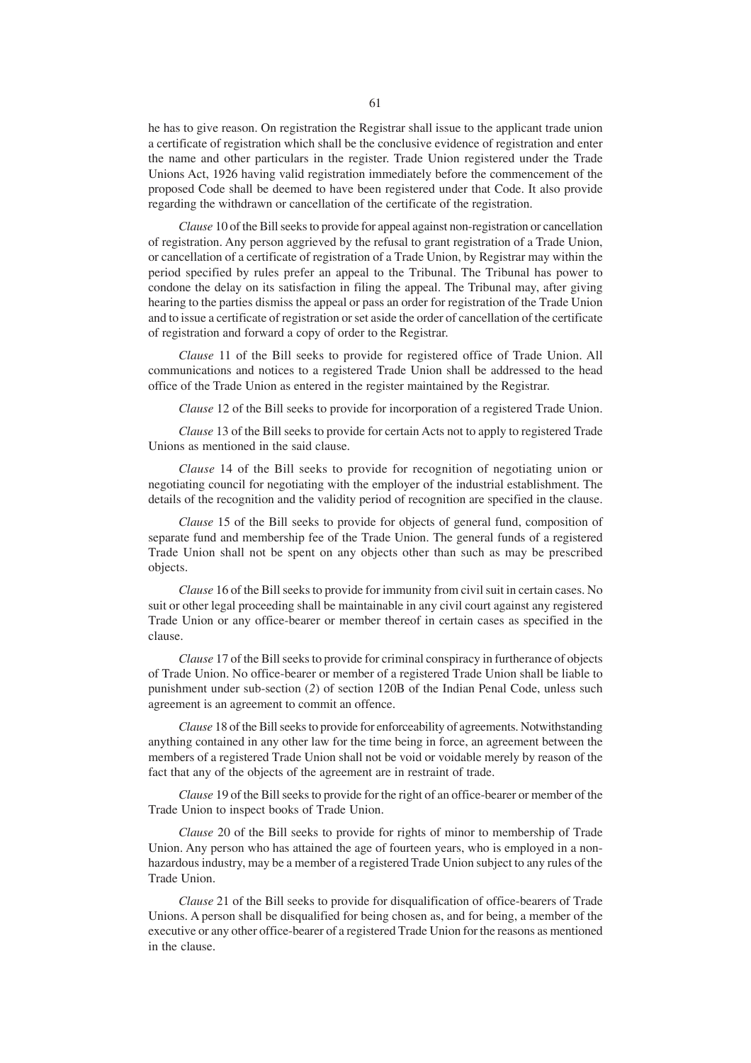he has to give reason. On registration the Registrar shall issue to the applicant trade union a certificate of registration which shall be the conclusive evidence of registration and enter the name and other particulars in the register. Trade Union registered under the Trade Unions Act, 1926 having valid registration immediately before the commencement of the proposed Code shall be deemed to have been registered under that Code. It also provide regarding the withdrawn or cancellation of the certificate of the registration.

*Clause* 10 of the Bill seeks to provide for appeal against non-registration or cancellation of registration. Any person aggrieved by the refusal to grant registration of a Trade Union, or cancellation of a certificate of registration of a Trade Union, by Registrar may within the period specified by rules prefer an appeal to the Tribunal. The Tribunal has power to condone the delay on its satisfaction in filing the appeal. The Tribunal may, after giving hearing to the parties dismiss the appeal or pass an order for registration of the Trade Union and to issue a certificate of registration or set aside the order of cancellation of the certificate of registration and forward a copy of order to the Registrar.

*Clause* 11 of the Bill seeks to provide for registered office of Trade Union. All communications and notices to a registered Trade Union shall be addressed to the head office of the Trade Union as entered in the register maintained by the Registrar.

*Clause* 12 of the Bill seeks to provide for incorporation of a registered Trade Union.

*Clause* 13 of the Bill seeks to provide for certain Acts not to apply to registered Trade Unions as mentioned in the said clause.

*Clause* 14 of the Bill seeks to provide for recognition of negotiating union or negotiating council for negotiating with the employer of the industrial establishment. The details of the recognition and the validity period of recognition are specified in the clause.

*Clause* 15 of the Bill seeks to provide for objects of general fund, composition of separate fund and membership fee of the Trade Union. The general funds of a registered Trade Union shall not be spent on any objects other than such as may be prescribed objects.

*Clause* 16 of the Bill seeks to provide for immunity from civil suit in certain cases. No suit or other legal proceeding shall be maintainable in any civil court against any registered Trade Union or any office-bearer or member thereof in certain cases as specified in the clause.

*Clause* 17 of the Bill seeks to provide for criminal conspiracy in furtherance of objects of Trade Union. No office-bearer or member of a registered Trade Union shall be liable to punishment under sub-section (*2*) of section 120B of the Indian Penal Code, unless such agreement is an agreement to commit an offence.

*Clause* 18 of the Bill seeks to provide for enforceability of agreements. Notwithstanding anything contained in any other law for the time being in force, an agreement between the members of a registered Trade Union shall not be void or voidable merely by reason of the fact that any of the objects of the agreement are in restraint of trade.

*Clause* 19 of the Bill seeks to provide for the right of an office-bearer or member of the Trade Union to inspect books of Trade Union.

*Clause* 20 of the Bill seeks to provide for rights of minor to membership of Trade Union. Any person who has attained the age of fourteen years, who is employed in a non-hazardous industry, may be a member of a registered Trade Union subject to any rules of the Trade Union.

*Clause* 21 of the Bill seeks to provide for disqualification of office-bearers of Trade Unions. A person shall be disqualified for being chosen as, and for being, a member of the executive or any other office-bearer of a registered Trade Union for the reasons as mentioned in the clause.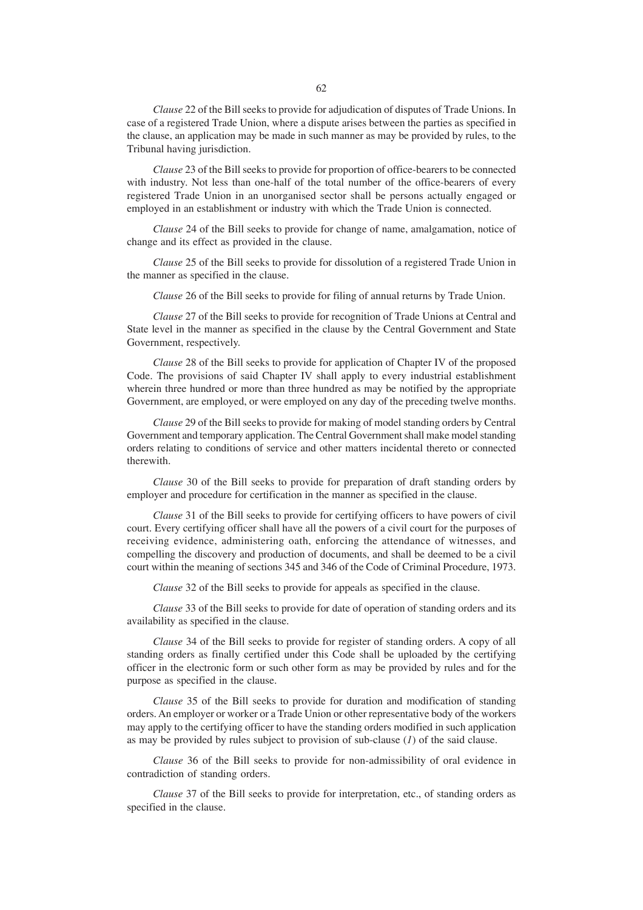*Clause* 22 of the Bill seeks to provide for adjudication of disputes of Trade Unions. In case of a registered Trade Union, where a dispute arises between the parties as specified in the clause, an application may be made in such manner as may be provided by rules, to the Tribunal having jurisdiction.

*Clause* 23 of the Bill seeks to provide for proportion of office-bearers to be connected with industry. Not less than one-half of the total number of the office-bearers of every registered Trade Union in an unorganised sector shall be persons actually engaged or employed in an establishment or industry with which the Trade Union is connected.

*Clause* 24 of the Bill seeks to provide for change of name, amalgamation, notice of change and its effect as provided in the clause.

*Clause* 25 of the Bill seeks to provide for dissolution of a registered Trade Union in the manner as specified in the clause.

*Clause* 26 of the Bill seeks to provide for filing of annual returns by Trade Union.

*Clause* 27 of the Bill seeks to provide for recognition of Trade Unions at Central and State level in the manner as specified in the clause by the Central Government and State Government, respectively.

*Clause* 28 of the Bill seeks to provide for application of Chapter IV of the proposed Code. The provisions of said Chapter IV shall apply to every industrial establishment wherein three hundred or more than three hundred as may be notified by the appropriate Government, are employed, or were employed on any day of the preceding twelve months.

*Clause* 29 of the Bill seeks to provide for making of model standing orders by Central Government and temporary application. The Central Government shall make model standing orders relating to conditions of service and other matters incidental thereto or connected therewith.

*Clause* 30 of the Bill seeks to provide for preparation of draft standing orders by employer and procedure for certification in the manner as specified in the clause.

*Clause* 31 of the Bill seeks to provide for certifying officers to have powers of civil court. Every certifying officer shall have all the powers of a civil court for the purposes of receiving evidence, administering oath, enforcing the attendance of witnesses, and compelling the discovery and production of documents, and shall be deemed to be a civil court within the meaning of sections 345 and 346 of the Code of Criminal Procedure, 1973.

*Clause* 32 of the Bill seeks to provide for appeals as specified in the clause.

*Clause* 33 of the Bill seeks to provide for date of operation of standing orders and its availability as specified in the clause.

*Clause* 34 of the Bill seeks to provide for register of standing orders. A copy of all standing orders as finally certified under this Code shall be uploaded by the certifying officer in the electronic form or such other form as may be provided by rules and for the purpose as specified in the clause.

*Clause* 35 of the Bill seeks to provide for duration and modification of standing orders. An employer or worker or a Trade Union or other representative body of the workers may apply to the certifying officer to have the standing orders modified in such application as may be provided by rules subject to provision of sub-clause (*1*) of the said clause.

*Clause* 36 of the Bill seeks to provide for non-admissibility of oral evidence in contradiction of standing orders.

*Clause* 37 of the Bill seeks to provide for interpretation, etc., of standing orders as specified in the clause.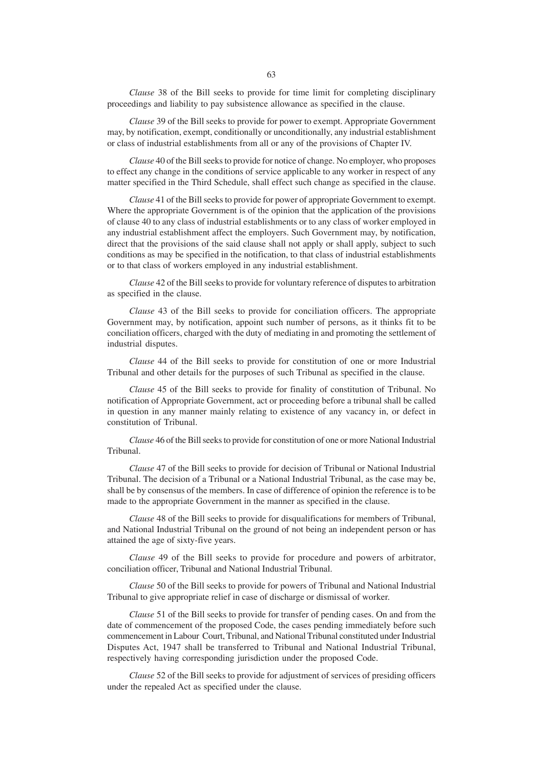*Clause* 38 of the Bill seeks to provide for time limit for completing disciplinary proceedings and liability to pay subsistence allowance as specified in the clause.

*Clause* 39 of the Bill seeks to provide for power to exempt. Appropriate Government may, by notification, exempt, conditionally or unconditionally, any industrial establishment or class of industrial establishments from all or any of the provisions of Chapter IV.

*Clause* 40 of the Bill seeks to provide for notice of change. No employer, who proposes to effect any change in the conditions of service applicable to any worker in respect of any matter specified in the Third Schedule, shall effect such change as specified in the clause.

*Clause* 41 of the Bill seeks to provide for power of appropriate Government to exempt. Where the appropriate Government is of the opinion that the application of the provisions of clause 40 to any class of industrial establishments or to any class of worker employed in any industrial establishment affect the employers. Such Government may, by notification, direct that the provisions of the said clause shall not apply or shall apply, subject to such conditions as may be specified in the notification, to that class of industrial establishments or to that class of workers employed in any industrial establishment.

*Clause* 42 of the Bill seeks to provide for voluntary reference of disputes to arbitration as specified in the clause.

*Clause* 43 of the Bill seeks to provide for conciliation officers. The appropriate Government may, by notification, appoint such number of persons, as it thinks fit to be conciliation officers, charged with the duty of mediating in and promoting the settlement of industrial disputes.

*Clause* 44 of the Bill seeks to provide for constitution of one or more Industrial Tribunal and other details for the purposes of such Tribunal as specified in the clause.

*Clause* 45 of the Bill seeks to provide for finality of constitution of Tribunal. No notification of Appropriate Government, act or proceeding before a tribunal shall be called in question in any manner mainly relating to existence of any vacancy in, or defect in constitution of Tribunal.

*Clause* 46 of the Bill seeks to provide for constitution of one or more National Industrial Tribunal.

*Clause* 47 of the Bill seeks to provide for decision of Tribunal or National Industrial Tribunal. The decision of a Tribunal or a National Industrial Tribunal, as the case may be, shall be by consensus of the members. In case of difference of opinion the reference is to be made to the appropriate Government in the manner as specified in the clause.

*Clause* 48 of the Bill seeks to provide for disqualifications for members of Tribunal, and National Industrial Tribunal on the ground of not being an independent person or has attained the age of sixty-five years.

*Clause* 49 of the Bill seeks to provide for procedure and powers of arbitrator, conciliation officer, Tribunal and National Industrial Tribunal.

*Clause* 50 of the Bill seeks to provide for powers of Tribunal and National Industrial Tribunal to give appropriate relief in case of discharge or dismissal of worker.

*Clause* 51 of the Bill seeks to provide for transfer of pending cases. On and from the date of commencement of the proposed Code, the cases pending immediately before such commencement in Labour Court, Tribunal, and National Tribunal constituted under Industrial Disputes Act, 1947 shall be transferred to Tribunal and National Industrial Tribunal, respectively having corresponding jurisdiction under the proposed Code.

*Clause* 52 of the Bill seeks to provide for adjustment of services of presiding officers under the repealed Act as specified under the clause.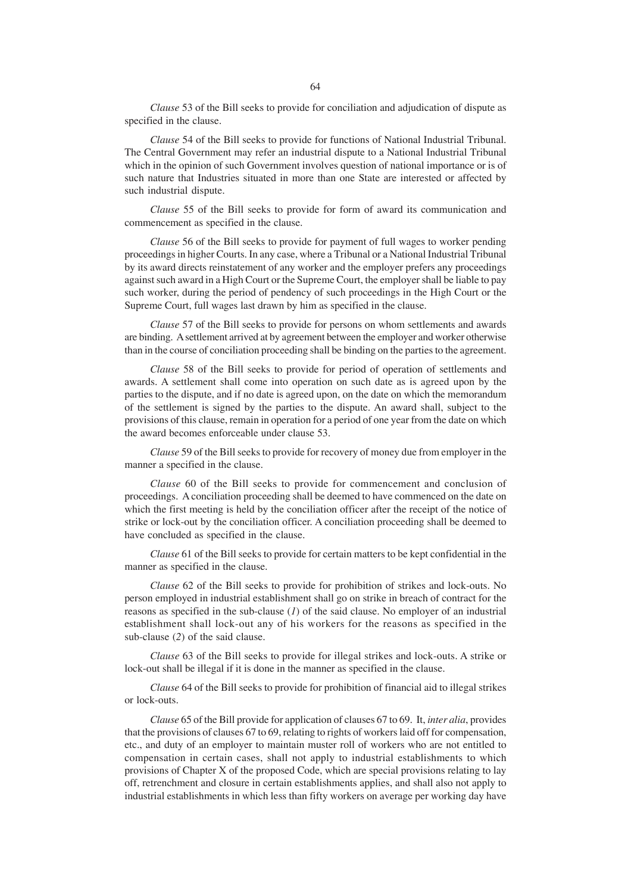*Clause* 53 of the Bill seeks to provide for conciliation and adjudication of dispute as specified in the clause.

*Clause* 54 of the Bill seeks to provide for functions of National Industrial Tribunal. The Central Government may refer an industrial dispute to a National Industrial Tribunal which in the opinion of such Government involves question of national importance or is of such nature that Industries situated in more than one State are interested or affected by such industrial dispute.

*Clause* 55 of the Bill seeks to provide for form of award its communication and commencement as specified in the clause.

*Clause* 56 of the Bill seeks to provide for payment of full wages to worker pending proceedings in higher Courts. In any case, where a Tribunal or a National Industrial Tribunal by its award directs reinstatement of any worker and the employer prefers any proceedings against such award in a High Court or the Supreme Court, the employer shall be liable to pay such worker, during the period of pendency of such proceedings in the High Court or the Supreme Court, full wages last drawn by him as specified in the clause.

*Clause* 57 of the Bill seeks to provide for persons on whom settlements and awards are binding. A settlement arrived at by agreement between the employer and worker otherwise than in the course of conciliation proceeding shall be binding on the parties to the agreement.

*Clause* 58 of the Bill seeks to provide for period of operation of settlements and awards. A settlement shall come into operation on such date as is agreed upon by the parties to the dispute, and if no date is agreed upon, on the date on which the memorandum of the settlement is signed by the parties to the dispute. An award shall, subject to the provisions of this clause, remain in operation for a period of one year from the date on which the award becomes enforceable under clause 53.

*Clause* 59 of the Bill seeks to provide for recovery of money due from employer in the manner a specified in the clause.

*Clause* 60 of the Bill seeks to provide for commencement and conclusion of proceedings. A conciliation proceeding shall be deemed to have commenced on the date on which the first meeting is held by the conciliation officer after the receipt of the notice of strike or lock-out by the conciliation officer. A conciliation proceeding shall be deemed to have concluded as specified in the clause.

*Clause* 61 of the Bill seeks to provide for certain matters to be kept confidential in the manner as specified in the clause.

*Clause* 62 of the Bill seeks to provide for prohibition of strikes and lock-outs. No person employed in industrial establishment shall go on strike in breach of contract for the reasons as specified in the sub-clause (*1*) of the said clause. No employer of an industrial establishment shall lock-out any of his workers for the reasons as specified in the sub-clause (*2*) of the said clause.

*Clause* 63 of the Bill seeks to provide for illegal strikes and lock-outs. A strike or lock-out shall be illegal if it is done in the manner as specified in the clause.

*Clause* 64 of the Bill seeks to provide for prohibition of financial aid to illegal strikes or lock-outs.

*Clause* 65 of the Bill provide for application of clauses 67 to 69. It, *inter alia*, provides that the provisions of clauses 67 to 69, relating to rights of workers laid off for compensation, etc., and duty of an employer to maintain muster roll of workers who are not entitled to compensation in certain cases, shall not apply to industrial establishments to which provisions of Chapter X of the proposed Code, which are special provisions relating to lay off, retrenchment and closure in certain establishments applies, and shall also not apply to industrial establishments in which less than fifty workers on average per working day have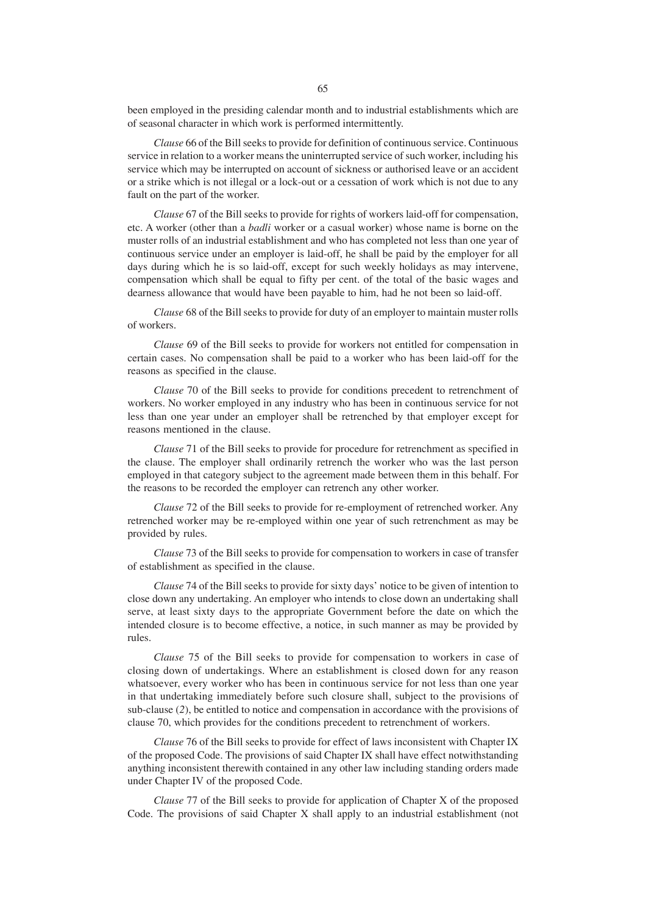been employed in the presiding calendar month and to industrial establishments which are of seasonal character in which work is performed intermittently.

*Clause* 66 of the Bill seeks to provide for definition of continuous service. Continuous service in relation to a worker means the uninterrupted service of such worker, including his service which may be interrupted on account of sickness or authorised leave or an accident or a strike which is not illegal or a lock-out or a cessation of work which is not due to any fault on the part of the worker.

*Clause* 67 of the Bill seeks to provide for rights of workers laid-off for compensation, etc. A worker (other than a *badli* worker or a casual worker) whose name is borne on the muster rolls of an industrial establishment and who has completed not less than one year of continuous service under an employer is laid-off, he shall be paid by the employer for all days during which he is so laid-off, except for such weekly holidays as may intervene, compensation which shall be equal to fifty per cent. of the total of the basic wages and dearness allowance that would have been payable to him, had he not been so laid-off.

*Clause* 68 of the Bill seeks to provide for duty of an employer to maintain muster rolls of workers.

*Clause* 69 of the Bill seeks to provide for workers not entitled for compensation in certain cases. No compensation shall be paid to a worker who has been laid-off for the reasons as specified in the clause.

*Clause* 70 of the Bill seeks to provide for conditions precedent to retrenchment of workers. No worker employed in any industry who has been in continuous service for not less than one year under an employer shall be retrenched by that employer except for reasons mentioned in the clause.

*Clause* 71 of the Bill seeks to provide for procedure for retrenchment as specified in the clause. The employer shall ordinarily retrench the worker who was the last person employed in that category subject to the agreement made between them in this behalf. For the reasons to be recorded the employer can retrench any other worker.

*Clause* 72 of the Bill seeks to provide for re-employment of retrenched worker. Any retrenched worker may be re-employed within one year of such retrenchment as may be provided by rules.

*Clause* 73 of the Bill seeks to provide for compensation to workers in case of transfer of establishment as specified in the clause.

*Clause* 74 of the Bill seeks to provide for sixty days' notice to be given of intention to close down any undertaking. An employer who intends to close down an undertaking shall serve, at least sixty days to the appropriate Government before the date on which the intended closure is to become effective, a notice, in such manner as may be provided by rules.

*Clause* 75 of the Bill seeks to provide for compensation to workers in case of closing down of undertakings. Where an establishment is closed down for any reason whatsoever, every worker who has been in continuous service for not less than one year in that undertaking immediately before such closure shall, subject to the provisions of sub-clause (*2*), be entitled to notice and compensation in accordance with the provisions of clause 70, which provides for the conditions precedent to retrenchment of workers.

*Clause* 76 of the Bill seeks to provide for effect of laws inconsistent with Chapter IX of the proposed Code. The provisions of said Chapter IX shall have effect notwithstanding anything inconsistent therewith contained in any other law including standing orders made under Chapter IV of the proposed Code.

*Clause* 77 of the Bill seeks to provide for application of Chapter X of the proposed Code. The provisions of said Chapter X shall apply to an industrial establishment (not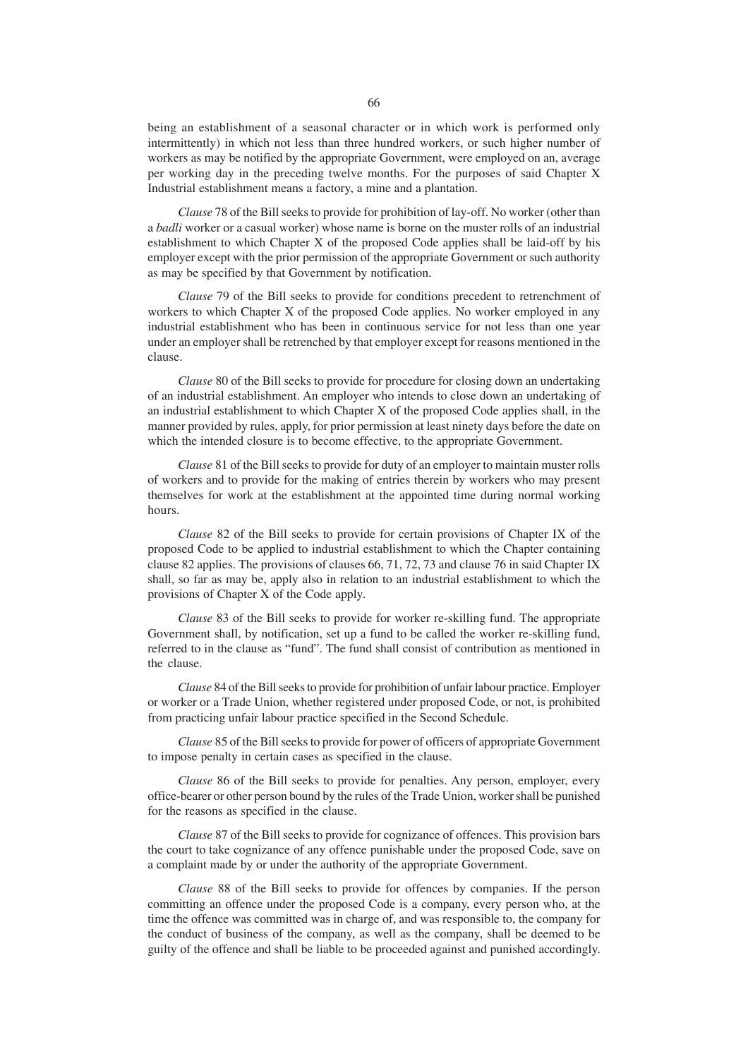being an establishment of a seasonal character or in which work is performed only intermittently) in which not less than three hundred workers, or such higher number of workers as may be notified by the appropriate Government, were employed on an, average per working day in the preceding twelve months. For the purposes of said Chapter X Industrial establishment means a factory, a mine and a plantation.

*Clause* 78 of the Bill seeks to provide for prohibition of lay-off. No worker (other than a *badli* worker or a casual worker) whose name is borne on the muster rolls of an industrial establishment to which Chapter X of the proposed Code applies shall be laid-off by his employer except with the prior permission of the appropriate Government or such authority as may be specified by that Government by notification.

*Clause* 79 of the Bill seeks to provide for conditions precedent to retrenchment of workers to which Chapter X of the proposed Code applies. No worker employed in any industrial establishment who has been in continuous service for not less than one year under an employer shall be retrenched by that employer except for reasons mentioned in the clause.

*Clause* 80 of the Bill seeks to provide for procedure for closing down an undertaking of an industrial establishment. An employer who intends to close down an undertaking of an industrial establishment to which Chapter X of the proposed Code applies shall, in the manner provided by rules, apply, for prior permission at least ninety days before the date on which the intended closure is to become effective, to the appropriate Government.

*Clause* 81 of the Bill seeks to provide for duty of an employer to maintain muster rolls of workers and to provide for the making of entries therein by workers who may present themselves for work at the establishment at the appointed time during normal working hours.

*Clause* 82 of the Bill seeks to provide for certain provisions of Chapter IX of the proposed Code to be applied to industrial establishment to which the Chapter containing clause 82 applies. The provisions of clauses 66, 71, 72, 73 and clause 76 in said Chapter IX shall, so far as may be, apply also in relation to an industrial establishment to which the provisions of Chapter X of the Code apply.

*Clause* 83 of the Bill seeks to provide for worker re-skilling fund. The appropriate Government shall, by notification, set up a fund to be called the worker re-skilling fund, referred to in the clause as "fund". The fund shall consist of contribution as mentioned in the clause.

*Clause* 84 of the Bill seeks to provide for prohibition of unfair labour practice. Employer or worker or a Trade Union, whether registered under proposed Code, or not, is prohibited from practicing unfair labour practice specified in the Second Schedule.

*Clause* 85 of the Bill seeks to provide for power of officers of appropriate Government to impose penalty in certain cases as specified in the clause.

*Clause* 86 of the Bill seeks to provide for penalties. Any person, employer, every office-bearer or other person bound by the rules of the Trade Union, worker shall be punished for the reasons as specified in the clause.

*Clause* 87 of the Bill seeks to provide for cognizance of offences. This provision bars the court to take cognizance of any offence punishable under the proposed Code, save on a complaint made by or under the authority of the appropriate Government.

*Clause* 88 of the Bill seeks to provide for offences by companies. If the person committing an offence under the proposed Code is a company, every person who, at the time the offence was committed was in charge of, and was responsible to, the company for the conduct of business of the company, as well as the company, shall be deemed to be guilty of the offence and shall be liable to be proceeded against and punished accordingly.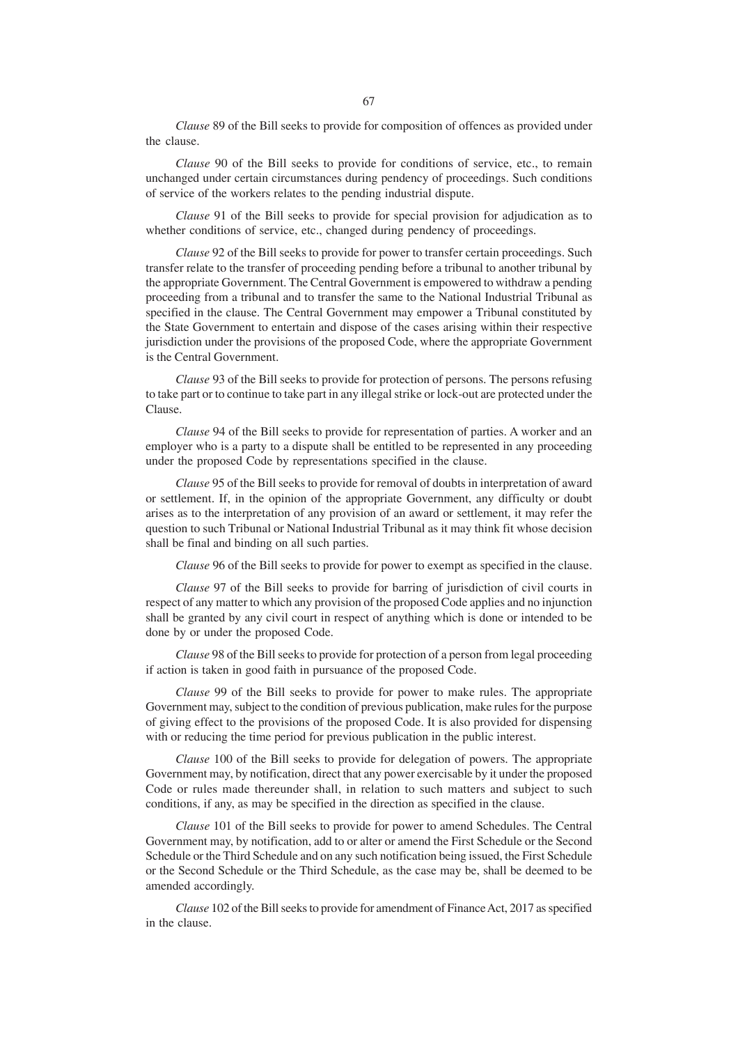*Clause* 89 of the Bill seeks to provide for composition of offences as provided under the clause.

*Clause* 90 of the Bill seeks to provide for conditions of service, etc., to remain unchanged under certain circumstances during pendency of proceedings. Such conditions of service of the workers relates to the pending industrial dispute.

*Clause* 91 of the Bill seeks to provide for special provision for adjudication as to whether conditions of service, etc., changed during pendency of proceedings.

*Clause* 92 of the Bill seeks to provide for power to transfer certain proceedings. Such transfer relate to the transfer of proceeding pending before a tribunal to another tribunal by the appropriate Government. The Central Government is empowered to withdraw a pending proceeding from a tribunal and to transfer the same to the National Industrial Tribunal as specified in the clause. The Central Government may empower a Tribunal constituted by the State Government to entertain and dispose of the cases arising within their respective jurisdiction under the provisions of the proposed Code, where the appropriate Government is the Central Government.

*Clause* 93 of the Bill seeks to provide for protection of persons. The persons refusing to take part or to continue to take part in any illegal strike or lock-out are protected under the Clause.

*Clause* 94 of the Bill seeks to provide for representation of parties. A worker and an employer who is a party to a dispute shall be entitled to be represented in any proceeding under the proposed Code by representations specified in the clause.

*Clause* 95 of the Bill seeks to provide for removal of doubts in interpretation of award or settlement. If, in the opinion of the appropriate Government, any difficulty or doubt arises as to the interpretation of any provision of an award or settlement, it may refer the question to such Tribunal or National Industrial Tribunal as it may think fit whose decision shall be final and binding on all such parties.

*Clause* 96 of the Bill seeks to provide for power to exempt as specified in the clause.

*Clause* 97 of the Bill seeks to provide for barring of jurisdiction of civil courts in respect of any matter to which any provision of the proposed Code applies and no injunction shall be granted by any civil court in respect of anything which is done or intended to be done by or under the proposed Code.

*Clause* 98 of the Bill seeks to provide for protection of a person from legal proceeding if action is taken in good faith in pursuance of the proposed Code.

*Clause* 99 of the Bill seeks to provide for power to make rules. The appropriate Government may, subject to the condition of previous publication, make rules for the purpose of giving effect to the provisions of the proposed Code. It is also provided for dispensing with or reducing the time period for previous publication in the public interest.

*Clause* 100 of the Bill seeks to provide for delegation of powers. The appropriate Government may, by notification, direct that any power exercisable by it under the proposed Code or rules made thereunder shall, in relation to such matters and subject to such conditions, if any, as may be specified in the direction as specified in the clause.

*Clause* 101 of the Bill seeks to provide for power to amend Schedules. The Central Government may, by notification, add to or alter or amend the First Schedule or the Second Schedule or the Third Schedule and on any such notification being issued, the First Schedule or the Second Schedule or the Third Schedule, as the case may be, shall be deemed to be amended accordingly.

*Clause* 102 of the Bill seeks to provide for amendment of Finance Act, 2017 as specified in the clause.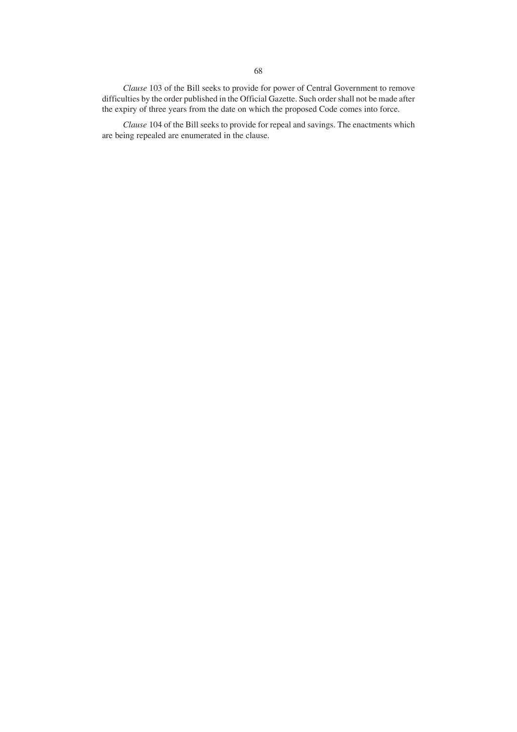*Clause* 103 of the Bill seeks to provide for power of Central Government to remove difficulties by the order published in the Official Gazette. Such order shall not be made after the expiry of three years from the date on which the proposed Code comes into force.

*Clause* 104 of the Bill seeks to provide for repeal and savings. The enactments which are being repealed are enumerated in the clause.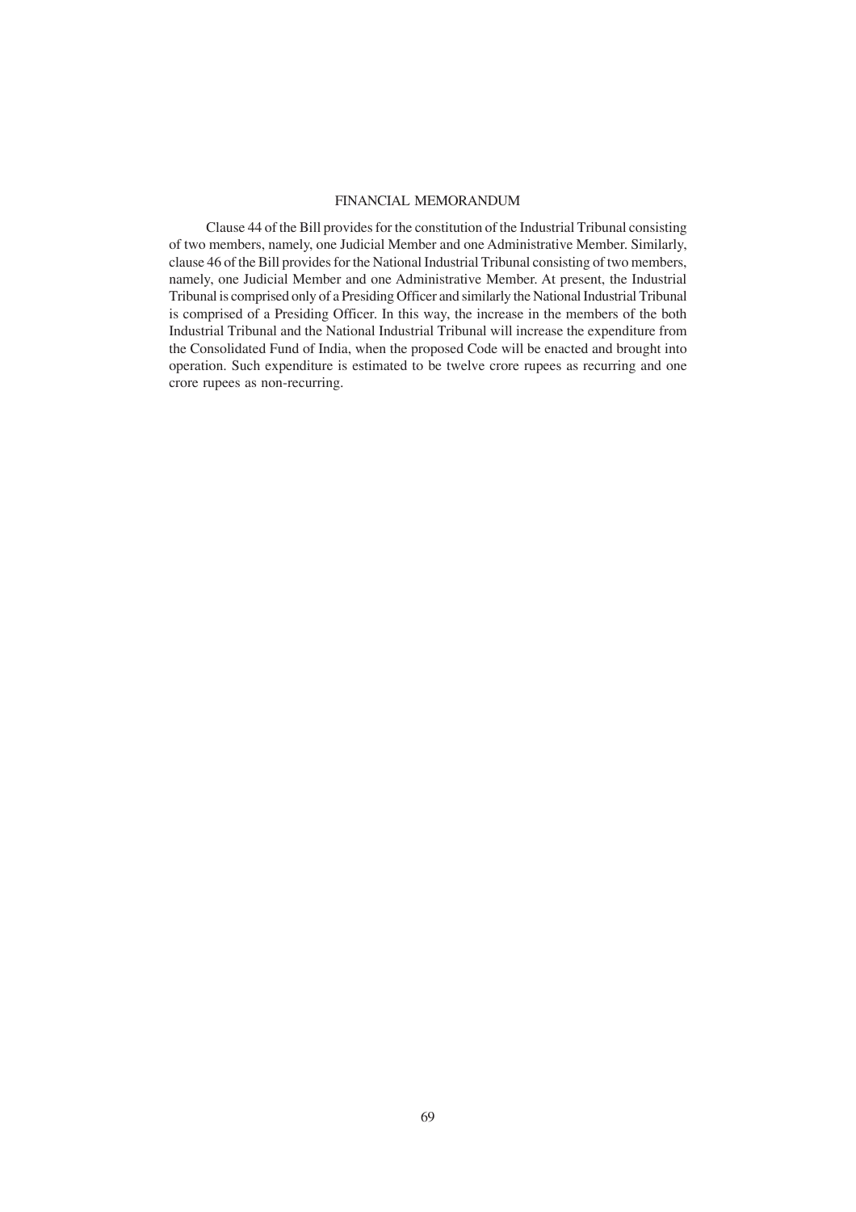## FINANCIAL MEMORANDUM

Clause 44 of the Bill provides for the constitution of the Industrial Tribunal consisting of two members, namely, one Judicial Member and one Administrative Member. Similarly, clause 46 of the Bill provides for the National Industrial Tribunal consisting of two members, namely, one Judicial Member and one Administrative Member. At present, the Industrial Tribunal is comprised only of a Presiding Officer and similarly the National Industrial Tribunal is comprised of a Presiding Officer. In this way, the increase in the members of the both Industrial Tribunal and the National Industrial Tribunal will increase the expenditure from the Consolidated Fund of India, when the proposed Code will be enacted and brought into operation. Such expenditure is estimated to be twelve crore rupees as recurring and one crore rupees as non-recurring.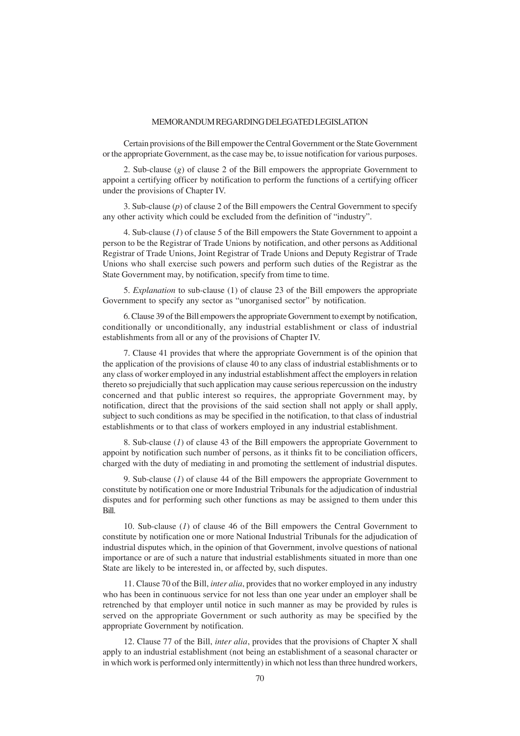## MEMORANDUM REGARDING DELEGATED LEGISLATION

Certain provisions of the Bill empower the Central Government or the State Government or the appropriate Government, as the case may be, to issue notification for various purposes.

2. Sub-clause (*g*) of clause 2 of the Bill empowers the appropriate Government to appoint a certifying officer by notification to perform the functions of a certifying officer under the provisions of Chapter IV.

3. Sub-clause (*p*) of clause 2 of the Bill empowers the Central Government to specify any other activity which could be excluded from the definition of "industry".

4. Sub-clause (*1*) of clause 5 of the Bill empowers the State Government to appoint a person to be the Registrar of Trade Unions by notification, and other persons as Additional Registrar of Trade Unions, Joint Registrar of Trade Unions and Deputy Registrar of Trade Unions who shall exercise such powers and perform such duties of the Registrar as the State Government may, by notification, specify from time to time.

5. *Explanation* to sub-clause (1) of clause 23 of the Bill empowers the appropriate Government to specify any sector as "unorganised sector" by notification.

6. Clause 39 of the Bill empowers the appropriate Government to exempt by notification, conditionally or unconditionally, any industrial establishment or class of industrial establishments from all or any of the provisions of Chapter IV.

7. Clause 41 provides that where the appropriate Government is of the opinion that the application of the provisions of clause 40 to any class of industrial establishments or to any class of worker employed in any industrial establishment affect the employers in relation thereto so prejudicially that such application may cause serious repercussion on the industry concerned and that public interest so requires, the appropriate Government may, by notification, direct that the provisions of the said section shall not apply or shall apply, subject to such conditions as may be specified in the notification, to that class of industrial establishments or to that class of workers employed in any industrial establishment.

8. Sub-clause (*1*) of clause 43 of the Bill empowers the appropriate Government to appoint by notification such number of persons, as it thinks fit to be conciliation officers, charged with the duty of mediating in and promoting the settlement of industrial disputes.

9. Sub-clause (*1*) of clause 44 of the Bill empowers the appropriate Government to constitute by notification one or more Industrial Tribunals for the adjudication of industrial disputes and for performing such other functions as may be assigned to them under this Bill.

10. Sub-clause (*1*) of clause 46 of the Bill empowers the Central Government to constitute by notification one or more National Industrial Tribunals for the adjudication of industrial disputes which, in the opinion of that Government, involve questions of national importance or are of such a nature that industrial establishments situated in more than one State are likely to be interested in, or affected by, such disputes.

11. Clause 70 of the Bill, *inter alia*, provides that no worker employed in any industry who has been in continuous service for not less than one year under an employer shall be retrenched by that employer until notice in such manner as may be provided by rules is served on the appropriate Government or such authority as may be specified by the appropriate Government by notification.

12. Clause 77 of the Bill, *inter alia*, provides that the provisions of Chapter X shall apply to an industrial establishment (not being an establishment of a seasonal character or in which work is performed only intermittently) in which not less than three hundred workers,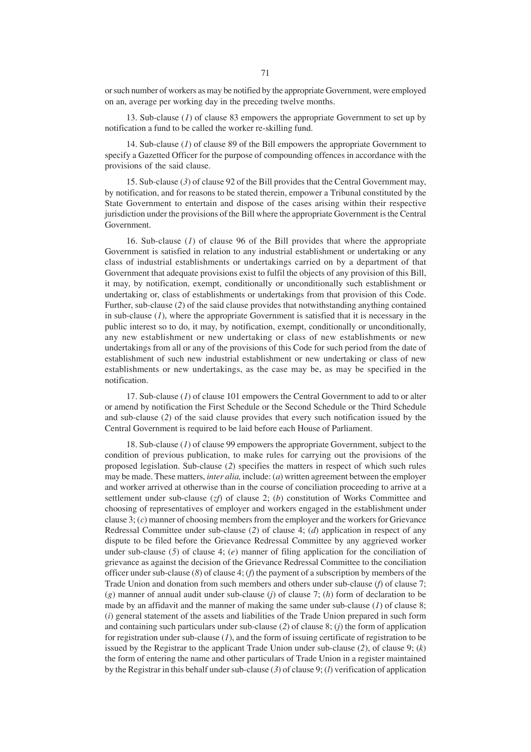or such number of workers as may be notified by the appropriate Government, were employed on an, average per working day in the preceding twelve months.

13. Sub-clause (*1*) of clause 83 empowers the appropriate Government to set up by notification a fund to be called the worker re-skilling fund.

14. Sub-clause (*1*) of clause 89 of the Bill empowers the appropriate Government to specify a Gazetted Officer for the purpose of compounding offences in accordance with the provisions of the said clause.

15. Sub-clause (*3*) of clause 92 of the Bill provides that the Central Government may, by notification, and for reasons to be stated therein, empower a Tribunal constituted by the State Government to entertain and dispose of the cases arising within their respective jurisdiction under the provisions of the Bill where the appropriate Government is the Central Government.

16. Sub-clause (*1*) of clause 96 of the Bill provides that where the appropriate Government is satisfied in relation to any industrial establishment or undertaking or any class of industrial establishments or undertakings carried on by a department of that Government that adequate provisions exist to fulfil the objects of any provision of this Bill, it may, by notification, exempt, conditionally or unconditionally such establishment or undertaking or, class of establishments or undertakings from that provision of this Code. Further, sub-clause (*2*) of the said clause provides that notwithstanding anything contained in sub-clause (*1*), where the appropriate Government is satisfied that it is necessary in the public interest so to do, it may, by notification, exempt, conditionally or unconditionally, any new establishment or new undertaking or class of new establishments or new undertakings from all or any of the provisions of this Code for such period from the date of establishment of such new industrial establishment or new undertaking or class of new establishments or new undertakings, as the case may be, as may be specified in the notification.

17. Sub-clause (*1*) of clause 101 empowers the Central Government to add to or alter or amend by notification the First Schedule or the Second Schedule or the Third Schedule and sub-clause (*2*) of the said clause provides that every such notification issued by the Central Government is required to be laid before each House of Parliament.

18. Sub-clause (*1*) of clause 99 empowers the appropriate Government, subject to the condition of previous publication, to make rules for carrying out the provisions of the proposed legislation. Sub-clause (*2*) specifies the matters in respect of which such rules may be made. These matters, *inter alia,* include: (*a*) written agreement between the employer and worker arrived at otherwise than in the course of conciliation proceeding to arrive at a settlement under sub-clause (*zf*) of clause 2; (*b*) constitution of Works Committee and choosing of representatives of employer and workers engaged in the establishment under clause 3; (*c*) manner of choosing members from the employer and the workers for Grievance Redressal Committee under sub-clause (*2*) of clause 4; (*d*) application in respect of any dispute to be filed before the Grievance Redressal Committee by any aggrieved worker under sub-clause (*5*) of clause 4; (*e*) manner of filing application for the conciliation of grievance as against the decision of the Grievance Redressal Committee to the conciliation officer under sub-clause (*8*) of clause 4; (*f*) the payment of a subscription by members of the Trade Union and donation from such members and others under sub-clause (*f*) of clause 7; (*g*) manner of annual audit under sub-clause (*j*) of clause 7; (*h*) form of declaration to be made by an affidavit and the manner of making the same under sub-clause (*1*) of clause 8; (*i*) general statement of the assets and liabilities of the Trade Union prepared in such form and containing such particulars under sub-clause (*2*) of clause 8; (*j*) the form of application for registration under sub-clause (*1*), and the form of issuing certificate of registration to be issued by the Registrar to the applicant Trade Union under sub-clause (*2*), of clause 9; (*k*) the form of entering the name and other particulars of Trade Union in a register maintained by the Registrar in this behalf under sub-clause (*3*) of clause 9; (*l*) verification of application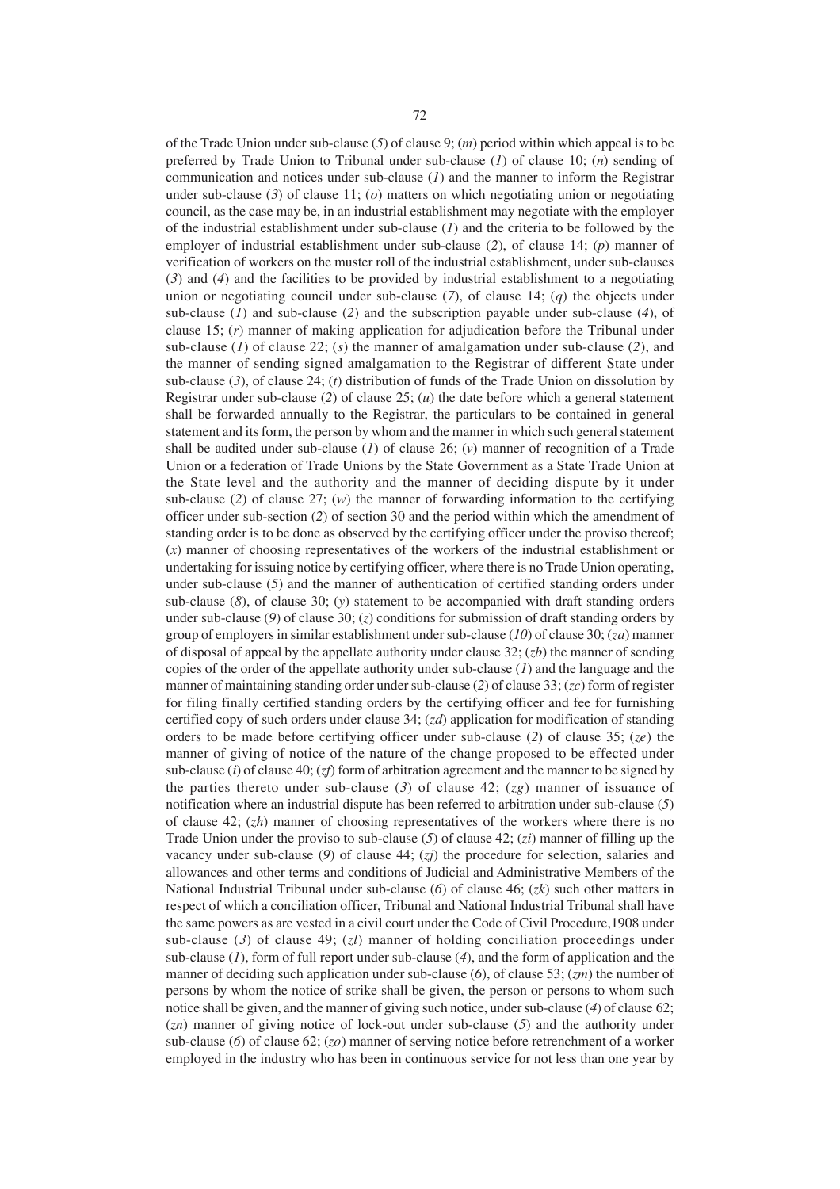of the Trade Union under sub-clause (*5*) of clause 9; (*m*) period within which appeal is to be preferred by Trade Union to Tribunal under sub-clause (*1*) of clause 10; (*n*) sending of communication and notices under sub-clause (*1*) and the manner to inform the Registrar under sub-clause (*3*) of clause 11; (*o*) matters on which negotiating union or negotiating council, as the case may be, in an industrial establishment may negotiate with the employer of the industrial establishment under sub-clause (*1*) and the criteria to be followed by the employer of industrial establishment under sub-clause (*2*), of clause 14; (*p*) manner of verification of workers on the muster roll of the industrial establishment, under sub-clauses (*3*) and (*4*) and the facilities to be provided by industrial establishment to a negotiating union or negotiating council under sub-clause (*7*), of clause 14; (*q*) the objects under sub-clause (*1*) and sub-clause (*2*) and the subscription payable under sub-clause (*4*), of clause 15; (*r*) manner of making application for adjudication before the Tribunal under sub-clause (*1*) of clause 22; (*s*) the manner of amalgamation under sub-clause (*2*), and the manner of sending signed amalgamation to the Registrar of different State under sub-clause (*3*), of clause 24; (*t*) distribution of funds of the Trade Union on dissolution by Registrar under sub-clause (*2*) of clause 25; (*u*) the date before which a general statement shall be forwarded annually to the Registrar, the particulars to be contained in general statement and its form, the person by whom and the manner in which such general statement shall be audited under sub-clause (*1*) of clause 26; (*v*) manner of recognition of a Trade Union or a federation of Trade Unions by the State Government as a State Trade Union at the State level and the authority and the manner of deciding dispute by it under sub-clause (*2*) of clause 27; (*w*) the manner of forwarding information to the certifying officer under sub-section (*2*) of section 30 and the period within which the amendment of standing order is to be done as observed by the certifying officer under the proviso thereof; (*x*) manner of choosing representatives of the workers of the industrial establishment or undertaking for issuing notice by certifying officer, where there is no Trade Union operating, under sub-clause (*5*) and the manner of authentication of certified standing orders under sub-clause (*8*), of clause 30; (*y*) statement to be accompanied with draft standing orders under sub-clause (*9*) of clause 30; (*z*) conditions for submission of draft standing orders by group of employers in similar establishment under sub-clause (*10*) of clause 30; (*za*) manner of disposal of appeal by the appellate authority under clause 32; (*zb*) the manner of sending copies of the order of the appellate authority under sub-clause (*1*) and the language and the manner of maintaining standing order under sub-clause (*2*) of clause 33; (*zc*) form of register for filing finally certified standing orders by the certifying officer and fee for furnishing certified copy of such orders under clause 34; (*zd*) application for modification of standing orders to be made before certifying officer under sub-clause (*2*) of clause 35; (*ze*) the manner of giving of notice of the nature of the change proposed to be effected under sub-clause (*i*) of clause 40; (*zf*) form of arbitration agreement and the manner to be signed by the parties thereto under sub-clause (*3*) of clause 42; (*zg*) manner of issuance of notification where an industrial dispute has been referred to arbitration under sub-clause (*5*) of clause 42; (*zh*) manner of choosing representatives of the workers where there is no Trade Union under the proviso to sub-clause (*5*) of clause 42; (*zi*) manner of filling up the vacancy under sub-clause (*9*) of clause 44; (*zj*) the procedure for selection, salaries and allowances and other terms and conditions of Judicial and Administrative Members of the National Industrial Tribunal under sub-clause (*6*) of clause 46; (*zk*) such other matters in respect of which a conciliation officer, Tribunal and National Industrial Tribunal shall have the same powers as are vested in a civil court under the Code of Civil Procedure,1908 under sub-clause (*3*) of clause 49; (*zl*) manner of holding conciliation proceedings under sub-clause (*1*), form of full report under sub-clause (*4*), and the form of application and the manner of deciding such application under sub-clause (*6*), of clause 53; (*zm*) the number of persons by whom the notice of strike shall be given, the person or persons to whom such notice shall be given, and the manner of giving such notice, under sub-clause (*4*) of clause 62; (*zn*) manner of giving notice of lock-out under sub-clause (*5*) and the authority under sub-clause (*6*) of clause 62; (*zo*) manner of serving notice before retrenchment of a worker employed in the industry who has been in continuous service for not less than one year by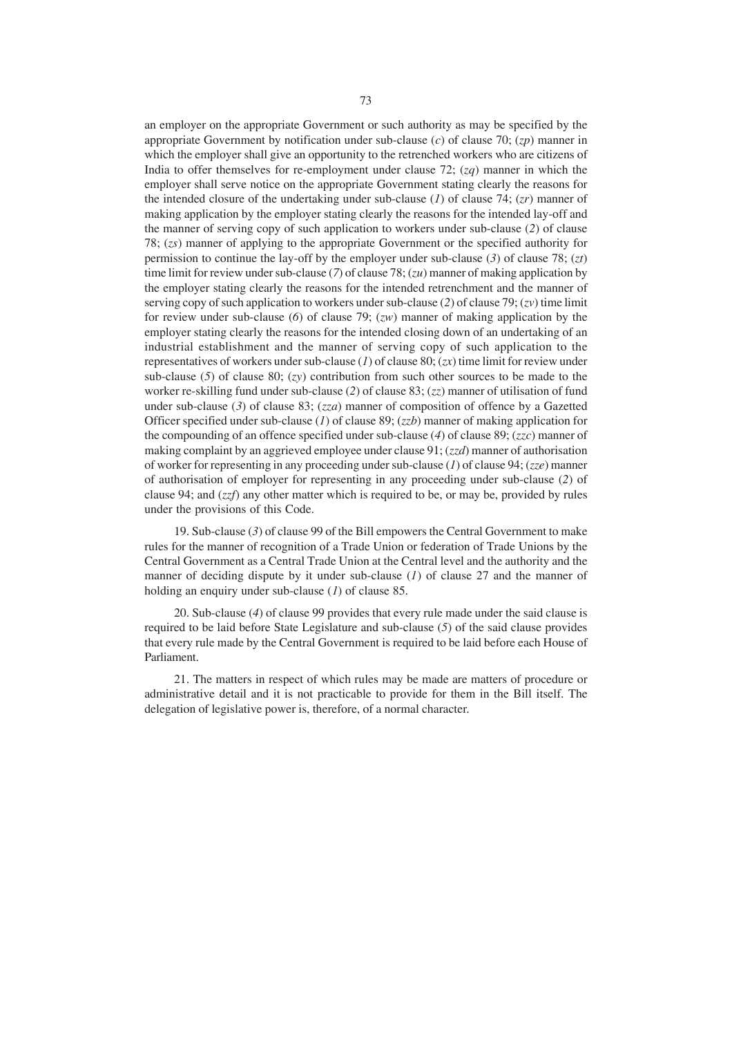an employer on the appropriate Government or such authority as may be specified by the appropriate Government by notification under sub-clause (*c*) of clause 70; (*zp*) manner in which the employer shall give an opportunity to the retrenched workers who are citizens of India to offer themselves for re-employment under clause 72; (*zq*) manner in which the employer shall serve notice on the appropriate Government stating clearly the reasons for the intended closure of the undertaking under sub-clause (*1*) of clause 74; (*zr*) manner of making application by the employer stating clearly the reasons for the intended lay-off and the manner of serving copy of such application to workers under sub-clause (*2*) of clause 78; (*zs*) manner of applying to the appropriate Government or the specified authority for permission to continue the lay-off by the employer under sub-clause (*3*) of clause 78; (*zt*) time limit for review under sub-clause (*7*) of clause 78; (*zu*) manner of making application by the employer stating clearly the reasons for the intended retrenchment and the manner of serving copy of such application to workers under sub-clause (*2*) of clause 79; (*zv*) time limit for review under sub-clause (*6*) of clause 79; (*zw*) manner of making application by the employer stating clearly the reasons for the intended closing down of an undertaking of an industrial establishment and the manner of serving copy of such application to the representatives of workers under sub-clause (*1*) of clause 80; (*zx*) time limit for review under sub-clause (*5*) of clause 80; (*zy*) contribution from such other sources to be made to the worker re-skilling fund under sub-clause (*2*) of clause 83; (*zz*) manner of utilisation of fund under sub-clause (*3*) of clause 83; (*zza*) manner of composition of offence by a Gazetted Officer specified under sub-clause (*1*) of clause 89; (*zzb*) manner of making application for the compounding of an offence specified under sub-clause (*4*) of clause 89; (*zzc*) manner of making complaint by an aggrieved employee under clause 91; (*zzd*) manner of authorisation of worker for representing in any proceeding under sub-clause (*1*) of clause 94; (*zze*) manner of authorisation of employer for representing in any proceeding under sub-clause (*2*) of clause 94; and (*zzf*) any other matter which is required to be, or may be, provided by rules under the provisions of this Code.

19. Sub-clause (*3*) of clause 99 of the Bill empowers the Central Government to make rules for the manner of recognition of a Trade Union or federation of Trade Unions by the Central Government as a Central Trade Union at the Central level and the authority and the manner of deciding dispute by it under sub-clause (*1*) of clause 27 and the manner of holding an enquiry under sub-clause (*1*) of clause 85.

20. Sub-clause (*4*) of clause 99 provides that every rule made under the said clause is required to be laid before State Legislature and sub-clause (*5*) of the said clause provides that every rule made by the Central Government is required to be laid before each House of Parliament.

21. The matters in respect of which rules may be made are matters of procedure or administrative detail and it is not practicable to provide for them in the Bill itself. The delegation of legislative power is, therefore, of a normal character.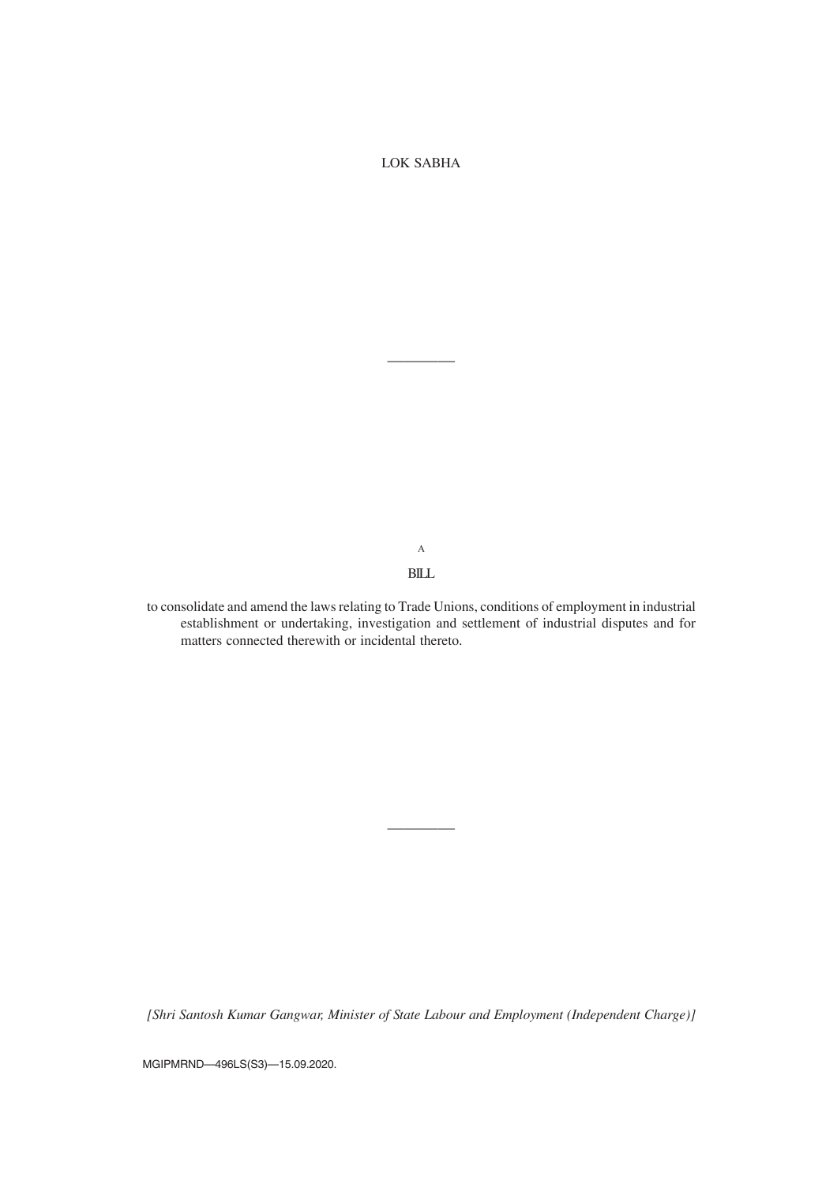LOK SABHA

---

A

BILL

to consolidate and amend the laws relating to Trade Unions, conditions of employment in industrial establishment or undertaking, investigation and settlement of industrial disputes and for matters connected therewith or incidental thereto.

---

*[Shri Santosh Kumar Gangwar, Minister of State Labour and Employment (Independent Charge)]*

MGIPMRND—496LS(S3)—15.09.2020.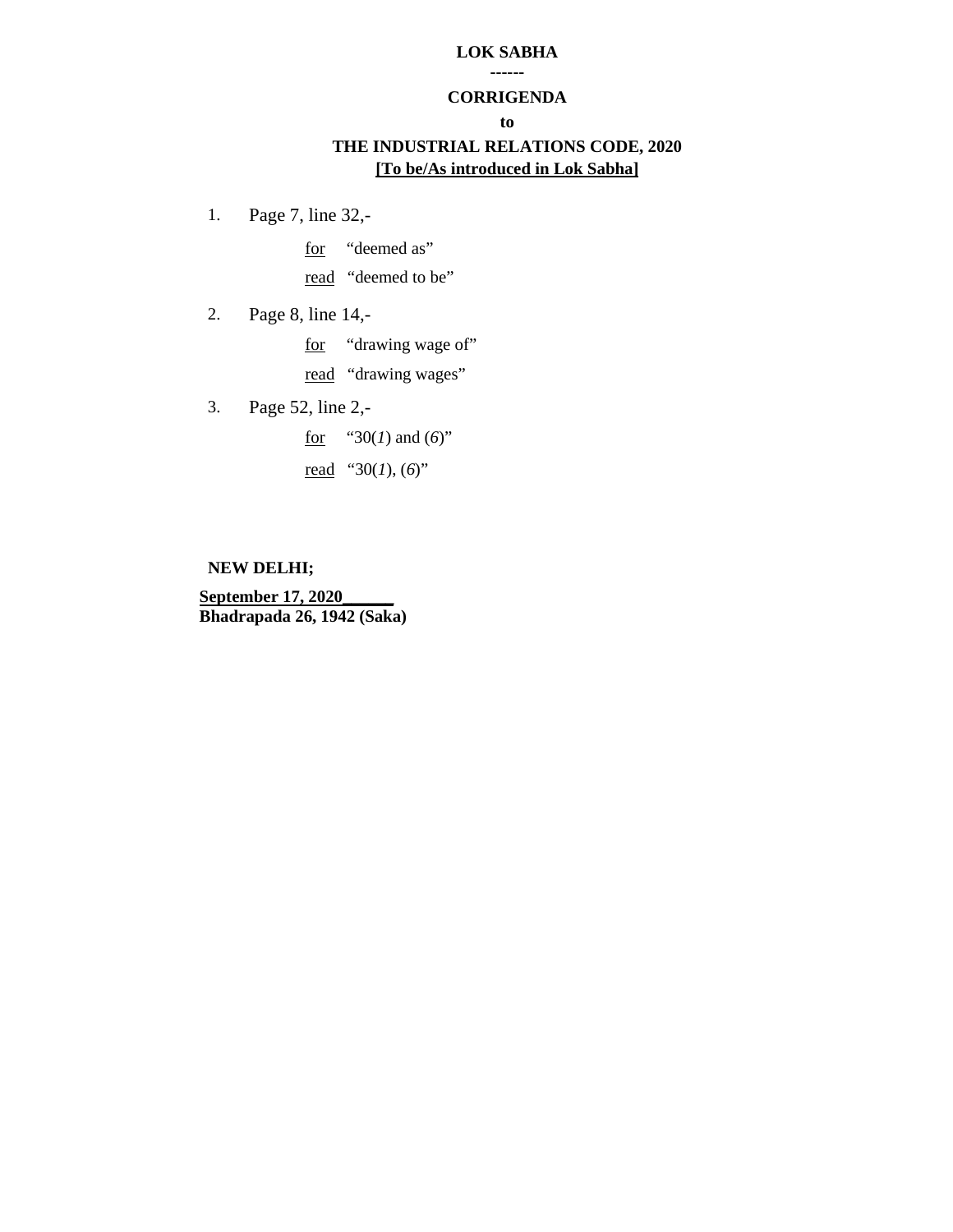**LOK SABHA**

------

**CORRIGENDA**

**to**

**THE INDUSTRIAL RELATIONS CODE, 2020**

**[To be/As introduced in Lok Sabha]**

1. Page 7, line 32,-

   for "deemed as"

   read "deemed to be"

2. Page 8, line 14,-

   for "drawing wage of"

   read "drawing wages"

3. Page 52, line 2,-

   for "30(*1*) and (*6*)"

   read "30(*1*), (*6*)"

**NEW DELHI;**

**September 17, 2020______**
**Bhadrapada 26, 1942 (Saka)**